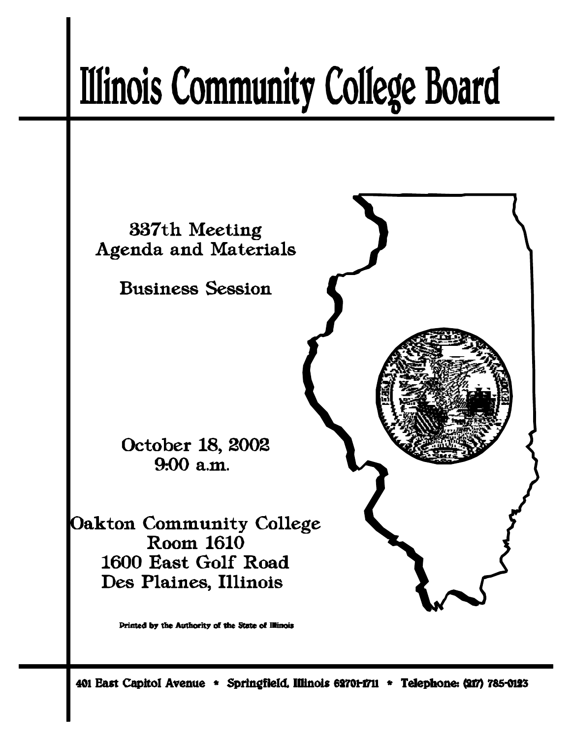# Illinois Community College Board

337th Meeting
Agenda and Materials

Business Session

October 18, 2002
9:00 a.m.

Oakton Community College
Room 1610
1600 East Golf Road
Des Plaines, Illinois

Printed by the Authority of the State of Illinois

401 East Capitol Avenue * Springfield, Illinois 62701-1711 * Telephone: (217) 785-0123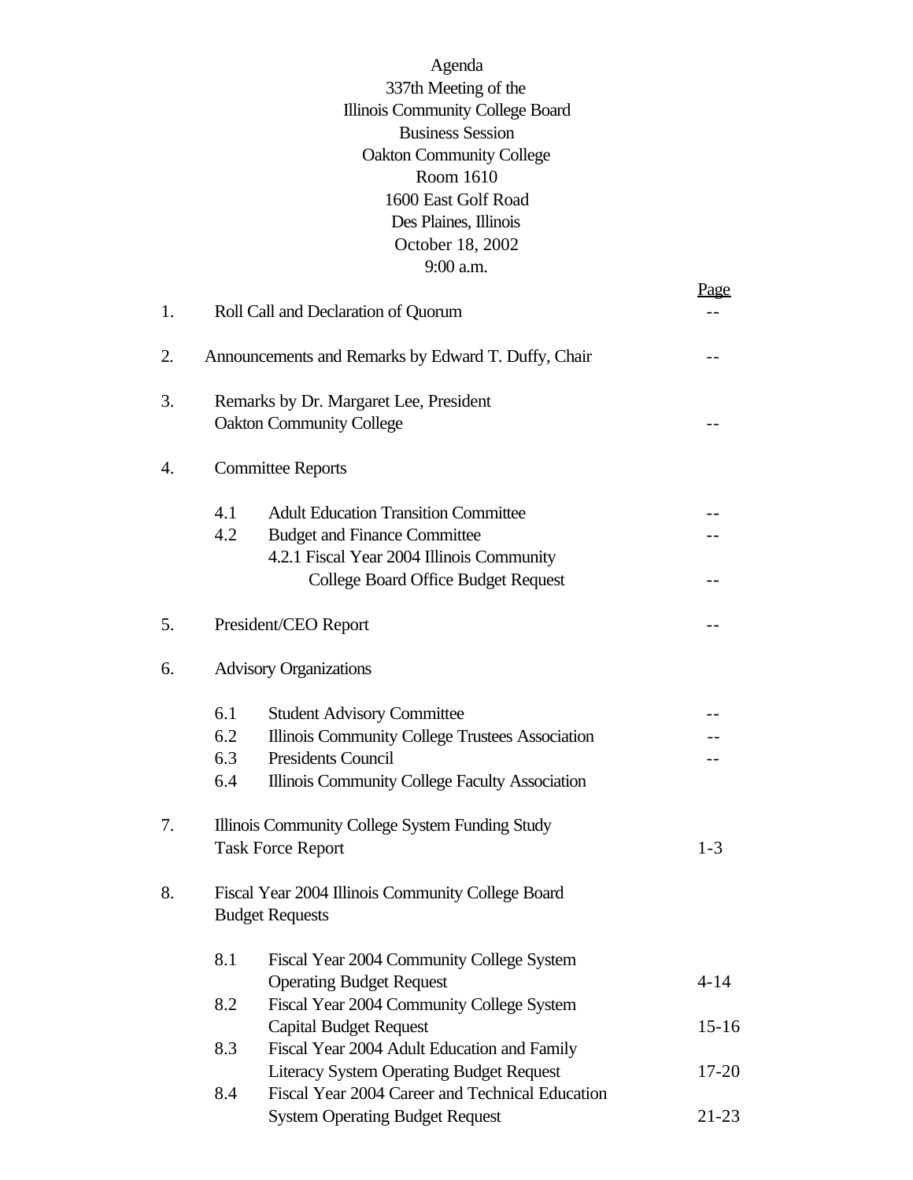Agenda
337th Meeting of the
Illinois Community College Board
Business Session
Oakton Community College
Room 1610
1600 East Golf Road
Des Plaines, Illinois
October 18, 2002
9:00 a.m.

| | | Page |
|---|---|---|
| 1. | Roll Call and Declaration of Quorum | -- |
| 2. | Announcements and Remarks by Edward T. Duffy, Chair | -- |
| 3. | Remarks by Dr. Margaret Lee, President Oakton Community College | -- |
| 4. | Committee Reports | |
| | 4.1 Adult Education Transition Committee | -- |
| | 4.2 Budget and Finance Committee | -- |
| | 4.2.1 Fiscal Year 2004 Illinois Community College Board Office Budget Request | -- |
| 5. | President/CEO Report | -- |
| 6. | Advisory Organizations | |
| | 6.1 Student Advisory Committee | -- |
| | 6.2 Illinois Community College Trustees Association | -- |
| | 6.3 Presidents Council | -- |
| | 6.4 Illinois Community College Faculty Association | |
| 7. | Illinois Community College System Funding Study Task Force Report | 1-3 |
| 8. | Fiscal Year 2004 Illinois Community College Board Budget Requests | |
| | 8.1 Fiscal Year 2004 Community College System Operating Budget Request | 4-14 |
| | 8.2 Fiscal Year 2004 Community College System Capital Budget Request | 15-16 |
| | 8.3 Fiscal Year 2004 Adult Education and Family Literacy System Operating Budget Request | 17-20 |
| | 8.4 Fiscal Year 2004 Career and Technical Education System Operating Budget Request | 21-23 |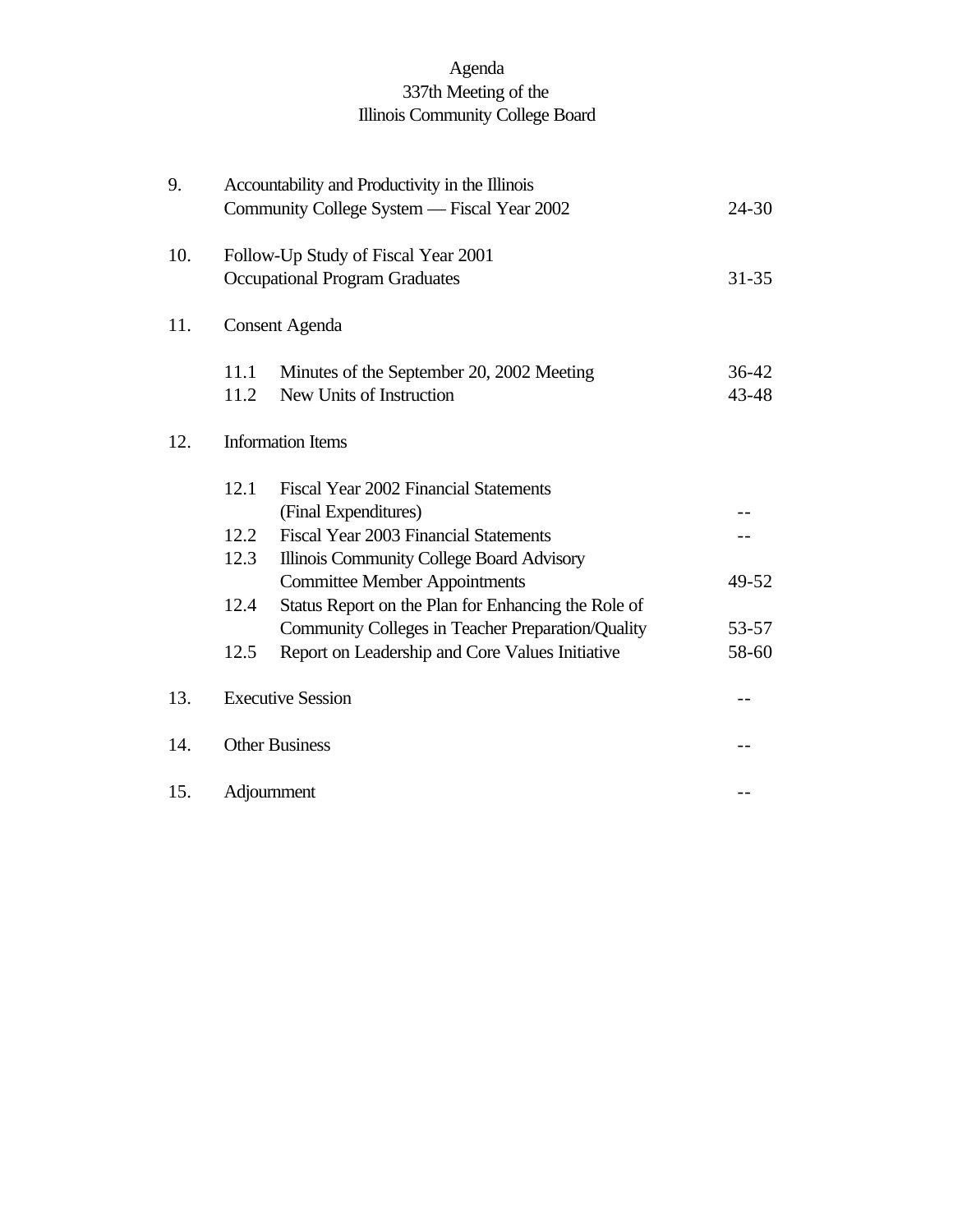Agenda
337th Meeting of the
Illinois Community College Board

| | | |
|---|---|---|
| 9. | Accountability and Productivity in the Illinois Community College System — Fiscal Year 2002 | 24-30 |
| 10. | Follow-Up Study of Fiscal Year 2001 Occupational Program Graduates | 31-35 |
| 11. | Consent Agenda | |
| | 11.1 Minutes of the September 20, 2002 Meeting | 36-42 |
| | 11.2 New Units of Instruction | 43-48 |
| 12. | Information Items | |
| | 12.1 Fiscal Year 2002 Financial Statements (Final Expenditures) | -- |
| | 12.2 Fiscal Year 2003 Financial Statements | -- |
| | 12.3 Illinois Community College Board Advisory Committee Member Appointments | 49-52 |
| | 12.4 Status Report on the Plan for Enhancing the Role of Community Colleges in Teacher Preparation/Quality | 53-57 |
| | 12.5 Report on Leadership and Core Values Initiative | 58-60 |
| 13. | Executive Session | -- |
| 14. | Other Business | -- |
| 15. | Adjournment | -- |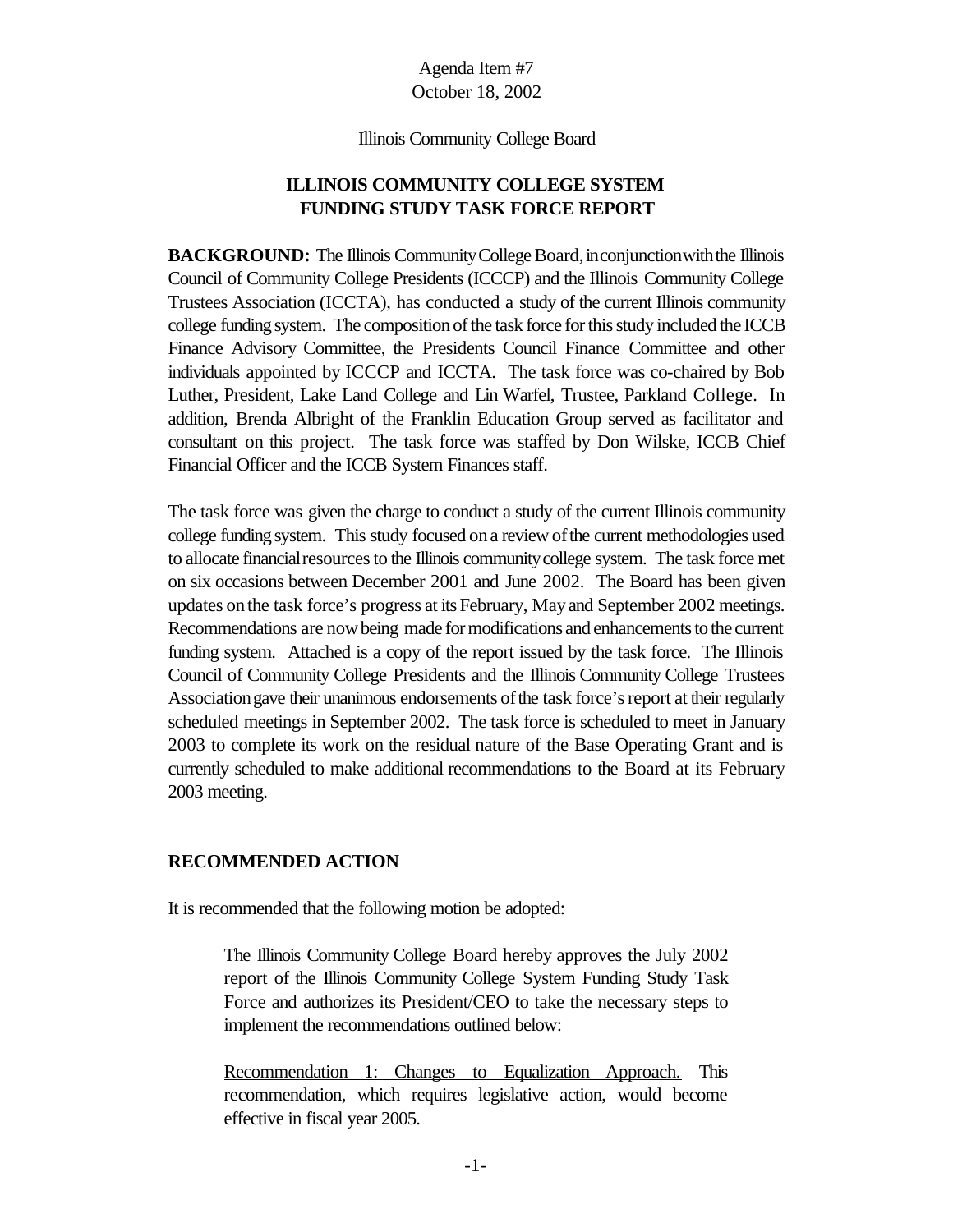Agenda Item #7
October 18, 2002

Illinois Community College Board

## ILLINOIS COMMUNITY COLLEGE SYSTEM FUNDING STUDY TASK FORCE REPORT

**BACKGROUND:** The Illinois Community College Board, in conjunction with the Illinois Council of Community College Presidents (ICCCP) and the Illinois Community College Trustees Association (ICCTA), has conducted a study of the current Illinois community college funding system. The composition of the task force for this study included the ICCB Finance Advisory Committee, the Presidents Council Finance Committee and other individuals appointed by ICCCP and ICCTA. The task force was co-chaired by Bob Luther, President, Lake Land College and Lin Warfel, Trustee, Parkland College. In addition, Brenda Albright of the Franklin Education Group served as facilitator and consultant on this project. The task force was staffed by Don Wilske, ICCB Chief Financial Officer and the ICCB System Finances staff.

The task force was given the charge to conduct a study of the current Illinois community college funding system. This study focused on a review of the current methodologies used to allocate financial resources to the Illinois community college system. The task force met on six occasions between December 2001 and June 2002. The Board has been given updates on the task force's progress at its February, May and September 2002 meetings. Recommendations are now being made for modifications and enhancements to the current funding system. Attached is a copy of the report issued by the task force. The Illinois Council of Community College Presidents and the Illinois Community College Trustees Association gave their unanimous endorsements of the task force's report at their regularly scheduled meetings in September 2002. The task force is scheduled to meet in January 2003 to complete its work on the residual nature of the Base Operating Grant and is currently scheduled to make additional recommendations to the Board at its February 2003 meeting.

### RECOMMENDED ACTION

It is recommended that the following motion be adopted:

> The Illinois Community College Board hereby approves the July 2002 report of the Illinois Community College System Funding Study Task Force and authorizes its President/CEO to take the necessary steps to implement the recommendations outlined below:
>
> Recommendation 1: Changes to Equalization Approach. This recommendation, which requires legislative action, would become effective in fiscal year 2005.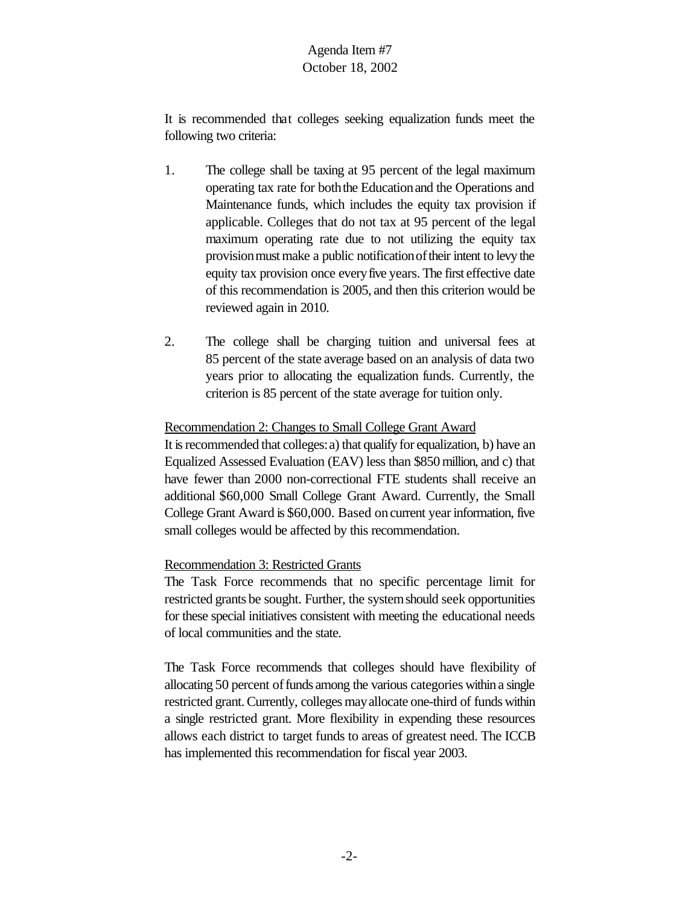It is recommended that colleges seeking equalization funds meet the following two criteria:

1. The college shall be taxing at 95 percent of the legal maximum operating tax rate for both the Education and the Operations and Maintenance funds, which includes the equity tax provision if applicable. Colleges that do not tax at 95 percent of the legal maximum operating rate due to not utilizing the equity tax provision must make a public notification of their intent to levy the equity tax provision once every five years. The first effective date of this recommendation is 2005, and then this criterion would be reviewed again in 2010.

2. The college shall be charging tuition and universal fees at 85 percent of the state average based on an analysis of data two years prior to allocating the equalization funds. Currently, the criterion is 85 percent of the state average for tuition only.

Recommendation 2: Changes to Small College Grant Award

It is recommended that colleges: a) that qualify for equalization, b) have an Equalized Assessed Evaluation (EAV) less than $850 million, and c) that have fewer than 2000 non-correctional FTE students shall receive an additional $60,000 Small College Grant Award. Currently, the Small College Grant Award is $60,000. Based on current year information, five small colleges would be affected by this recommendation.

Recommendation 3: Restricted Grants

The Task Force recommends that no specific percentage limit for restricted grants be sought. Further, the system should seek opportunities for these special initiatives consistent with meeting the educational needs of local communities and the state.

The Task Force recommends that colleges should have flexibility of allocating 50 percent of funds among the various categories within a single restricted grant. Currently, colleges may allocate one-third of funds within a single restricted grant. More flexibility in expending these resources allows each district to target funds to areas of greatest need. The ICCB has implemented this recommendation for fiscal year 2003.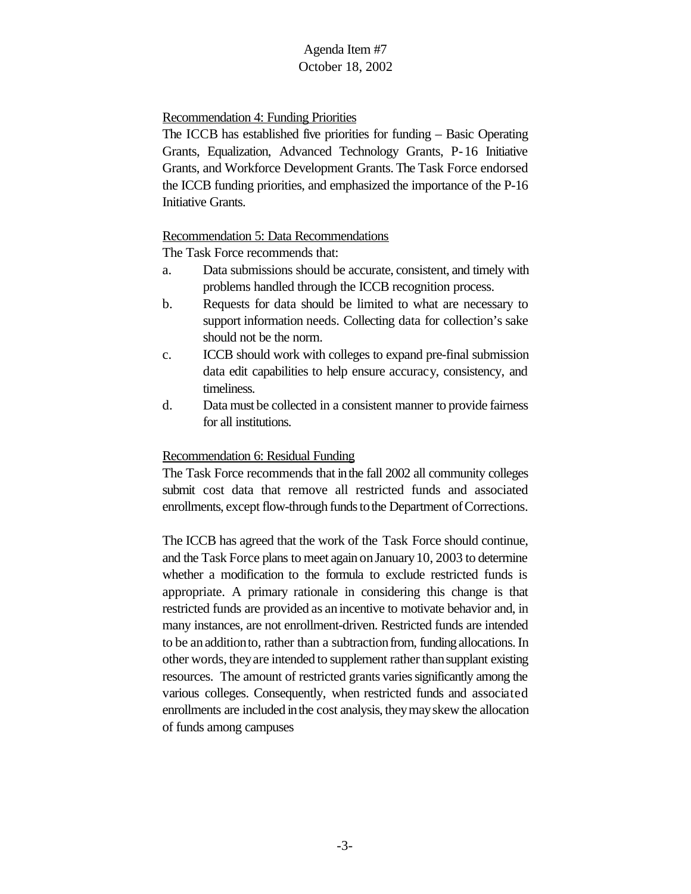Agenda Item #7
October 18, 2002

Recommendation 4: Funding Priorities

The ICCB has established five priorities for funding – Basic Operating Grants, Equalization, Advanced Technology Grants, P-16 Initiative Grants, and Workforce Development Grants. The Task Force endorsed the ICCB funding priorities, and emphasized the importance of the P-16 Initiative Grants.

Recommendation 5: Data Recommendations

The Task Force recommends that:

a. Data submissions should be accurate, consistent, and timely with problems handled through the ICCB recognition process.
b. Requests for data should be limited to what are necessary to support information needs. Collecting data for collection's sake should not be the norm.
c. ICCB should work with colleges to expand pre-final submission data edit capabilities to help ensure accuracy, consistency, and timeliness.
d. Data must be collected in a consistent manner to provide fairness for all institutions.

Recommendation 6: Residual Funding

The Task Force recommends that in the fall 2002 all community colleges submit cost data that remove all restricted funds and associated enrollments, except flow-through funds to the Department of Corrections.

The ICCB has agreed that the work of the Task Force should continue, and the Task Force plans to meet again on January 10, 2003 to determine whether a modification to the formula to exclude restricted funds is appropriate. A primary rationale in considering this change is that restricted funds are provided as an incentive to motivate behavior and, in many instances, are not enrollment-driven. Restricted funds are intended to be an addition to, rather than a subtraction from, funding allocations. In other words, they are intended to supplement rather than supplant existing resources. The amount of restricted grants varies significantly among the various colleges. Consequently, when restricted funds and associated enrollments are included in the cost analysis, they may skew the allocation of funds among campuses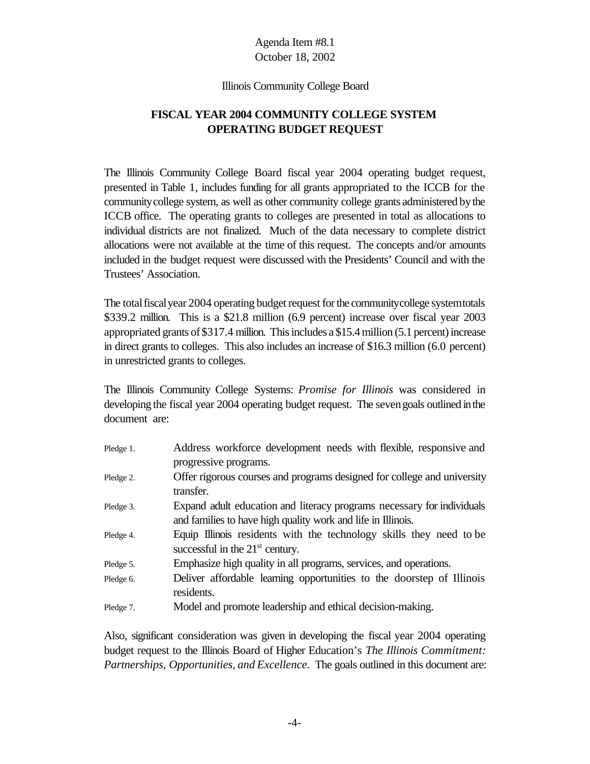Agenda Item #8.1
October 18, 2002

Illinois Community College Board

## FISCAL YEAR 2004 COMMUNITY COLLEGE SYSTEM OPERATING BUDGET REQUEST

The Illinois Community College Board fiscal year 2004 operating budget request, presented in Table 1, includes funding for all grants appropriated to the ICCB for the community college system, as well as other community college grants administered by the ICCB office. The operating grants to colleges are presented in total as allocations to individual districts are not finalized. Much of the data necessary to complete district allocations were not available at the time of this request. The concepts and/or amounts included in the budget request were discussed with the Presidents' Council and with the Trustees' Association.

The total fiscal year 2004 operating budget request for the community college system totals $339.2 million. This is a $21.8 million (6.9 percent) increase over fiscal year 2003 appropriated grants of $317.4 million. This includes a $15.4 million (5.1 percent) increase in direct grants to colleges. This also includes an increase of $16.3 million (6.0 percent) in unrestricted grants to colleges.

The Illinois Community College Systems: *Promise for Illinois* was considered in developing the fiscal year 2004 operating budget request. The seven goals outlined in the document are:

| | |
|---|---|
| Pledge 1. | Address workforce development needs with flexible, responsive and progressive programs. |
| Pledge 2. | Offer rigorous courses and programs designed for college and university transfer. |
| Pledge 3. | Expand adult education and literacy programs necessary for individuals and families to have high quality work and life in Illinois. |
| Pledge 4. | Equip Illinois residents with the technology skills they need to be successful in the 21st century. |
| Pledge 5. | Emphasize high quality in all programs, services, and operations. |
| Pledge 6. | Deliver affordable learning opportunities to the doorstep of Illinois residents. |
| Pledge 7. | Model and promote leadership and ethical decision-making. |

Also, significant consideration was given in developing the fiscal year 2004 operating budget request to the Illinois Board of Higher Education's *The Illinois Commitment: Partnerships, Opportunities, and Excellence*. The goals outlined in this document are: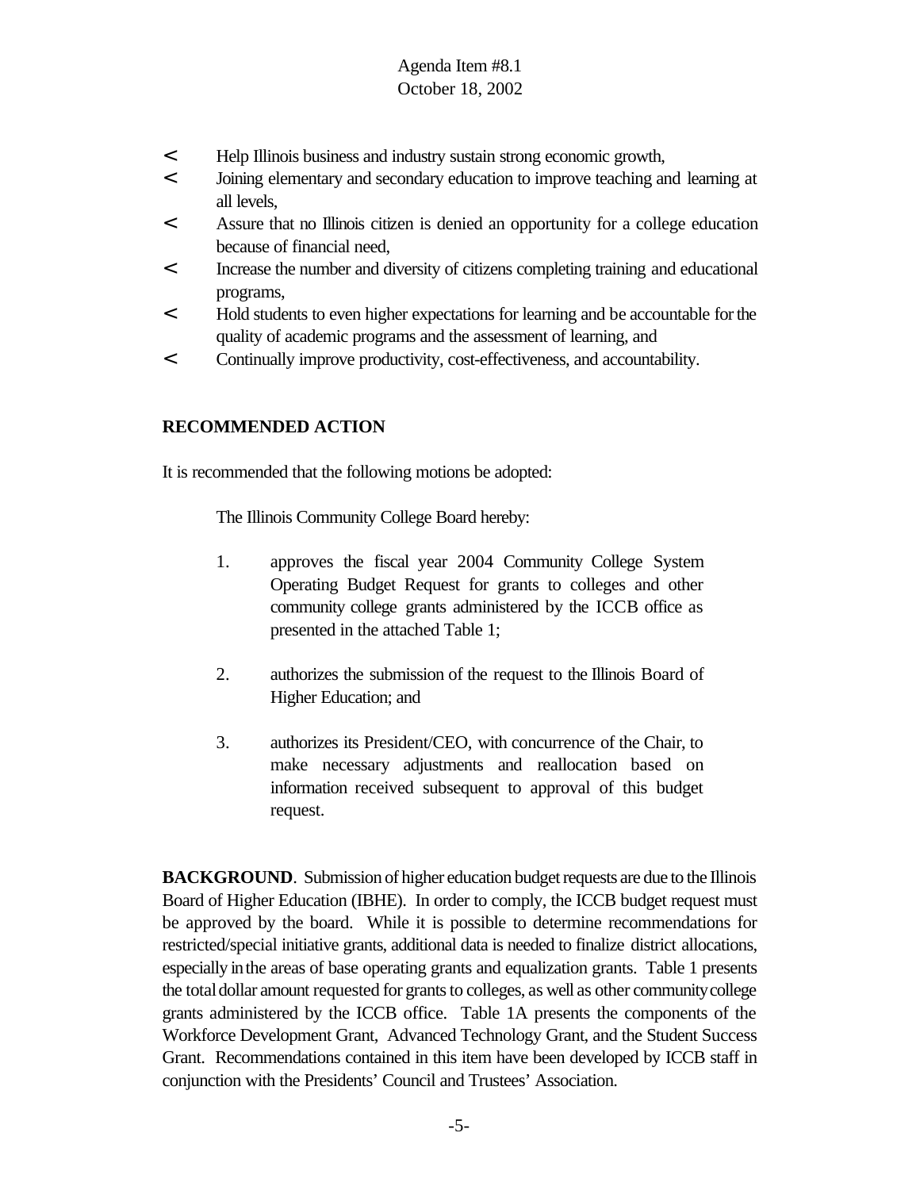- Help Illinois business and industry sustain strong economic growth,
- Joining elementary and secondary education to improve teaching and learning at all levels,
- Assure that no Illinois citizen is denied an opportunity for a college education because of financial need,
- Increase the number and diversity of citizens completing training and educational programs,
- Hold students to even higher expectations for learning and be accountable for the quality of academic programs and the assessment of learning, and
- Continually improve productivity, cost-effectiveness, and accountability.

## RECOMMENDED ACTION

It is recommended that the following motions be adopted:

The Illinois Community College Board hereby:

1. approves the fiscal year 2004 Community College System Operating Budget Request for grants to colleges and other community college grants administered by the ICCB office as presented in the attached Table 1;

2. authorizes the submission of the request to the Illinois Board of Higher Education; and

3. authorizes its President/CEO, with concurrence of the Chair, to make necessary adjustments and reallocation based on information received subsequent to approval of this budget request.

**BACKGROUND**. Submission of higher education budget requests are due to the Illinois Board of Higher Education (IBHE). In order to comply, the ICCB budget request must be approved by the board. While it is possible to determine recommendations for restricted/special initiative grants, additional data is needed to finalize district allocations, especially in the areas of base operating grants and equalization grants. Table 1 presents the total dollar amount requested for grants to colleges, as well as other community college grants administered by the ICCB office. Table 1A presents the components of the Workforce Development Grant, Advanced Technology Grant, and the Student Success Grant. Recommendations contained in this item have been developed by ICCB staff in conjunction with the Presidents' Council and Trustees' Association.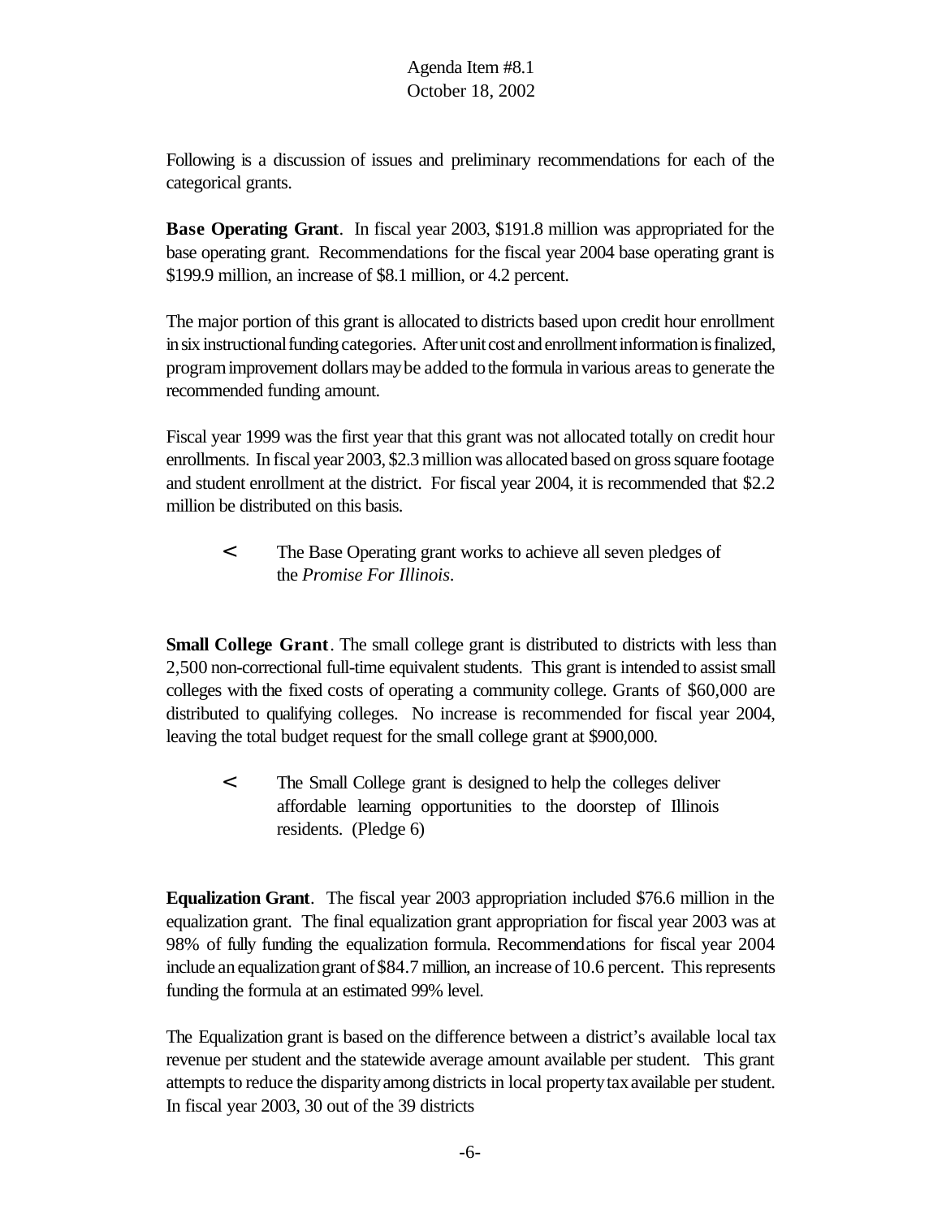Agenda Item #8.1
October 18, 2002

Following is a discussion of issues and preliminary recommendations for each of the categorical grants.

**Base Operating Grant**. In fiscal year 2003, $191.8 million was appropriated for the base operating grant. Recommendations for the fiscal year 2004 base operating grant is $199.9 million, an increase of $8.1 million, or 4.2 percent.

The major portion of this grant is allocated to districts based upon credit hour enrollment in six instructional funding categories. After unit cost and enrollment information is finalized, program improvement dollars may be added to the formula in various areas to generate the recommended funding amount.

Fiscal year 1999 was the first year that this grant was not allocated totally on credit hour enrollments. In fiscal year 2003, $2.3 million was allocated based on gross square footage and student enrollment at the district. For fiscal year 2004, it is recommended that $2.2 million be distributed on this basis.

- The Base Operating grant works to achieve all seven pledges of the *Promise For Illinois*.

**Small College Grant**. The small college grant is distributed to districts with less than 2,500 non-correctional full-time equivalent students. This grant is intended to assist small colleges with the fixed costs of operating a community college. Grants of $60,000 are distributed to qualifying colleges. No increase is recommended for fiscal year 2004, leaving the total budget request for the small college grant at $900,000.

- The Small College grant is designed to help the colleges deliver affordable learning opportunities to the doorstep of Illinois residents. (Pledge 6)

**Equalization Grant**. The fiscal year 2003 appropriation included $76.6 million in the equalization grant. The final equalization grant appropriation for fiscal year 2003 was at 98% of fully funding the equalization formula. Recommendations for fiscal year 2004 include an equalization grant of $84.7 million, an increase of 10.6 percent. This represents funding the formula at an estimated 99% level.

The Equalization grant is based on the difference between a district's available local tax revenue per student and the statewide average amount available per student. This grant attempts to reduce the disparity among districts in local property tax available per student. In fiscal year 2003, 30 out of the 39 districts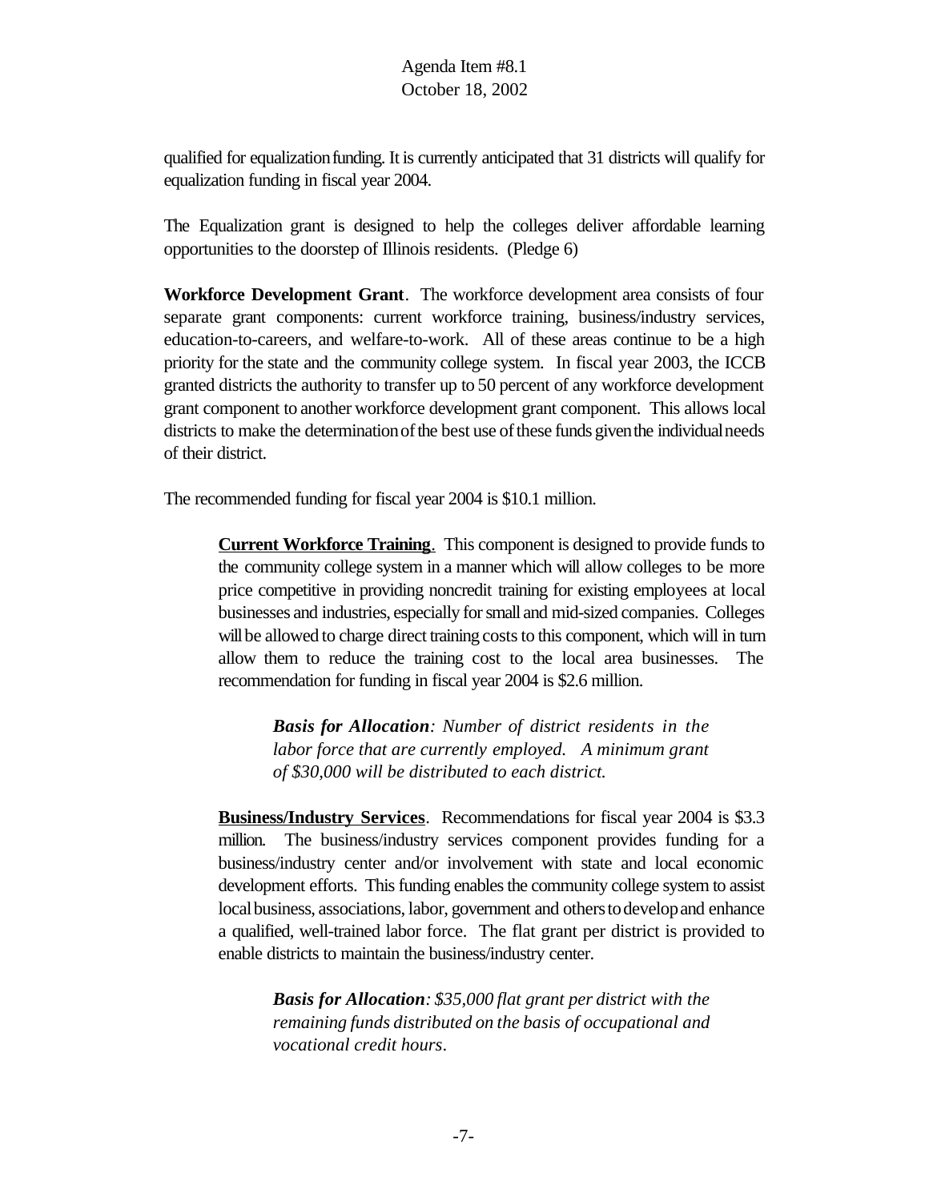qualified for equalization funding. It is currently anticipated that 31 districts will qualify for equalization funding in fiscal year 2004.

The Equalization grant is designed to help the colleges deliver affordable learning opportunities to the doorstep of Illinois residents. (Pledge 6)

**Workforce Development Grant**. The workforce development area consists of four separate grant components: current workforce training, business/industry services, education-to-careers, and welfare-to-work. All of these areas continue to be a high priority for the state and the community college system. In fiscal year 2003, the ICCB granted districts the authority to transfer up to 50 percent of any workforce development grant component to another workforce development grant component. This allows local districts to make the determination of the best use of these funds given the individual needs of their district.

The recommended funding for fiscal year 2004 is $10.1 million.

> **<u>Current Workforce Training</u>**. This component is designed to provide funds to the community college system in a manner which will allow colleges to be more price competitive in providing noncredit training for existing employees at local businesses and industries, especially for small and mid-sized companies. Colleges will be allowed to charge direct training costs to this component, which will in turn allow them to reduce the training cost to the local area businesses. The recommendation for funding in fiscal year 2004 is $2.6 million.
>
> > ***Basis for Allocation**: Number of district residents in the labor force that are currently employed. A minimum grant of $30,000 will be distributed to each district.*
>
> **<u>Business/Industry Services</u>**. Recommendations for fiscal year 2004 is $3.3 million. The business/industry services component provides funding for a business/industry center and/or involvement with state and local economic development efforts. This funding enables the community college system to assist local business, associations, labor, government and others to develop and enhance a qualified, well-trained labor force. The flat grant per district is provided to enable districts to maintain the business/industry center.
>
> > ***Basis for Allocation**: $35,000 flat grant per district with the remaining funds distributed on the basis of occupational and vocational credit hours.*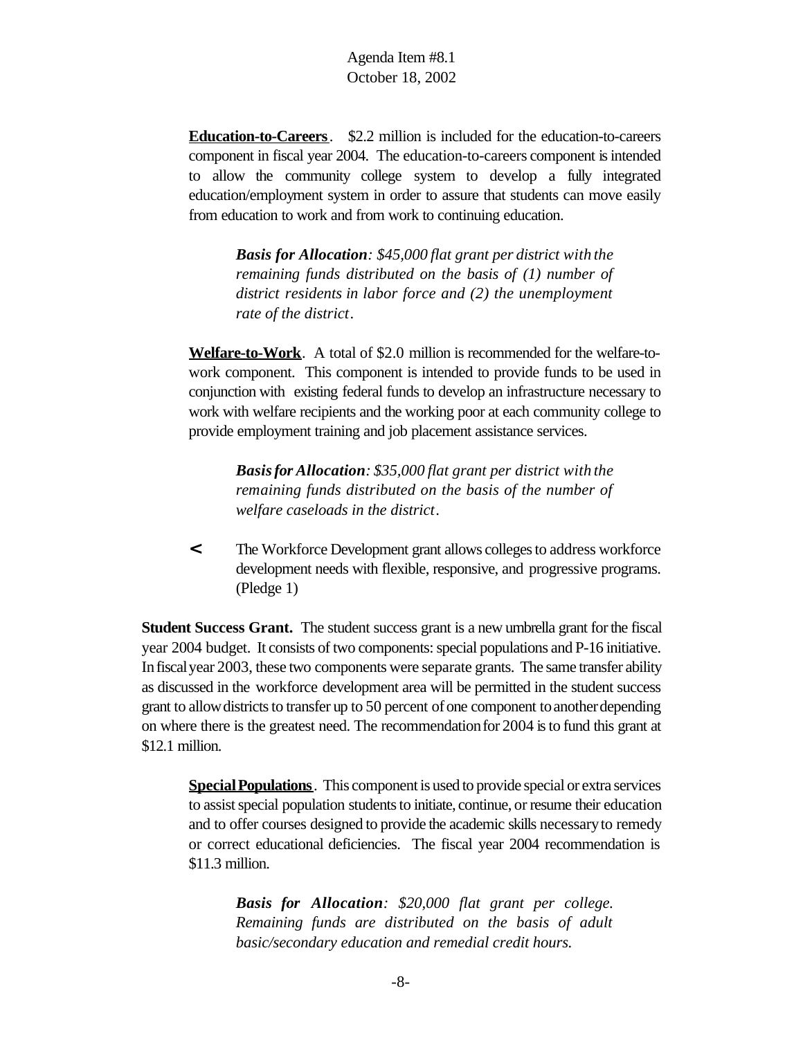Agenda Item #8.1
October 18, 2002

**Education-to-Careers**. $2.2 million is included for the education-to-careers component in fiscal year 2004. The education-to-careers component is intended to allow the community college system to develop a fully integrated education/employment system in order to assure that students can move easily from education to work and from work to continuing education.

> ***Basis for Allocation**: $45,000 flat grant per district with the remaining funds distributed on the basis of (1) number of district residents in labor force and (2) the unemployment rate of the district.*

**Welfare-to-Work**. A total of $2.0 million is recommended for the welfare-to-work component. This component is intended to provide funds to be used in conjunction with existing federal funds to develop an infrastructure necessary to work with welfare recipients and the working poor at each community college to provide employment training and job placement assistance services.

> ***Basis for Allocation**: $35,000 flat grant per district with the remaining funds distributed on the basis of the number of welfare caseloads in the district.*

- The Workforce Development grant allows colleges to address workforce development needs with flexible, responsive, and progressive programs. (Pledge 1)

**Student Success Grant.** The student success grant is a new umbrella grant for the fiscal year 2004 budget. It consists of two components: special populations and P-16 initiative. In fiscal year 2003, these two components were separate grants. The same transfer ability as discussed in the workforce development area will be permitted in the student success grant to allow districts to transfer up to 50 percent of one component to another depending on where there is the greatest need. The recommendation for 2004 is to fund this grant at $12.1 million.

**Special Populations**. This component is used to provide special or extra services to assist special population students to initiate, continue, or resume their education and to offer courses designed to provide the academic skills necessary to remedy or correct educational deficiencies. The fiscal year 2004 recommendation is $11.3 million.

> ***Basis for Allocation**: $20,000 flat grant per college. Remaining funds are distributed on the basis of adult basic/secondary education and remedial credit hours.*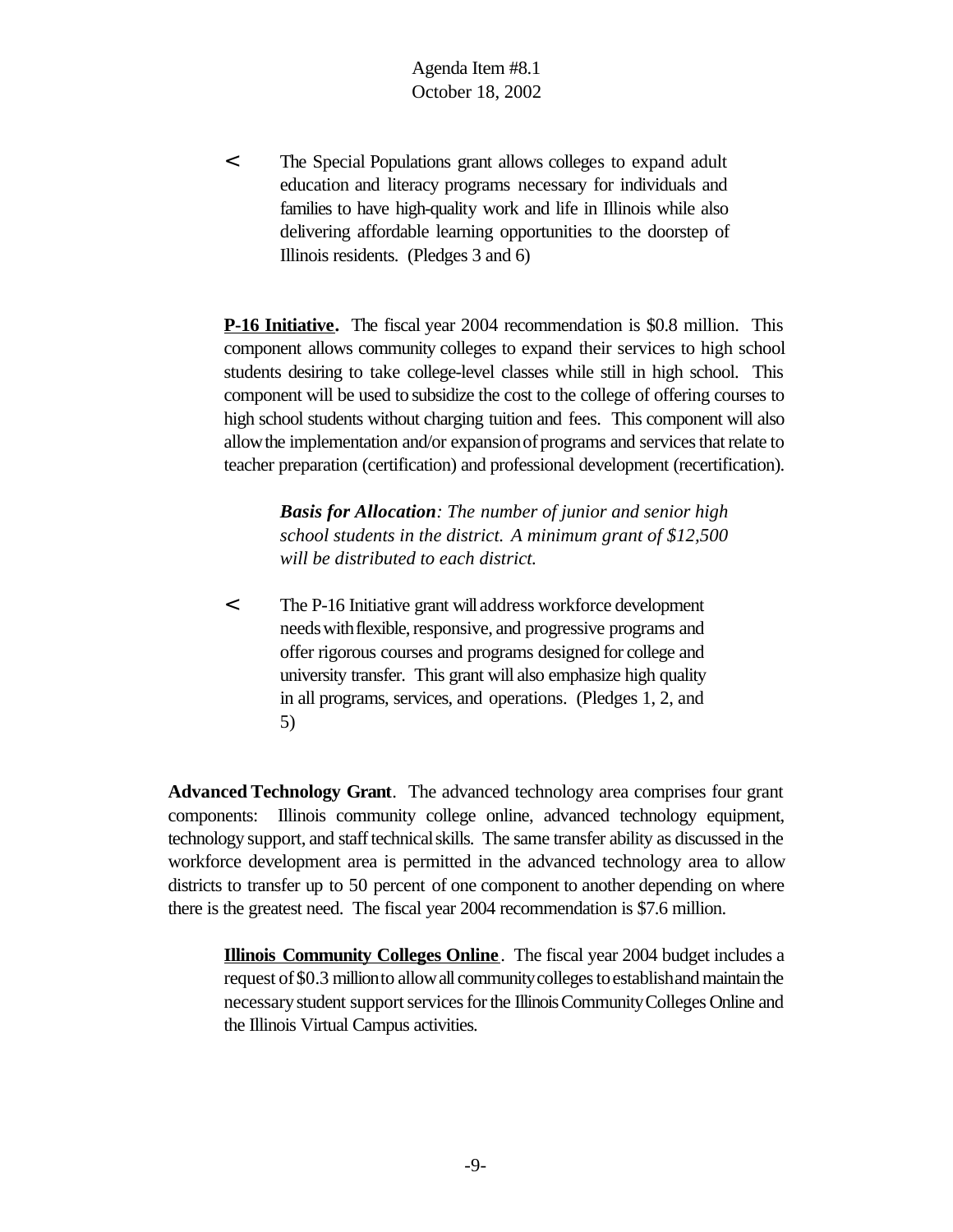- The Special Populations grant allows colleges to expand adult education and literacy programs necessary for individuals and families to have high-quality work and life in Illinois while also delivering affordable learning opportunities to the doorstep of Illinois residents. (Pledges 3 and 6)

**P-16 Initiative.** The fiscal year 2004 recommendation is $0.8 million. This component allows community colleges to expand their services to high school students desiring to take college-level classes while still in high school. This component will be used to subsidize the cost to the college of offering courses to high school students without charging tuition and fees. This component will also allow the implementation and/or expansion of programs and services that relate to teacher preparation (certification) and professional development (recertification).

> ***Basis for Allocation****: The number of junior and senior high school students in the district. A minimum grant of $12,500 will be distributed to each district.*

- The P-16 Initiative grant will address workforce development needs with flexible, responsive, and progressive programs and offer rigorous courses and programs designed for college and university transfer. This grant will also emphasize high quality in all programs, services, and operations. (Pledges 1, 2, and 5)

**Advanced Technology Grant**. The advanced technology area comprises four grant components: Illinois community college online, advanced technology equipment, technology support, and staff technical skills. The same transfer ability as discussed in the workforce development area is permitted in the advanced technology area to allow districts to transfer up to 50 percent of one component to another depending on where there is the greatest need. The fiscal year 2004 recommendation is $7.6 million.

**Illinois Community Colleges Online**. The fiscal year 2004 budget includes a request of $0.3 million to allow all community colleges to establish and maintain the necessary student support services for the Illinois Community Colleges Online and the Illinois Virtual Campus activities.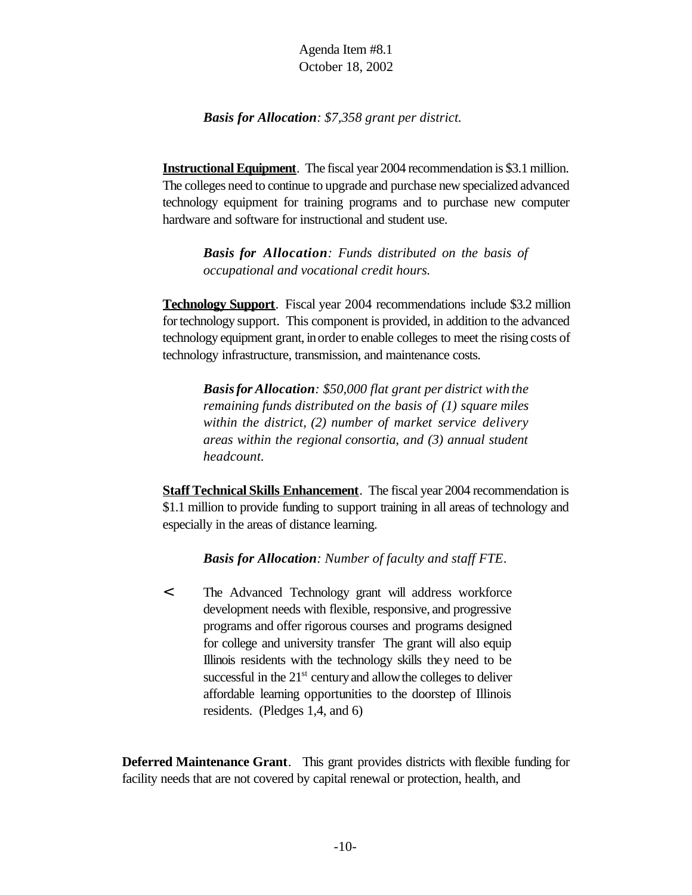*Basis for Allocation: $7,358 grant per district.*

**Instructional Equipment**. The fiscal year 2004 recommendation is $3.1 million. The colleges need to continue to upgrade and purchase new specialized advanced technology equipment for training programs and to purchase new computer hardware and software for instructional and student use.

> ***Basis for Allocation****: Funds distributed on the basis of occupational and vocational credit hours.*

**Technology Support**. Fiscal year 2004 recommendations include $3.2 million for technology support. This component is provided, in addition to the advanced technology equipment grant, in order to enable colleges to meet the rising costs of technology infrastructure, transmission, and maintenance costs.

> ***Basis for Allocation****: $50,000 flat grant per district with the remaining funds distributed on the basis of (1) square miles within the district, (2) number of market service delivery areas within the regional consortia, and (3) annual student headcount.*

**Staff Technical Skills Enhancement**. The fiscal year 2004 recommendation is $1.1 million to provide funding to support training in all areas of technology and especially in the areas of distance learning.

> ***Basis for Allocation****: Number of faculty and staff FTE.*

- The Advanced Technology grant will address workforce development needs with flexible, responsive, and progressive programs and offer rigorous courses and programs designed for college and university transfer The grant will also equip Illinois residents with the technology skills they need to be successful in the 21st century and allow the colleges to deliver affordable learning opportunities to the doorstep of Illinois residents. (Pledges 1,4, and 6)

**Deferred Maintenance Grant**. This grant provides districts with flexible funding for facility needs that are not covered by capital renewal or protection, health, and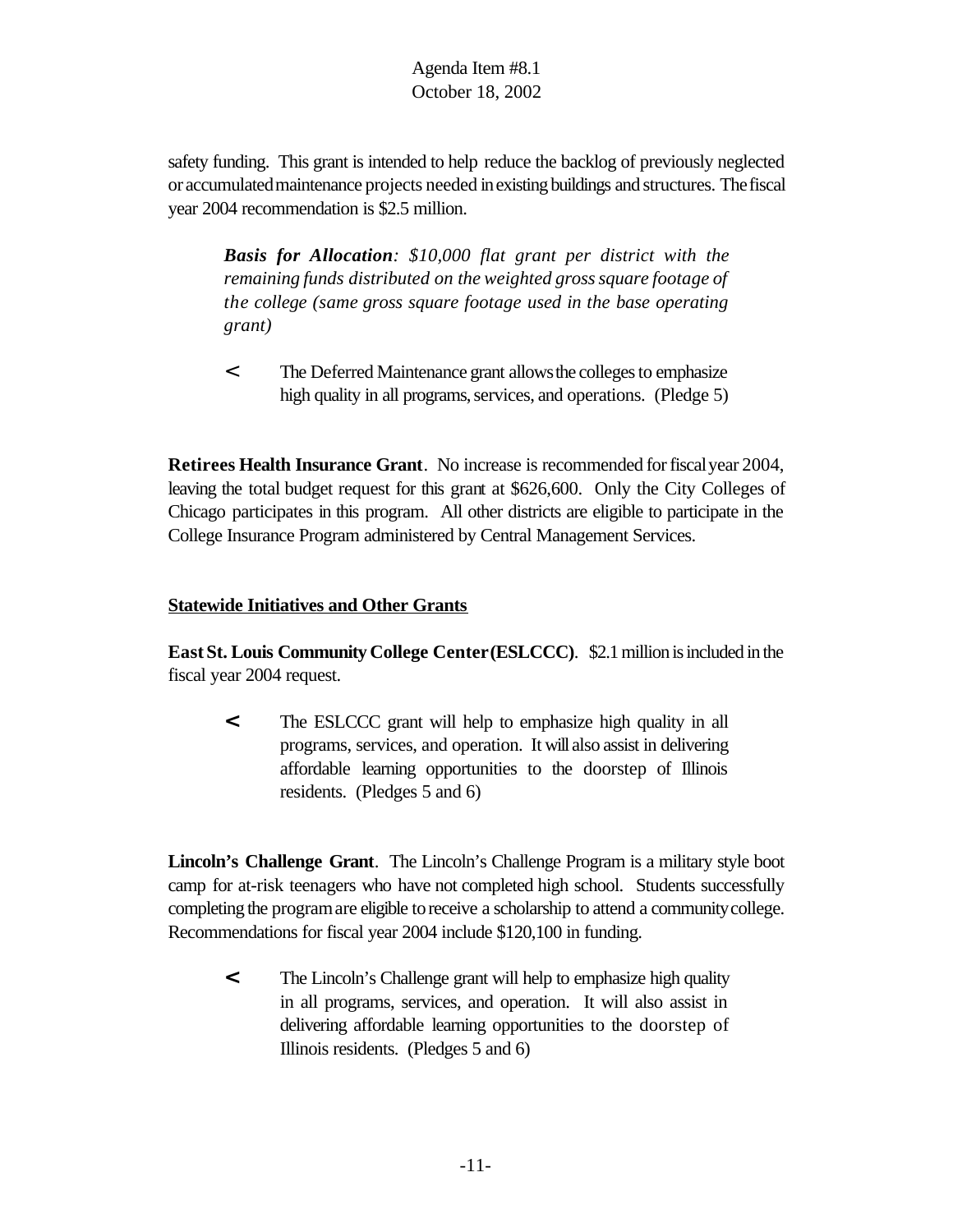safety funding. This grant is intended to help reduce the backlog of previously neglected or accumulated maintenance projects needed in existing buildings and structures. The fiscal year 2004 recommendation is $2.5 million.

> ***Basis for Allocation**: $10,000 flat grant per district with the remaining funds distributed on the weighted gross square footage of the college (same gross square footage used in the base operating grant)*

- The Deferred Maintenance grant allows the colleges to emphasize high quality in all programs, services, and operations. (Pledge 5)

**Retirees Health Insurance Grant**. No increase is recommended for fiscal year 2004, leaving the total budget request for this grant at $626,600. Only the City Colleges of Chicago participates in this program. All other districts are eligible to participate in the College Insurance Program administered by Central Management Services.

## Statewide Initiatives and Other Grants

**East St. Louis Community College Center (ESLCCC)**. $2.1 million is included in the fiscal year 2004 request.

- The ESLCCC grant will help to emphasize high quality in all programs, services, and operation. It will also assist in delivering affordable learning opportunities to the doorstep of Illinois residents. (Pledges 5 and 6)

**Lincoln's Challenge Grant**. The Lincoln's Challenge Program is a military style boot camp for at-risk teenagers who have not completed high school. Students successfully completing the program are eligible to receive a scholarship to attend a community college. Recommendations for fiscal year 2004 include $120,100 in funding.

- The Lincoln's Challenge grant will help to emphasize high quality in all programs, services, and operation. It will also assist in delivering affordable learning opportunities to the doorstep of Illinois residents. (Pledges 5 and 6)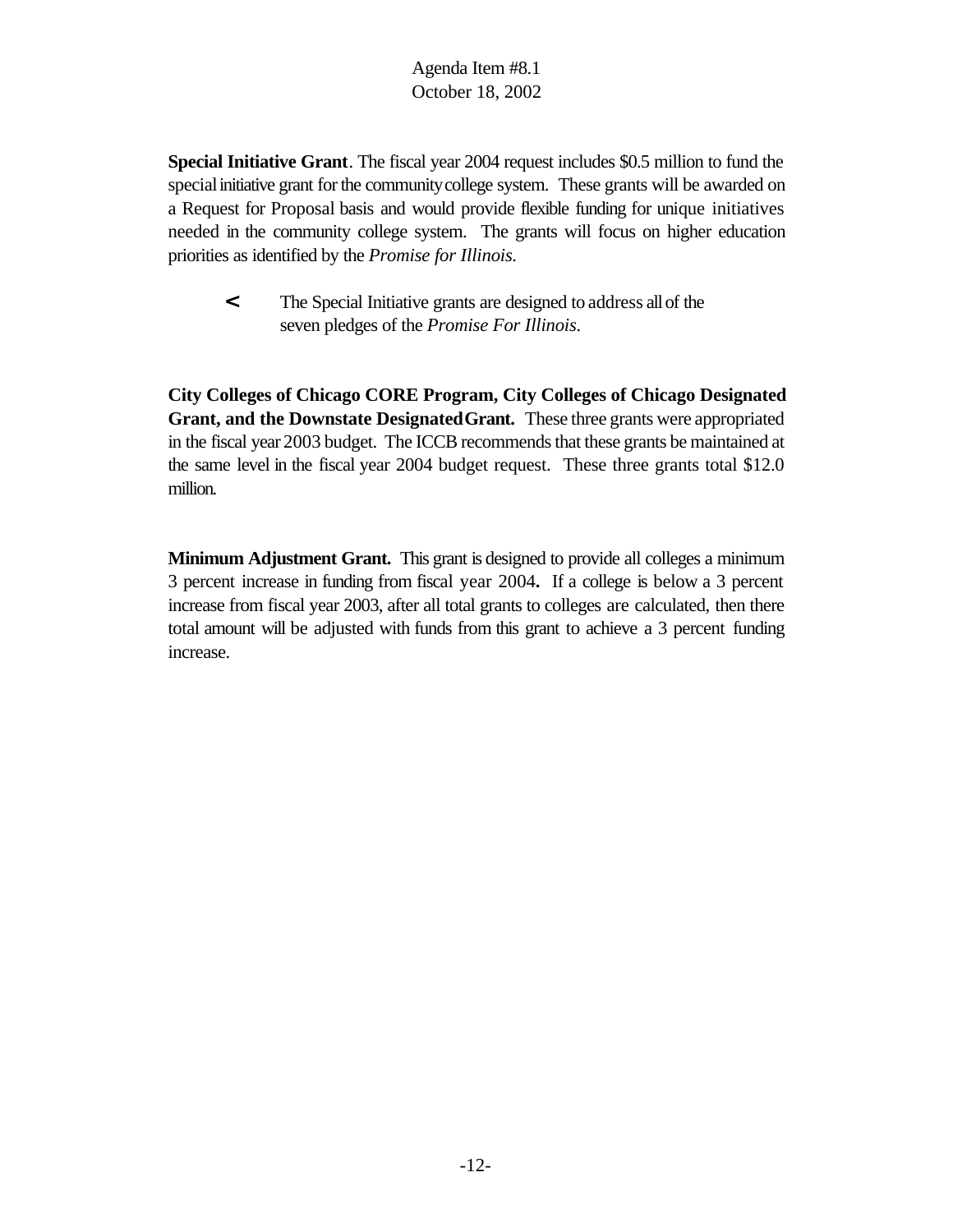Agenda Item #8.1
October 18, 2002

**Special Initiative Grant**. The fiscal year 2004 request includes $0.5 million to fund the special initiative grant for the community college system. These grants will be awarded on a Request for Proposal basis and would provide flexible funding for unique initiatives needed in the community college system. The grants will focus on higher education priorities as identified by the *Promise for Illinois.*

- The Special Initiative grants are designed to address all of the seven pledges of the *Promise For Illinois*.

**City Colleges of Chicago CORE Program, City Colleges of Chicago Designated Grant, and the Downstate Designated Grant.** These three grants were appropriated in the fiscal year 2003 budget. The ICCB recommends that these grants be maintained at the same level in the fiscal year 2004 budget request. These three grants total $12.0 million.

**Minimum Adjustment Grant.** This grant is designed to provide all colleges a minimum 3 percent increase in funding from fiscal year 2004**.** If a college is below a 3 percent increase from fiscal year 2003, after all total grants to colleges are calculated, then there total amount will be adjusted with funds from this grant to achieve a 3 percent funding increase.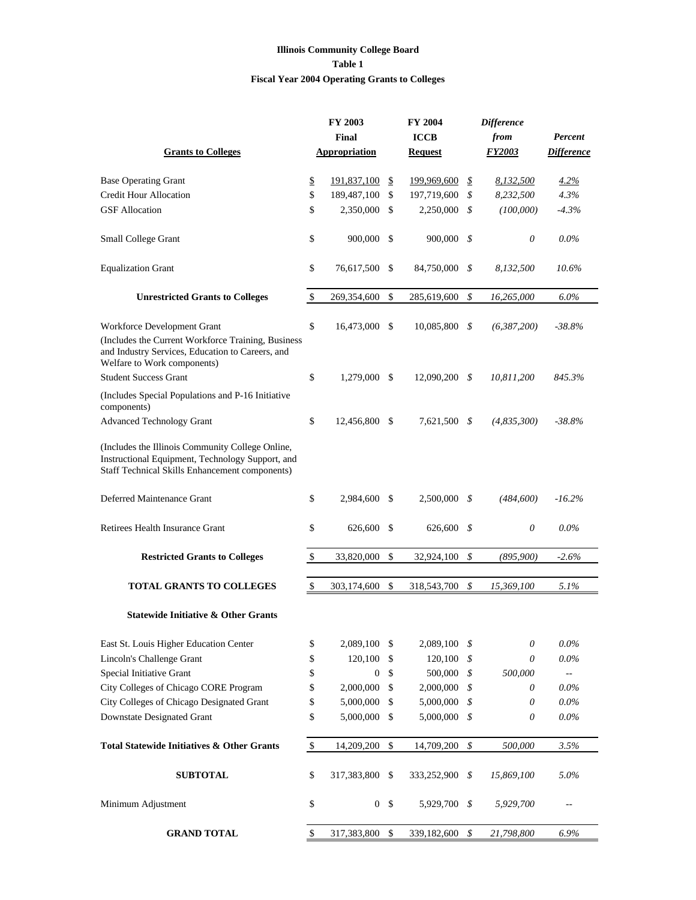**Illinois Community College Board**

**Table 1**

**Fiscal Year 2004 Operating Grants to Colleges**

| **Grants to Colleges** | **FY 2003 Final Appropriation** | **FY 2004 ICCB Request** | ***Difference from FY2003*** | ***Percent Difference*** |
|---|---|---|---|---|
| Base Operating Grant | $ 191,837,100 | $ 199,969,600 | *$ 8,132,500* | *4.2%* |
| Credit Hour Allocation | $ 189,487,100 | $ 197,719,600 | *$ 8,232,500* | *4.3%* |
| GSF Allocation | $ 2,350,000 | $ 2,250,000 | *$ (100,000)* | *-4.3%* |
| Small College Grant | $ 900,000 | $ 900,000 | *$ 0* | *0.0%* |
| Equalization Grant | $ 76,617,500 | $ 84,750,000 | *$ 8,132,500* | *10.6%* |
| **Unrestricted Grants to Colleges** | $ 269,354,600 | $ 285,619,600 | *$ 16,265,000* | *6.0%* |
| Workforce Development Grant (Includes the Current Workforce Training, Business and Industry Services, Education to Careers, and Welfare to Work components) | $ 16,473,000 | $ 10,085,800 | *$ (6,387,200)* | *-38.8%* |
| Student Success Grant (Includes Special Populations and P-16 Initiative components) | $ 1,279,000 | $ 12,090,200 | *$ 10,811,200* | *845.3%* |
| Advanced Technology Grant (Includes the Illinois Community College Online, Instructional Equipment, Technology Support, and Staff Technical Skills Enhancement components) | $ 12,456,800 | $ 7,621,500 | *$ (4,835,300)* | *-38.8%* |
| Deferred Maintenance Grant | $ 2,984,600 | $ 2,500,000 | *$ (484,600)* | *-16.2%* |
| Retirees Health Insurance Grant | $ 626,600 | $ 626,600 | *$ 0* | *0.0%* |
| **Restricted Grants to Colleges** | $ 33,820,000 | $ 32,924,100 | *$ (895,900)* | *-2.6%* |
| **TOTAL GRANTS TO COLLEGES** | $ 303,174,600 | $ 318,543,700 | *$ 15,369,100* | *5.1%* |
| **Statewide Initiative & Other Grants** | | | | |
| East St. Louis Higher Education Center | $ 2,089,100 | $ 2,089,100 | *$ 0* | *0.0%* |
| Lincoln's Challenge Grant | $ 120,100 | $ 120,100 | *$ 0* | *0.0%* |
| Special Initiative Grant | $ 0 | $ 500,000 | *$ 500,000* | -- |
| City Colleges of Chicago CORE Program | $ 2,000,000 | $ 2,000,000 | *$ 0* | *0.0%* |
| City Colleges of Chicago Designated Grant | $ 5,000,000 | $ 5,000,000 | *$ 0* | *0.0%* |
| Downstate Designated Grant | $ 5,000,000 | $ 5,000,000 | *$ 0* | *0.0%* |
| **Total Statewide Initiatives & Other Grants** | $ 14,209,200 | $ 14,709,200 | *$ 500,000* | *3.5%* |
| **SUBTOTAL** | $ 317,383,800 | $ 333,252,900 | *$ 15,869,100* | *5.0%* |
| Minimum Adjustment | $ 0 | $ 5,929,700 | *$ 5,929,700* | -- |
| **GRAND TOTAL** | $ 317,383,800 | $ 339,182,600 | *$ 21,798,800* | *6.9%* |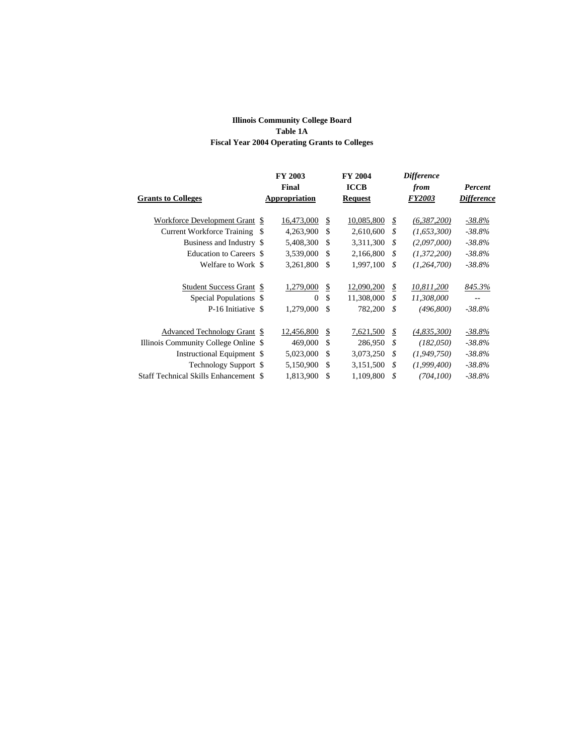**Illinois Community College Board**
**Table 1A**
**Fiscal Year 2004 Operating Grants to Colleges**

| Grants to Colleges | FY 2003 Final Appropriation | FY 2004 ICCB Request | *Difference from FY2003* | *Percent Difference* |
|---|---|---|---|---|
| Workforce Development Grant | $ 16,473,000 | $ 10,085,800 | *$ (6,387,200)* | *-38.8%* |
| Current Workforce Training | $ 4,263,900 | $ 2,610,600 | *$ (1,653,300)* | *-38.8%* |
| Business and Industry | $ 5,408,300 | $ 3,311,300 | *$ (2,097,000)* | *-38.8%* |
| Education to Careers | $ 3,539,000 | $ 2,166,800 | *$ (1,372,200)* | *-38.8%* |
| Welfare to Work | $ 3,261,800 | $ 1,997,100 | *$ (1,264,700)* | *-38.8%* |
| | | | | |
| Student Success Grant | $ 1,279,000 | $ 12,090,200 | *$ 10,811,200* | *845.3%* |
| Special Populations | $ 0 | $ 11,308,000 | *$ 11,308,000* | -- |
| P-16 Initiative | $ 1,279,000 | $ 782,200 | *$ (496,800)* | *-38.8%* |
| | | | | |
| Advanced Technology Grant | $ 12,456,800 | $ 7,621,500 | *$ (4,835,300)* | *-38.8%* |
| Illinois Community College Online | $ 469,000 | $ 286,950 | *$ (182,050)* | *-38.8%* |
| Instructional Equipment | $ 5,023,000 | $ 3,073,250 | *$ (1,949,750)* | *-38.8%* |
| Technology Support | $ 5,150,900 | $ 3,151,500 | *$ (1,999,400)* | *-38.8%* |
| Staff Technical Skills Enhancement | $ 1,813,900 | $ 1,109,800 | *$ (704,100)* | *-38.8%* |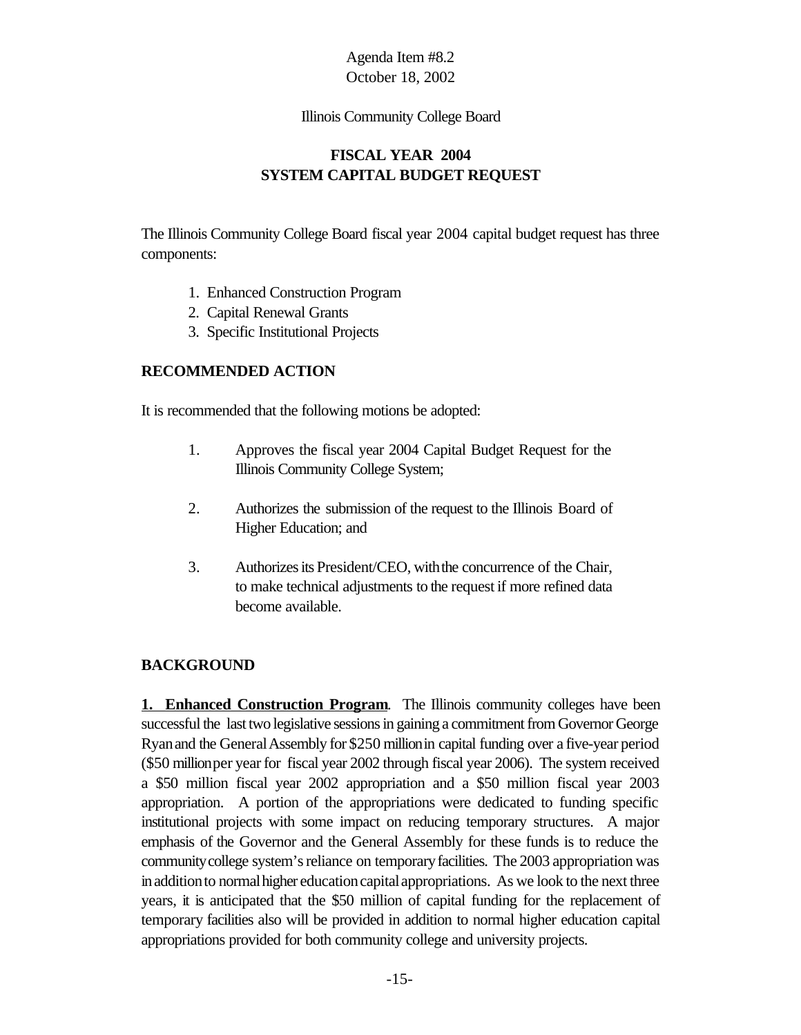Agenda Item #8.2
October 18, 2002

Illinois Community College Board

# FISCAL YEAR 2004
# SYSTEM CAPITAL BUDGET REQUEST

The Illinois Community College Board fiscal year 2004 capital budget request has three components:

1. Enhanced Construction Program
2. Capital Renewal Grants
3. Specific Institutional Projects

## RECOMMENDED ACTION

It is recommended that the following motions be adopted:

1. Approves the fiscal year 2004 Capital Budget Request for the Illinois Community College System;

2. Authorizes the submission of the request to the Illinois Board of Higher Education; and

3. Authorizes its President/CEO, with the concurrence of the Chair, to make technical adjustments to the request if more refined data become available.

## BACKGROUND

**1. Enhanced Construction Program**. The Illinois community colleges have been successful the last two legislative sessions in gaining a commitment from Governor George Ryan and the General Assembly for $250 million in capital funding over a five-year period ($50 million per year for fiscal year 2002 through fiscal year 2006). The system received a $50 million fiscal year 2002 appropriation and a $50 million fiscal year 2003 appropriation. A portion of the appropriations were dedicated to funding specific institutional projects with some impact on reducing temporary structures. A major emphasis of the Governor and the General Assembly for these funds is to reduce the community college system's reliance on temporary facilities. The 2003 appropriation was in addition to normal higher education capital appropriations. As we look to the next three years, it is anticipated that the $50 million of capital funding for the replacement of temporary facilities also will be provided in addition to normal higher education capital appropriations provided for both community college and university projects.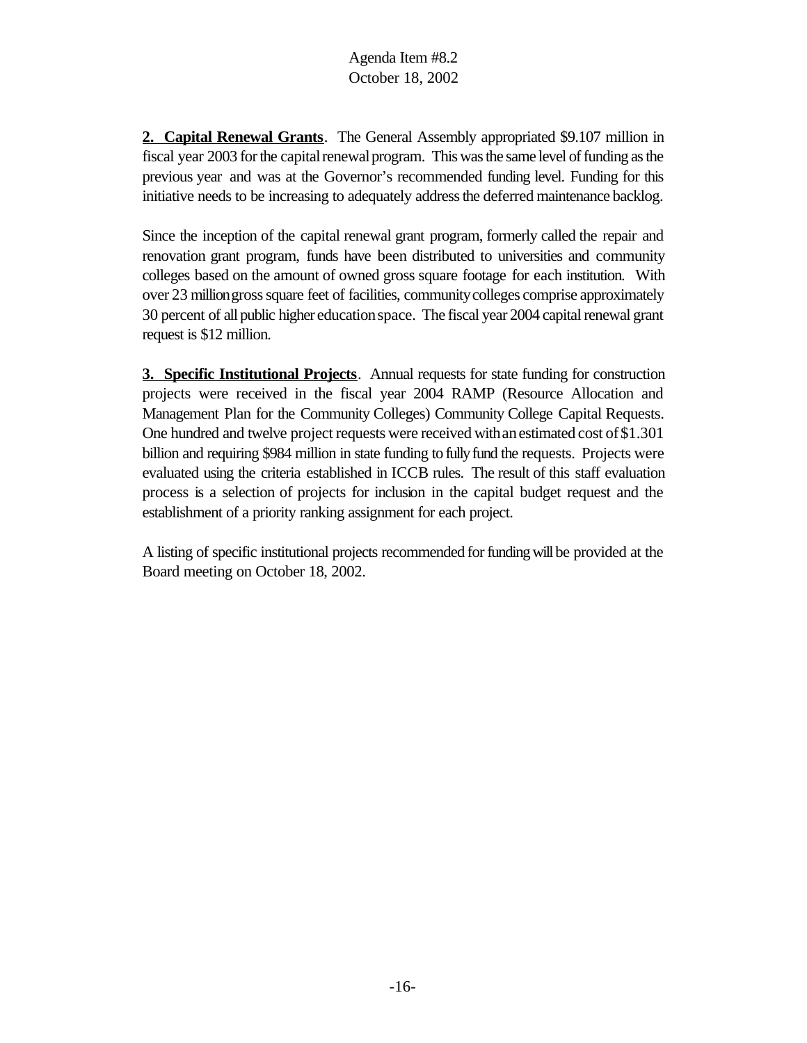**2. Capital Renewal Grants**. The General Assembly appropriated $9.107 million in fiscal year 2003 for the capital renewal program. This was the same level of funding as the previous year and was at the Governor's recommended funding level. Funding for this initiative needs to be increasing to adequately address the deferred maintenance backlog.

Since the inception of the capital renewal grant program, formerly called the repair and renovation grant program, funds have been distributed to universities and community colleges based on the amount of owned gross square footage for each institution. With over 23 million gross square feet of facilities, community colleges comprise approximately 30 percent of all public higher education space. The fiscal year 2004 capital renewal grant request is $12 million.

**3. Specific Institutional Projects**. Annual requests for state funding for construction projects were received in the fiscal year 2004 RAMP (Resource Allocation and Management Plan for the Community Colleges) Community College Capital Requests. One hundred and twelve project requests were received with an estimated cost of $1.301 billion and requiring $984 million in state funding to fully fund the requests. Projects were evaluated using the criteria established in ICCB rules. The result of this staff evaluation process is a selection of projects for inclusion in the capital budget request and the establishment of a priority ranking assignment for each project.

A listing of specific institutional projects recommended for funding will be provided at the Board meeting on October 18, 2002.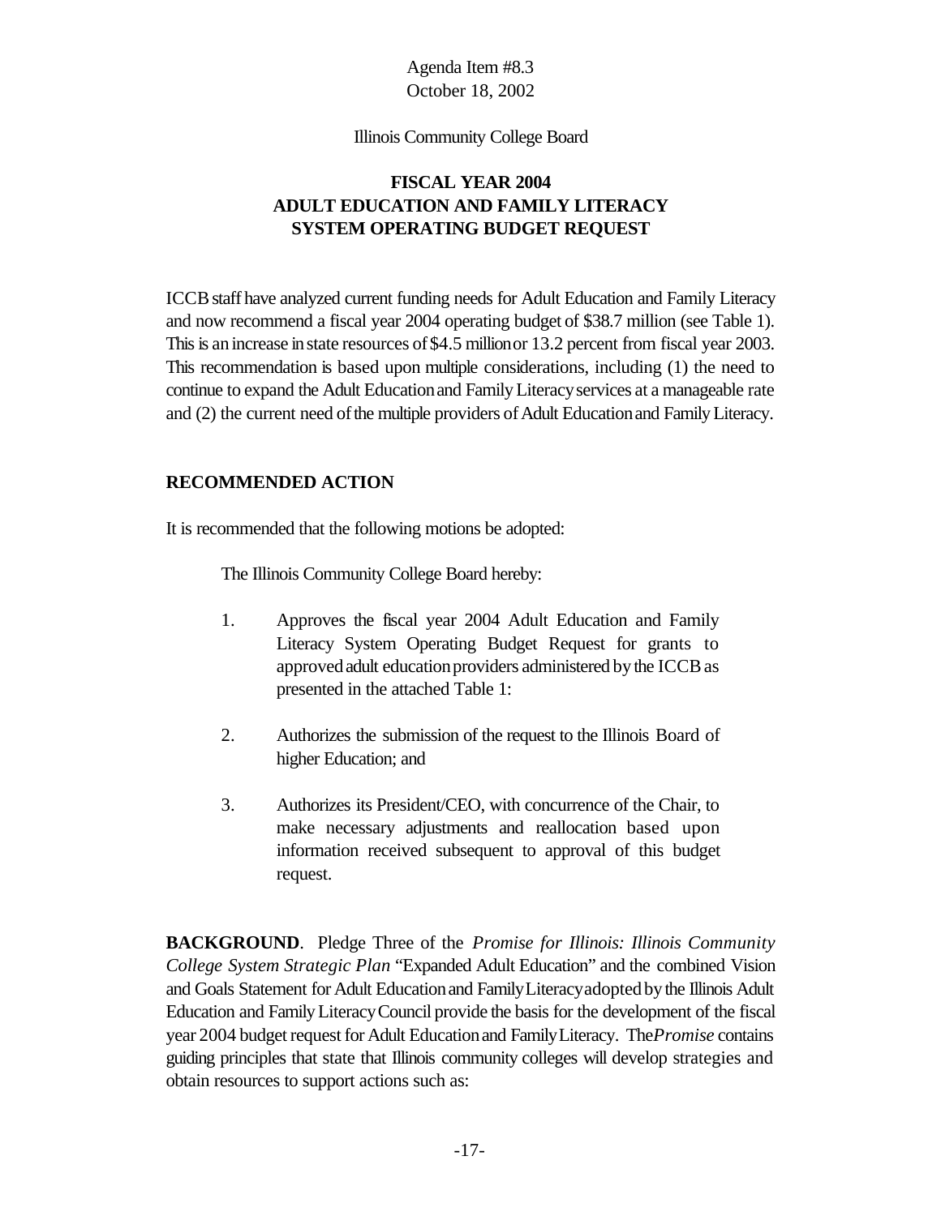Agenda Item #8.3
October 18, 2002

Illinois Community College Board

## FISCAL YEAR 2004
## ADULT EDUCATION AND FAMILY LITERACY
## SYSTEM OPERATING BUDGET REQUEST

ICCB staff have analyzed current funding needs for Adult Education and Family Literacy and now recommend a fiscal year 2004 operating budget of $38.7 million (see Table 1). This is an increase in state resources of $4.5 million or 13.2 percent from fiscal year 2003. This recommendation is based upon multiple considerations, including (1) the need to continue to expand the Adult Education and Family Literacy services at a manageable rate and (2) the current need of the multiple providers of Adult Education and Family Literacy.

### RECOMMENDED ACTION

It is recommended that the following motions be adopted:

The Illinois Community College Board hereby:

1. Approves the fiscal year 2004 Adult Education and Family Literacy System Operating Budget Request for grants to approved adult education providers administered by the ICCB as presented in the attached Table 1:

2. Authorizes the submission of the request to the Illinois Board of higher Education; and

3. Authorizes its President/CEO, with concurrence of the Chair, to make necessary adjustments and reallocation based upon information received subsequent to approval of this budget request.

**BACKGROUND**. Pledge Three of the *Promise for Illinois: Illinois Community College System Strategic Plan* "Expanded Adult Education" and the combined Vision and Goals Statement for Adult Education and Family Literacy adopted by the Illinois Adult Education and Family Literacy Council provide the basis for the development of the fiscal year 2004 budget request for Adult Education and Family Literacy. The *Promise* contains guiding principles that state that Illinois community colleges will develop strategies and obtain resources to support actions such as: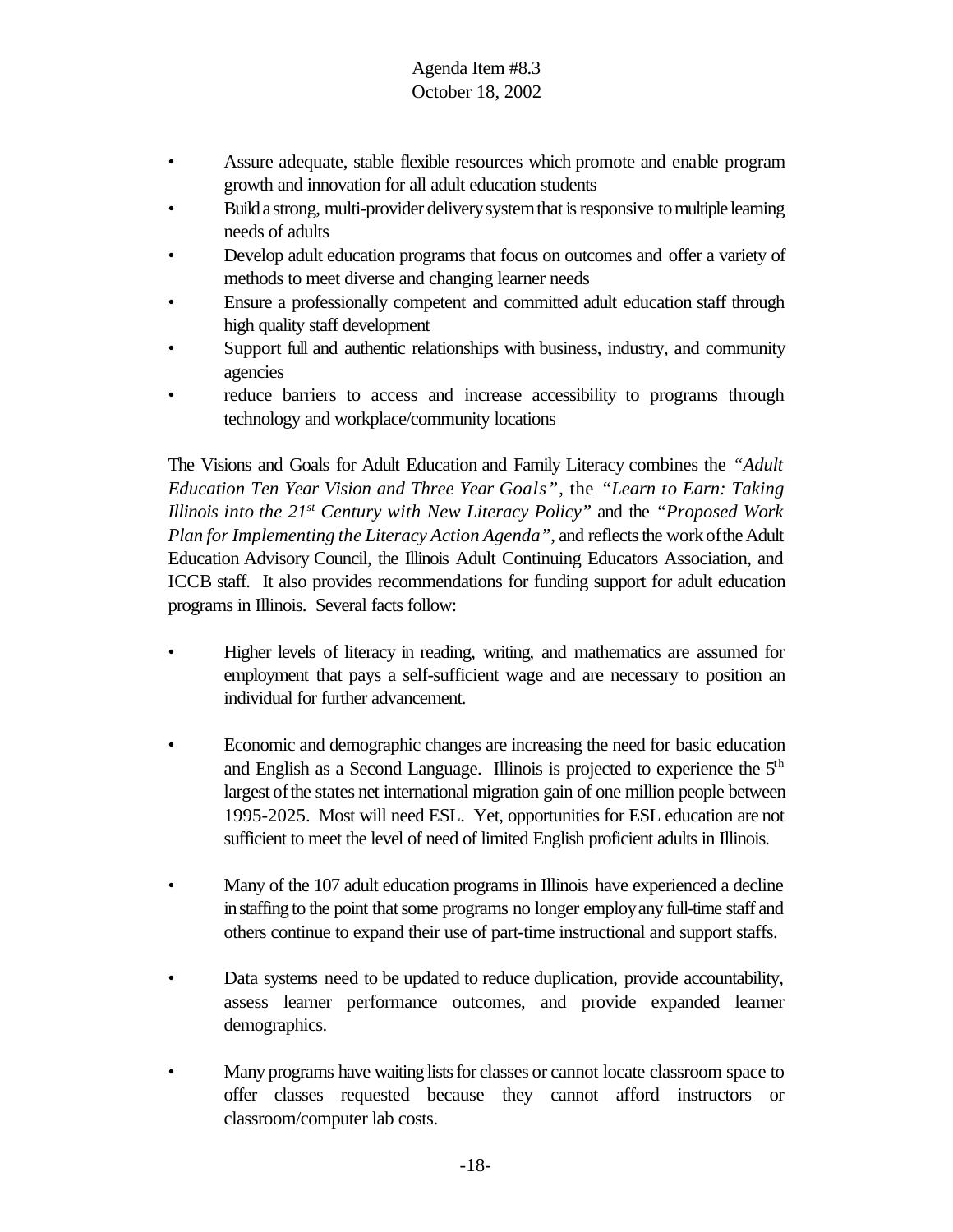- Assure adequate, stable flexible resources which promote and enable program growth and innovation for all adult education students
- Build a strong, multi-provider delivery system that is responsive to multiple learning needs of adults
- Develop adult education programs that focus on outcomes and offer a variety of methods to meet diverse and changing learner needs
- Ensure a professionally competent and committed adult education staff through high quality staff development
- Support full and authentic relationships with business, industry, and community agencies
- reduce barriers to access and increase accessibility to programs through technology and workplace/community locations

The Visions and Goals for Adult Education and Family Literacy combines the *"Adult Education Ten Year Vision and Three Year Goals"*, the *"Learn to Earn: Taking Illinois into the 21st Century with New Literacy Policy"* and the *"Proposed Work Plan for Implementing the Literacy Action Agenda"*, and reflects the work of the Adult Education Advisory Council, the Illinois Adult Continuing Educators Association, and ICCB staff. It also provides recommendations for funding support for adult education programs in Illinois. Several facts follow:

- Higher levels of literacy in reading, writing, and mathematics are assumed for employment that pays a self-sufficient wage and are necessary to position an individual for further advancement.

- Economic and demographic changes are increasing the need for basic education and English as a Second Language. Illinois is projected to experience the 5th largest of the states net international migration gain of one million people between 1995-2025. Most will need ESL. Yet, opportunities for ESL education are not sufficient to meet the level of need of limited English proficient adults in Illinois.

- Many of the 107 adult education programs in Illinois have experienced a decline in staffing to the point that some programs no longer employ any full-time staff and others continue to expand their use of part-time instructional and support staffs.

- Data systems need to be updated to reduce duplication, provide accountability, assess learner performance outcomes, and provide expanded learner demographics.

- Many programs have waiting lists for classes or cannot locate classroom space to offer classes requested because they cannot afford instructors or classroom/computer lab costs.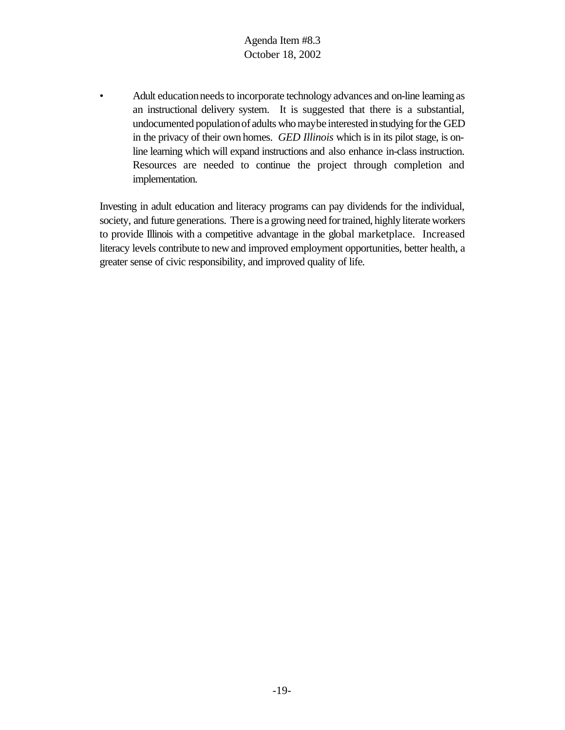- Adult education needs to incorporate technology advances and on-line learning as an instructional delivery system. It is suggested that there is a substantial, undocumented population of adults who maybe interested in studying for the GED in the privacy of their own homes. *GED Illinois* which is in its pilot stage, is on-line learning which will expand instructions and also enhance in-class instruction. Resources are needed to continue the project through completion and implementation.

Investing in adult education and literacy programs can pay dividends for the individual, society, and future generations. There is a growing need for trained, highly literate workers to provide Illinois with a competitive advantage in the global marketplace. Increased literacy levels contribute to new and improved employment opportunities, better health, a greater sense of civic responsibility, and improved quality of life.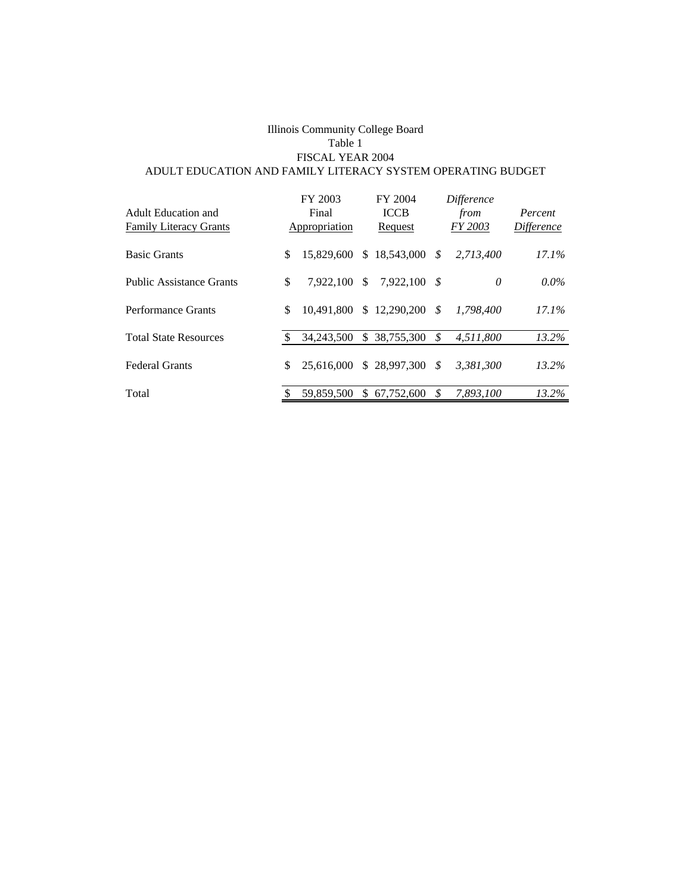Illinois Community College Board

Table 1

FISCAL YEAR 2004

ADULT EDUCATION AND FAMILY LITERACY SYSTEM OPERATING BUDGET

| Adult Education and Family Literacy Grants | FY 2003 Final Appropriation | FY 2004 ICCB Request | *Difference from FY 2003* | *Percent Difference* |
|---|---|---|---|---|
| Basic Grants | $ 15,829,600 | $ 18,543,000 | *$ 2,713,400* | *17.1%* |
| Public Assistance Grants | $ 7,922,100 | $ 7,922,100 | *$ 0* | *0.0%* |
| Performance Grants | $ 10,491,800 | $ 12,290,200 | *$ 1,798,400* | *17.1%* |
| Total State Resources | $ 34,243,500 | $ 38,755,300 | *$ 4,511,800* | *13.2%* |
| Federal Grants | $ 25,616,000 | $ 28,997,300 | *$ 3,381,300* | *13.2%* |
| Total | $ 59,859,500 | $ 67,752,600 | *$ 7,893,100* | *13.2%* |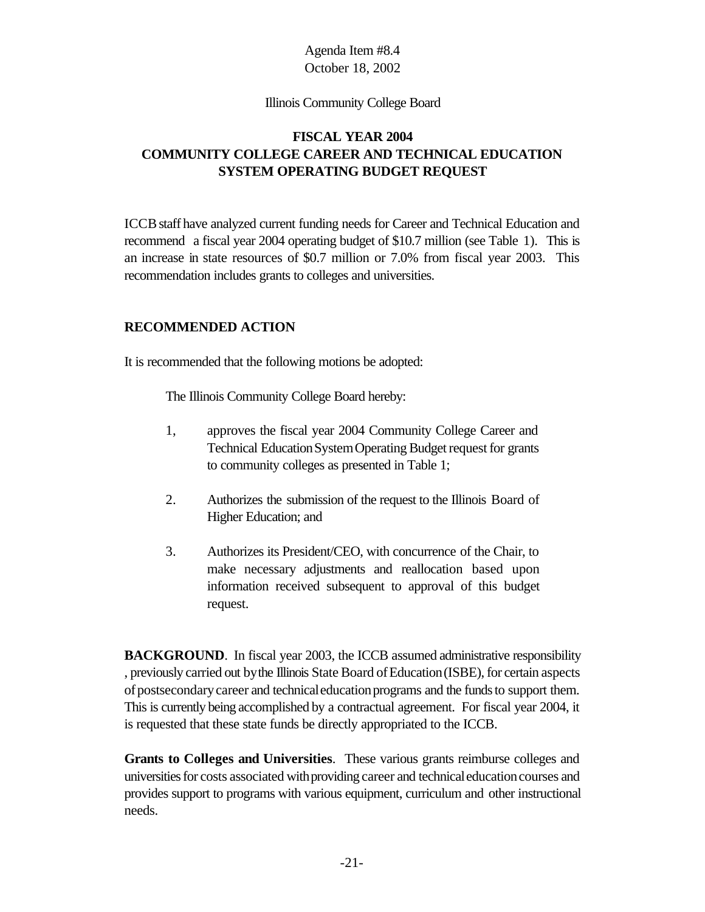Agenda Item #8.4
October 18, 2002

Illinois Community College Board

## FISCAL YEAR 2004
## COMMUNITY COLLEGE CAREER AND TECHNICAL EDUCATION SYSTEM OPERATING BUDGET REQUEST

ICCB staff have analyzed current funding needs for Career and Technical Education and recommend a fiscal year 2004 operating budget of $10.7 million (see Table 1). This is an increase in state resources of $0.7 million or 7.0% from fiscal year 2003. This recommendation includes grants to colleges and universities.

### RECOMMENDED ACTION

It is recommended that the following motions be adopted:

The Illinois Community College Board hereby:

1, approves the fiscal year 2004 Community College Career and Technical Education System Operating Budget request for grants to community colleges as presented in Table 1;

2. Authorizes the submission of the request to the Illinois Board of Higher Education; and

3. Authorizes its President/CEO, with concurrence of the Chair, to make necessary adjustments and reallocation based upon information received subsequent to approval of this budget request.

**BACKGROUND**. In fiscal year 2003, the ICCB assumed administrative responsibility , previously carried out by the Illinois State Board of Education (ISBE), for certain aspects of postsecondary career and technical education programs and the funds to support them. This is currently being accomplished by a contractual agreement. For fiscal year 2004, it is requested that these state funds be directly appropriated to the ICCB.

**Grants to Colleges and Universities**. These various grants reimburse colleges and universities for costs associated with providing career and technical education courses and provides support to programs with various equipment, curriculum and other instructional needs.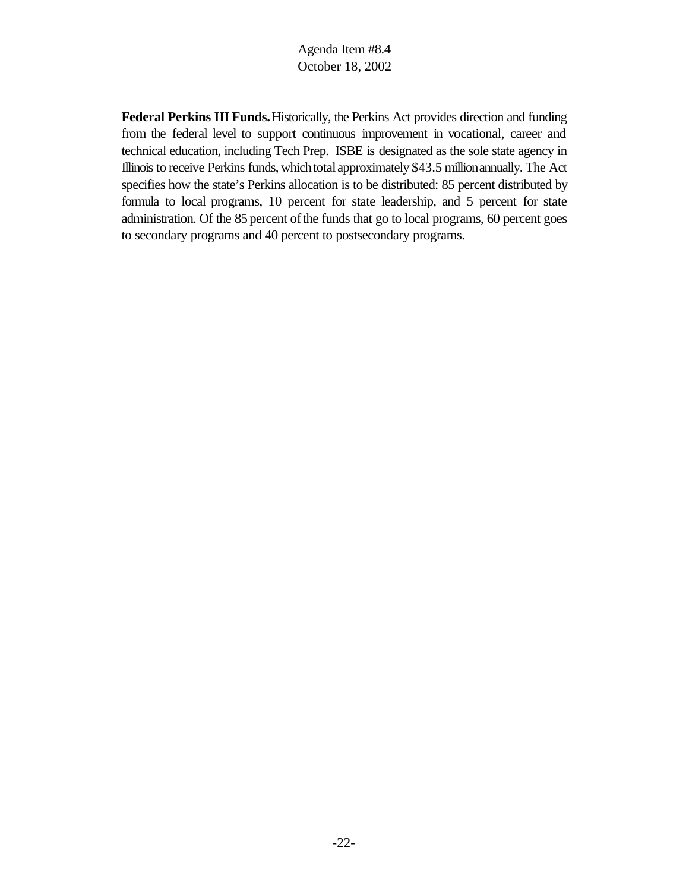**Federal Perkins III Funds.** Historically, the Perkins Act provides direction and funding from the federal level to support continuous improvement in vocational, career and technical education, including Tech Prep. ISBE is designated as the sole state agency in Illinois to receive Perkins funds, which total approximately $43.5 million annually. The Act specifies how the state's Perkins allocation is to be distributed: 85 percent distributed by formula to local programs, 10 percent for state leadership, and 5 percent for state administration. Of the 85 percent of the funds that go to local programs, 60 percent goes to secondary programs and 40 percent to postsecondary programs.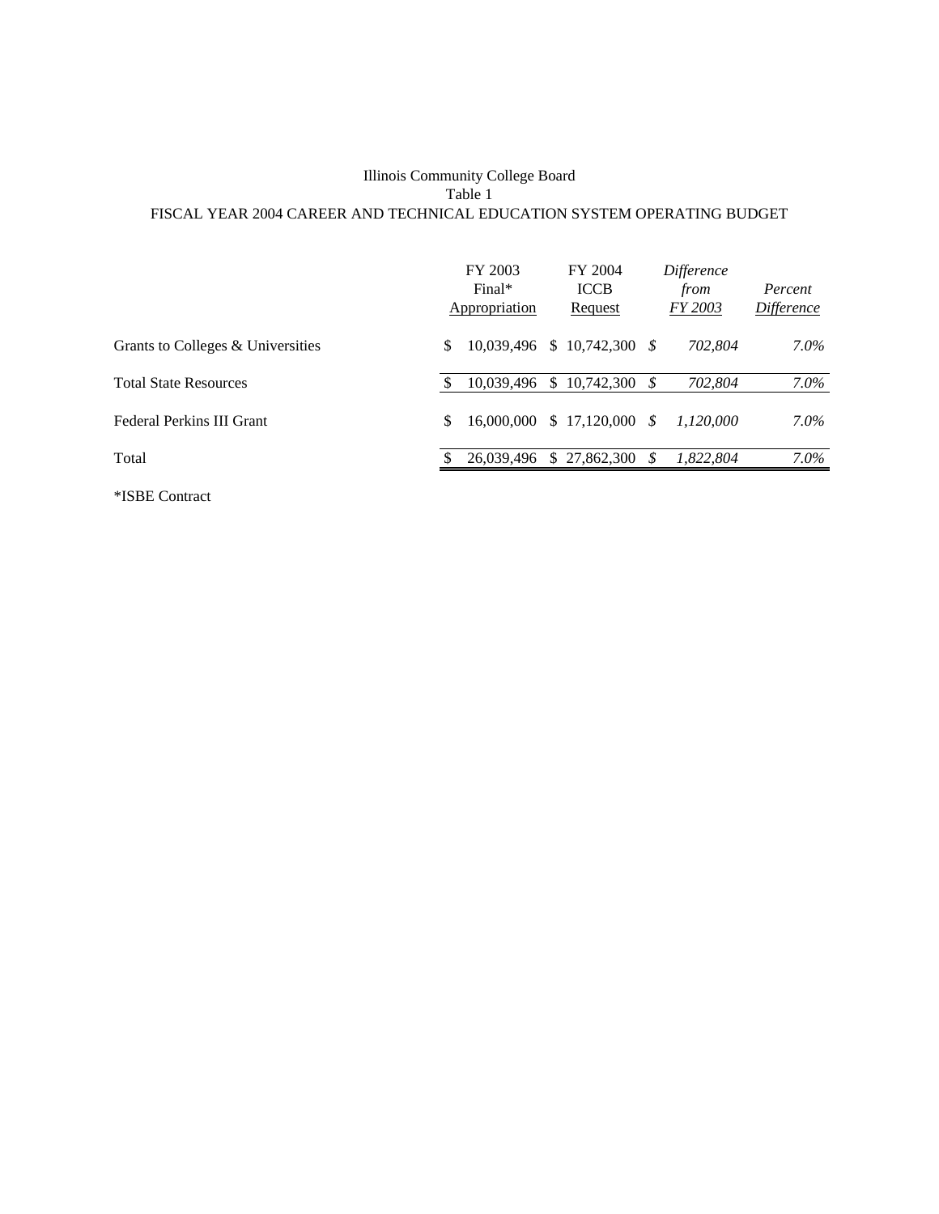Illinois Community College Board

Table 1

FISCAL YEAR 2004 CAREER AND TECHNICAL EDUCATION SYSTEM OPERATING BUDGET

| | FY 2003 Final* Appropriation | FY 2004 ICCB Request | *Difference from FY 2003* | *Percent Difference* |
|---|---|---|---|---|
| Grants to Colleges & Universities | $ 10,039,496 | $ 10,742,300 | *$ 702,804* | *7.0%* |
| Total State Resources | $ 10,039,496 | $ 10,742,300 | *$ 702,804* | *7.0%* |
| Federal Perkins III Grant | $ 16,000,000 | $ 17,120,000 | *$ 1,120,000* | *7.0%* |
| Total | $ 26,039,496 | $ 27,862,300 | *$ 1,822,804* | *7.0%* |

*ISBE Contract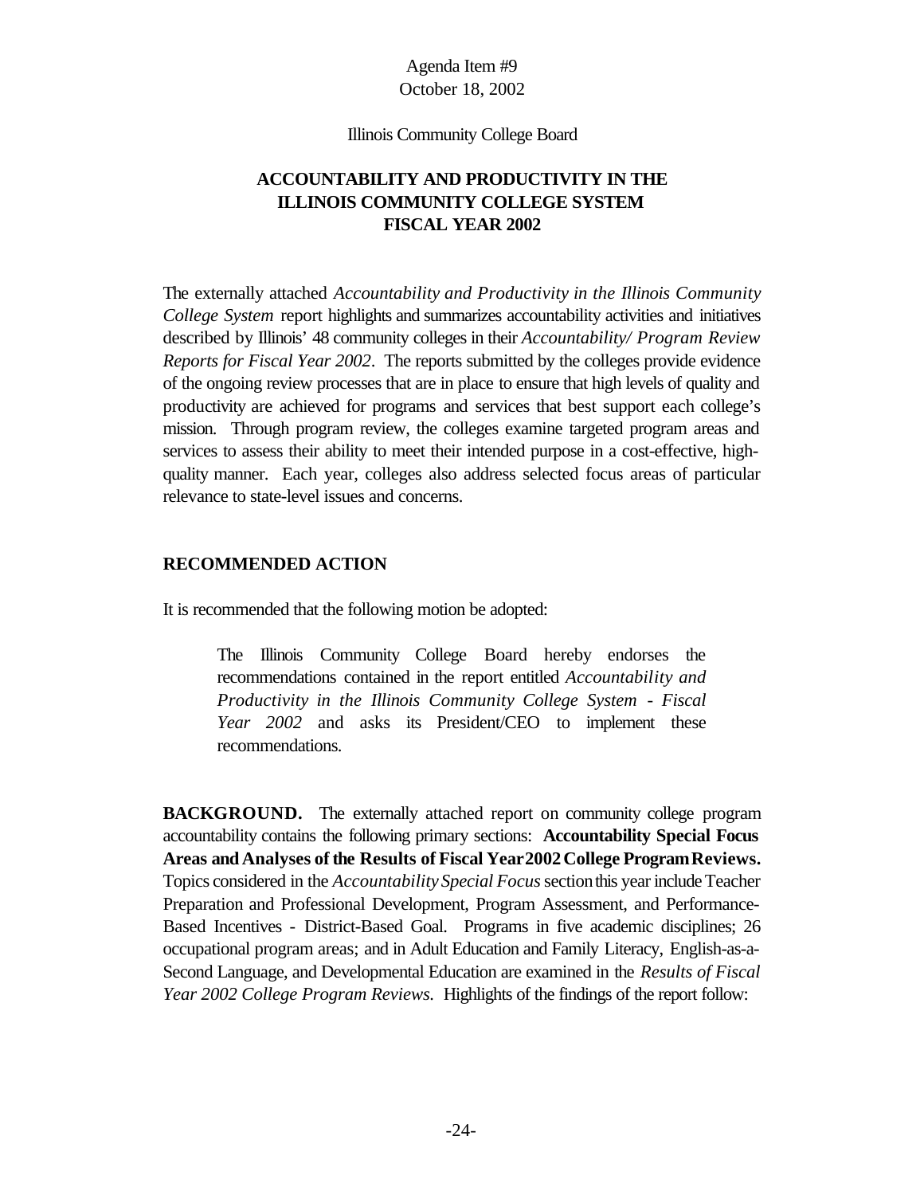Agenda Item #9
October 18, 2002

Illinois Community College Board

# ACCOUNTABILITY AND PRODUCTIVITY IN THE ILLINOIS COMMUNITY COLLEGE SYSTEM FISCAL YEAR 2002

The externally attached *Accountability and Productivity in the Illinois Community College System* report highlights and summarizes accountability activities and initiatives described by Illinois' 48 community colleges in their *Accountability/ Program Review Reports for Fiscal Year 2002*. The reports submitted by the colleges provide evidence of the ongoing review processes that are in place to ensure that high levels of quality and productivity are achieved for programs and services that best support each college's mission. Through program review, the colleges examine targeted program areas and services to assess their ability to meet their intended purpose in a cost-effective, high-quality manner. Each year, colleges also address selected focus areas of particular relevance to state-level issues and concerns.

## RECOMMENDED ACTION

It is recommended that the following motion be adopted:

> The Illinois Community College Board hereby endorses the recommendations contained in the report entitled *Accountability and Productivity in the Illinois Community College System - Fiscal Year 2002* and asks its President/CEO to implement these recommendations.

**BACKGROUND.** The externally attached report on community college program accountability contains the following primary sections: **Accountability Special Focus Areas and Analyses of the Results of Fiscal Year 2002 College Program Reviews.** Topics considered in the *Accountability Special Focus* section this year include Teacher Preparation and Professional Development, Program Assessment, and Performance-Based Incentives - District-Based Goal. Programs in five academic disciplines; 26 occupational program areas; and in Adult Education and Family Literacy, English-as-a-Second Language, and Developmental Education are examined in the *Results of Fiscal Year 2002 College Program Reviews.* Highlights of the findings of the report follow: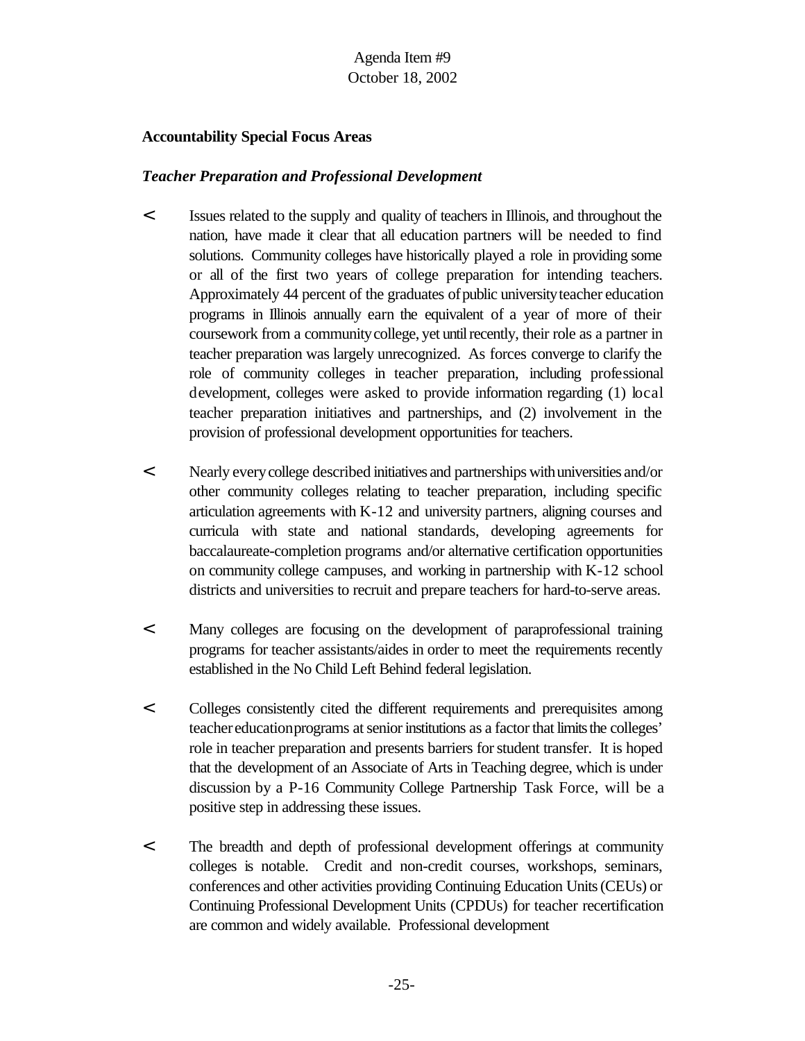**Accountability Special Focus Areas**

***Teacher Preparation and Professional Development***

- Issues related to the supply and quality of teachers in Illinois, and throughout the nation, have made it clear that all education partners will be needed to find solutions. Community colleges have historically played a role in providing some or all of the first two years of college preparation for intending teachers. Approximately 44 percent of the graduates of public university teacher education programs in Illinois annually earn the equivalent of a year of more of their coursework from a community college, yet until recently, their role as a partner in teacher preparation was largely unrecognized. As forces converge to clarify the role of community colleges in teacher preparation, including professional development, colleges were asked to provide information regarding (1) local teacher preparation initiatives and partnerships, and (2) involvement in the provision of professional development opportunities for teachers.

- Nearly every college described initiatives and partnerships with universities and/or other community colleges relating to teacher preparation, including specific articulation agreements with K-12 and university partners, aligning courses and curricula with state and national standards, developing agreements for baccalaureate-completion programs and/or alternative certification opportunities on community college campuses, and working in partnership with K-12 school districts and universities to recruit and prepare teachers for hard-to-serve areas.

- Many colleges are focusing on the development of paraprofessional training programs for teacher assistants/aides in order to meet the requirements recently established in the No Child Left Behind federal legislation.

- Colleges consistently cited the different requirements and prerequisites among teacher education programs at senior institutions as a factor that limits the colleges' role in teacher preparation and presents barriers for student transfer. It is hoped that the development of an Associate of Arts in Teaching degree, which is under discussion by a P-16 Community College Partnership Task Force, will be a positive step in addressing these issues.

- The breadth and depth of professional development offerings at community colleges is notable. Credit and non-credit courses, workshops, seminars, conferences and other activities providing Continuing Education Units (CEUs) or Continuing Professional Development Units (CPDUs) for teacher recertification are common and widely available. Professional development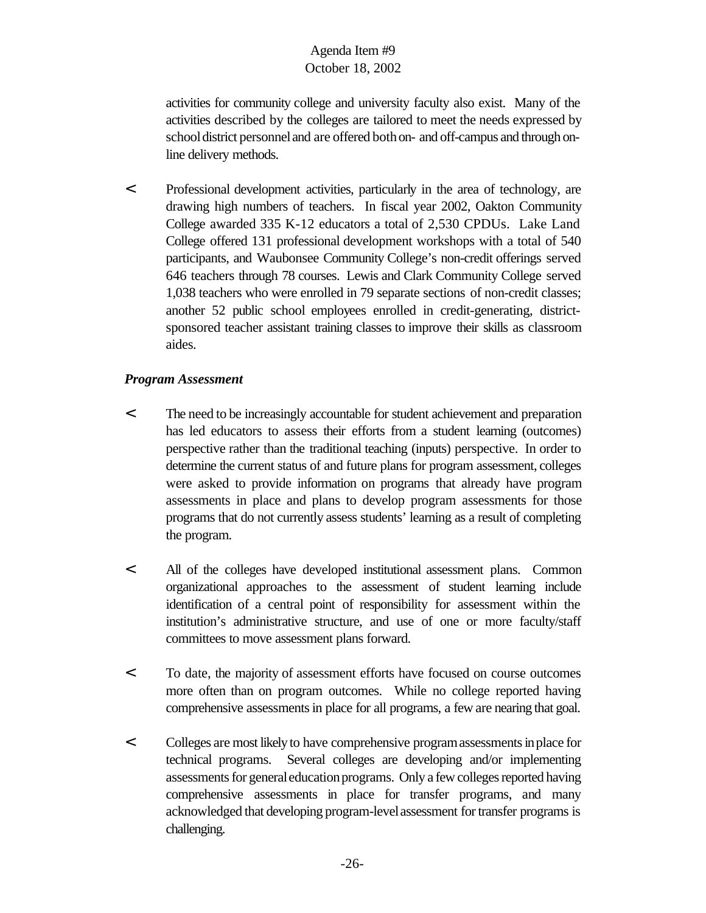activities for community college and university faculty also exist. Many of the activities described by the colleges are tailored to meet the needs expressed by school district personnel and are offered both on- and off-campus and through on-line delivery methods.

- Professional development activities, particularly in the area of technology, are drawing high numbers of teachers. In fiscal year 2002, Oakton Community College awarded 335 K-12 educators a total of 2,530 CPDUs. Lake Land College offered 131 professional development workshops with a total of 540 participants, and Waubonsee Community College's non-credit offerings served 646 teachers through 78 courses. Lewis and Clark Community College served 1,038 teachers who were enrolled in 79 separate sections of non-credit classes; another 52 public school employees enrolled in credit-generating, district-sponsored teacher assistant training classes to improve their skills as classroom aides.

***Program Assessment***

- The need to be increasingly accountable for student achievement and preparation has led educators to assess their efforts from a student learning (outcomes) perspective rather than the traditional teaching (inputs) perspective. In order to determine the current status of and future plans for program assessment, colleges were asked to provide information on programs that already have program assessments in place and plans to develop program assessments for those programs that do not currently assess students' learning as a result of completing the program.

- All of the colleges have developed institutional assessment plans. Common organizational approaches to the assessment of student learning include identification of a central point of responsibility for assessment within the institution's administrative structure, and use of one or more faculty/staff committees to move assessment plans forward.

- To date, the majority of assessment efforts have focused on course outcomes more often than on program outcomes. While no college reported having comprehensive assessments in place for all programs, a few are nearing that goal.

- Colleges are most likely to have comprehensive program assessments in place for technical programs. Several colleges are developing and/or implementing assessments for general education programs. Only a few colleges reported having comprehensive assessments in place for transfer programs, and many acknowledged that developing program-level assessment for transfer programs is challenging.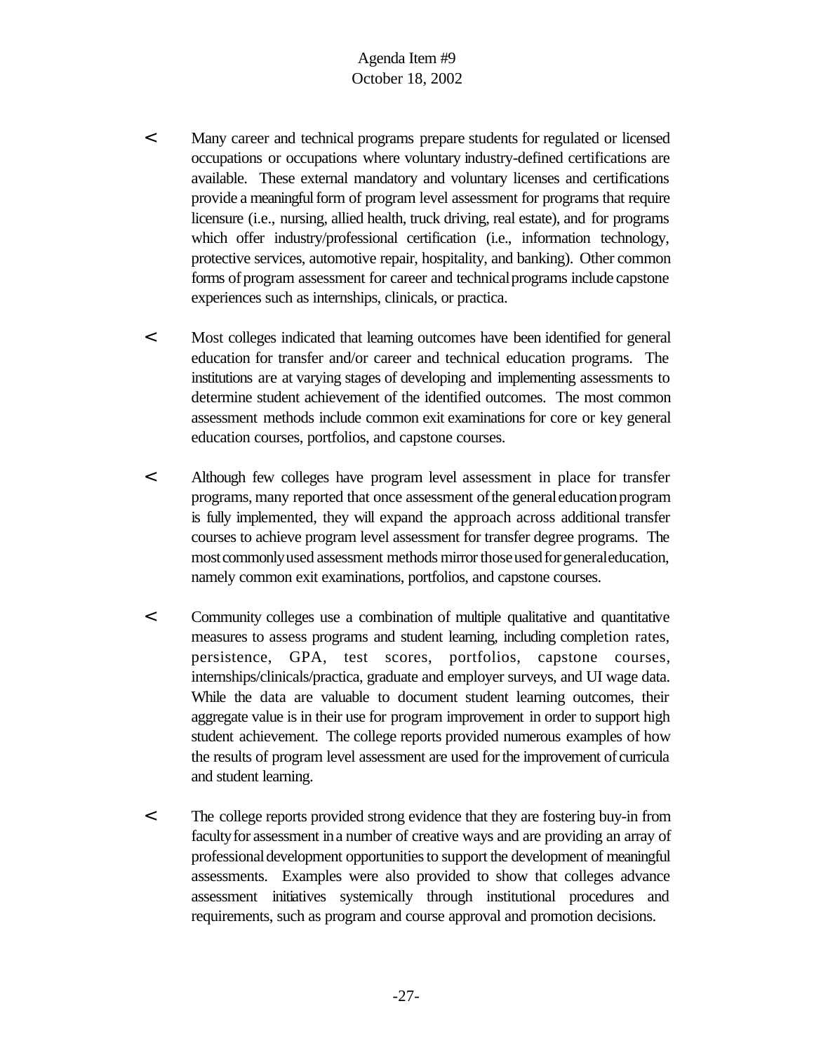- Many career and technical programs prepare students for regulated or licensed occupations or occupations where voluntary industry-defined certifications are available. These external mandatory and voluntary licenses and certifications provide a meaningful form of program level assessment for programs that require licensure (i.e., nursing, allied health, truck driving, real estate), and for programs which offer industry/professional certification (i.e., information technology, protective services, automotive repair, hospitality, and banking). Other common forms of program assessment for career and technical programs include capstone experiences such as internships, clinicals, or practica.

- Most colleges indicated that learning outcomes have been identified for general education for transfer and/or career and technical education programs. The institutions are at varying stages of developing and implementing assessments to determine student achievement of the identified outcomes. The most common assessment methods include common exit examinations for core or key general education courses, portfolios, and capstone courses.

- Although few colleges have program level assessment in place for transfer programs, many reported that once assessment of the general education program is fully implemented, they will expand the approach across additional transfer courses to achieve program level assessment for transfer degree programs. The most commonly used assessment methods mirror those used for general education, namely common exit examinations, portfolios, and capstone courses.

- Community colleges use a combination of multiple qualitative and quantitative measures to assess programs and student learning, including completion rates, persistence, GPA, test scores, portfolios, capstone courses, internships/clinicals/practica, graduate and employer surveys, and UI wage data. While the data are valuable to document student learning outcomes, their aggregate value is in their use for program improvement in order to support high student achievement. The college reports provided numerous examples of how the results of program level assessment are used for the improvement of curricula and student learning.

- The college reports provided strong evidence that they are fostering buy-in from faculty for assessment in a number of creative ways and are providing an array of professional development opportunities to support the development of meaningful assessments. Examples were also provided to show that colleges advance assessment initiatives systemically through institutional procedures and requirements, such as program and course approval and promotion decisions.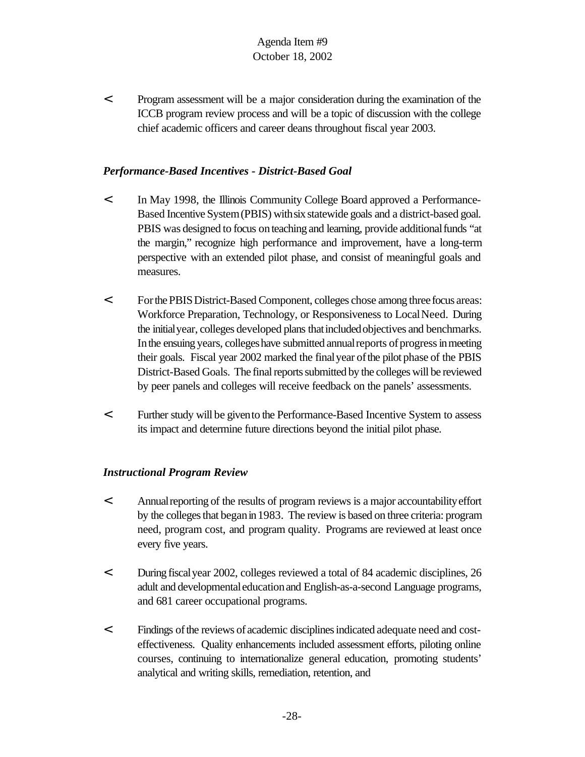- Program assessment will be a major consideration during the examination of the ICCB program review process and will be a topic of discussion with the college chief academic officers and career deans throughout fiscal year 2003.

### *Performance-Based Incentives - District-Based Goal*

- In May 1998, the Illinois Community College Board approved a Performance-Based Incentive System (PBIS) with six statewide goals and a district-based goal. PBIS was designed to focus on teaching and learning, provide additional funds "at the margin," recognize high performance and improvement, have a long-term perspective with an extended pilot phase, and consist of meaningful goals and measures.

- For the PBIS District-Based Component, colleges chose among three focus areas: Workforce Preparation, Technology, or Responsiveness to Local Need. During the initial year, colleges developed plans that included objectives and benchmarks. In the ensuing years, colleges have submitted annual reports of progress in meeting their goals. Fiscal year 2002 marked the final year of the pilot phase of the PBIS District-Based Goals. The final reports submitted by the colleges will be reviewed by peer panels and colleges will receive feedback on the panels' assessments.

- Further study will be given to the Performance-Based Incentive System to assess its impact and determine future directions beyond the initial pilot phase.

### *Instructional Program Review*

- Annual reporting of the results of program reviews is a major accountability effort by the colleges that began in 1983. The review is based on three criteria: program need, program cost, and program quality. Programs are reviewed at least once every five years.

- During fiscal year 2002, colleges reviewed a total of 84 academic disciplines, 26 adult and developmental education and English-as-a-second Language programs, and 681 career occupational programs.

- Findings of the reviews of academic disciplines indicated adequate need and cost-effectiveness. Quality enhancements included assessment efforts, piloting online courses, continuing to internationalize general education, promoting students' analytical and writing skills, remediation, retention, and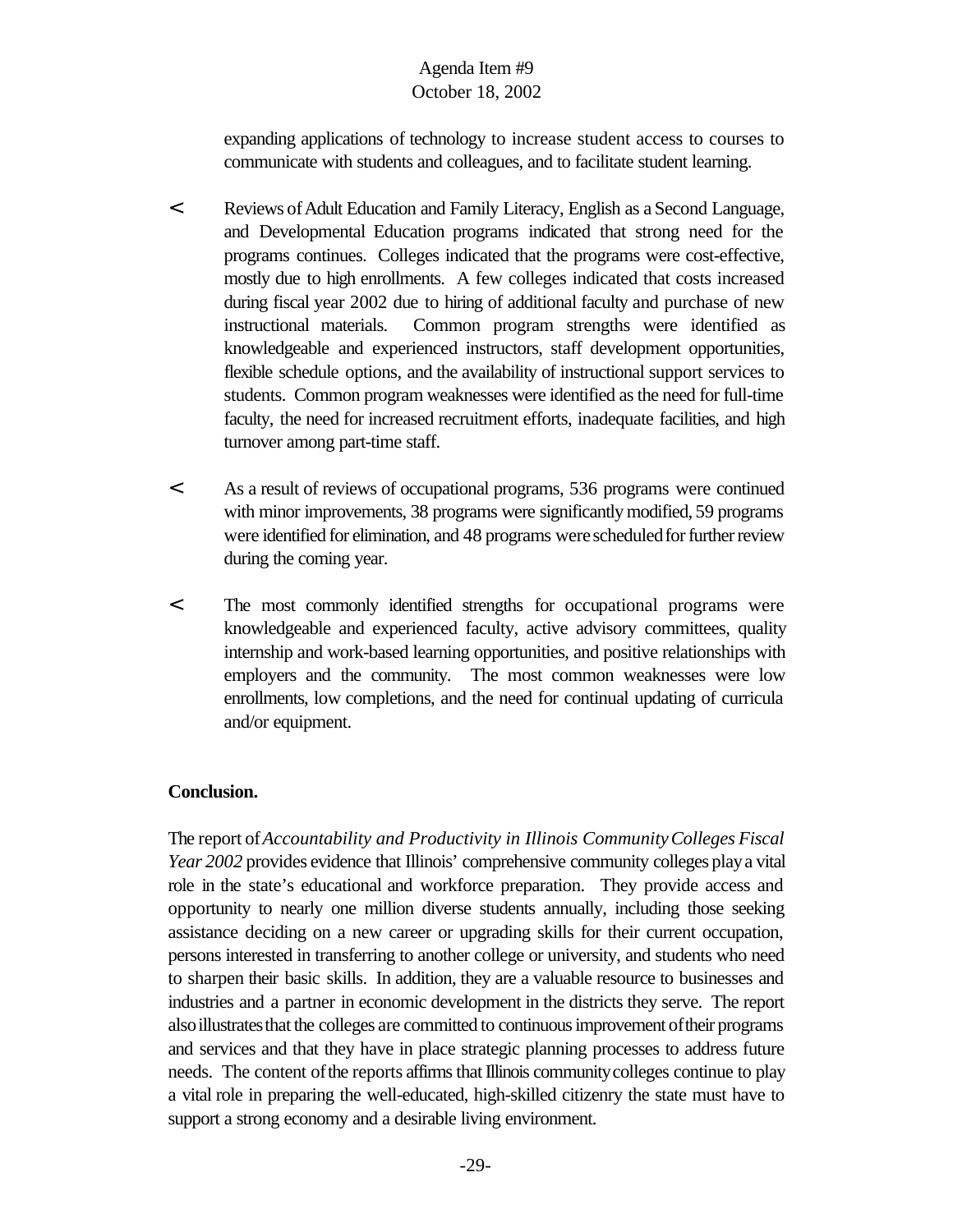expanding applications of technology to increase student access to courses to communicate with students and colleagues, and to facilitate student learning.

- Reviews of Adult Education and Family Literacy, English as a Second Language, and Developmental Education programs indicated that strong need for the programs continues. Colleges indicated that the programs were cost-effective, mostly due to high enrollments. A few colleges indicated that costs increased during fiscal year 2002 due to hiring of additional faculty and purchase of new instructional materials. Common program strengths were identified as knowledgeable and experienced instructors, staff development opportunities, flexible schedule options, and the availability of instructional support services to students. Common program weaknesses were identified as the need for full-time faculty, the need for increased recruitment efforts, inadequate facilities, and high turnover among part-time staff.

- As a result of reviews of occupational programs, 536 programs were continued with minor improvements, 38 programs were significantly modified, 59 programs were identified for elimination, and 48 programs were scheduled for further review during the coming year.

- The most commonly identified strengths for occupational programs were knowledgeable and experienced faculty, active advisory committees, quality internship and work-based learning opportunities, and positive relationships with employers and the community. The most common weaknesses were low enrollments, low completions, and the need for continual updating of curricula and/or equipment.

**Conclusion.**

The report of *Accountability and Productivity in Illinois Community Colleges Fiscal Year 2002* provides evidence that Illinois' comprehensive community colleges play a vital role in the state's educational and workforce preparation. They provide access and opportunity to nearly one million diverse students annually, including those seeking assistance deciding on a new career or upgrading skills for their current occupation, persons interested in transferring to another college or university, and students who need to sharpen their basic skills. In addition, they are a valuable resource to businesses and industries and a partner in economic development in the districts they serve. The report also illustrates that the colleges are committed to continuous improvement of their programs and services and that they have in place strategic planning processes to address future needs. The content of the reports affirms that Illinois community colleges continue to play a vital role in preparing the well-educated, high-skilled citizenry the state must have to support a strong economy and a desirable living environment.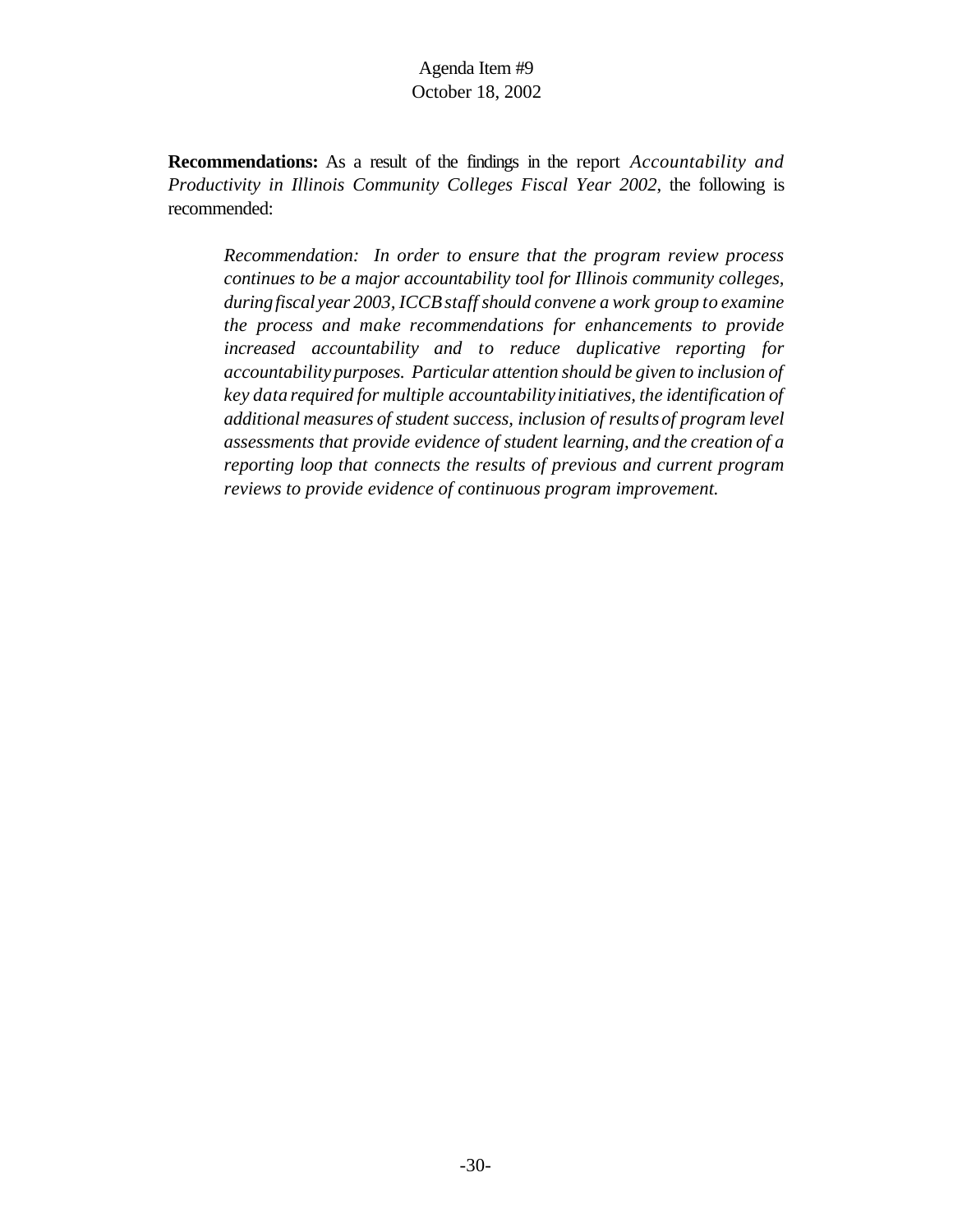**Recommendations:** As a result of the findings in the report *Accountability and Productivity in Illinois Community Colleges Fiscal Year 2002*, the following is recommended:

> *Recommendation: In order to ensure that the program review process continues to be a major accountability tool for Illinois community colleges, during fiscal year 2003, ICCB staff should convene a work group to examine the process and make recommendations for enhancements to provide increased accountability and to reduce duplicative reporting for accountability purposes. Particular attention should be given to inclusion of key data required for multiple accountability initiatives, the identification of additional measures of student success, inclusion of results of program level assessments that provide evidence of student learning, and the creation of a reporting loop that connects the results of previous and current program reviews to provide evidence of continuous program improvement.*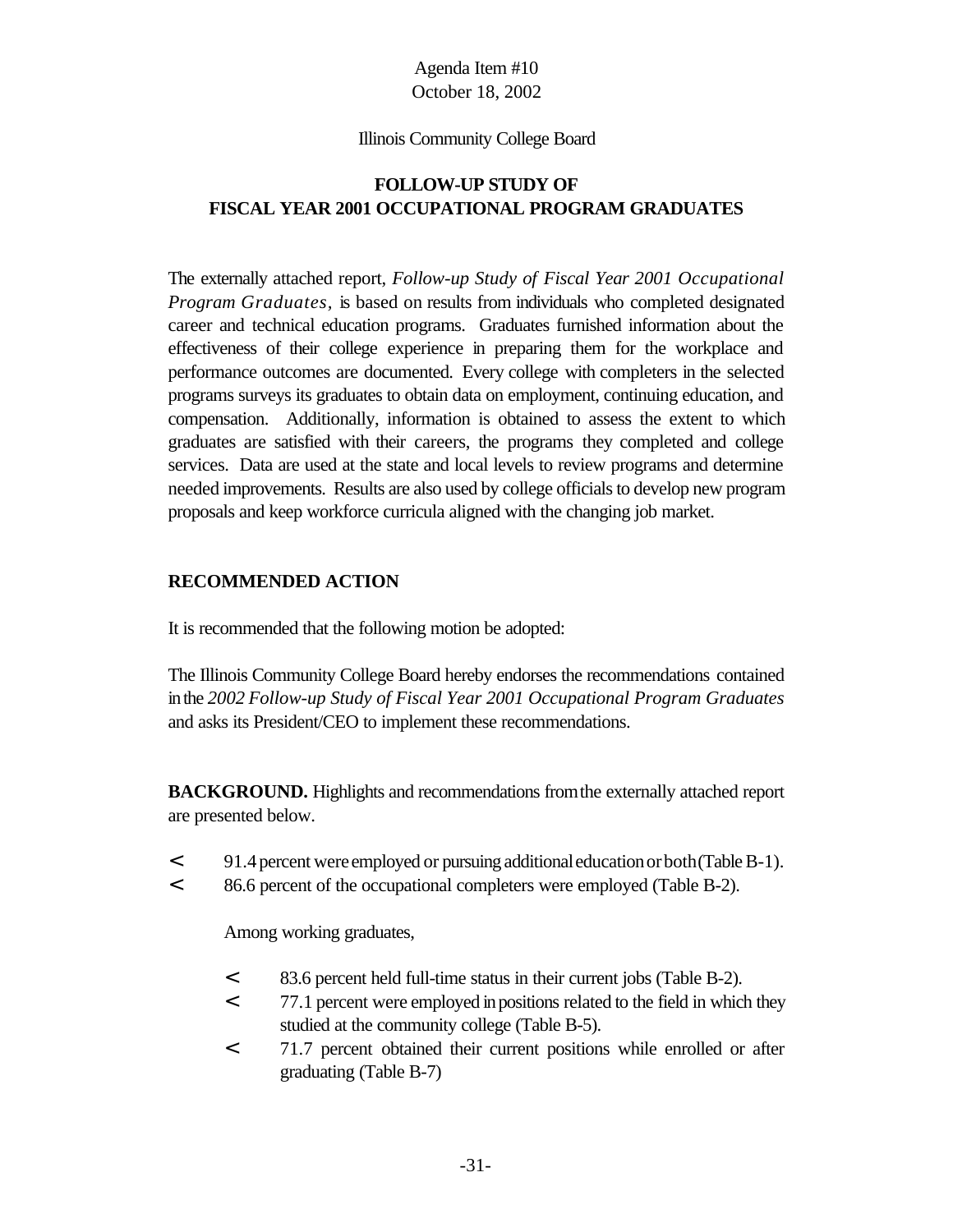Agenda Item #10
October 18, 2002

Illinois Community College Board

# FOLLOW-UP STUDY OF FISCAL YEAR 2001 OCCUPATIONAL PROGRAM GRADUATES

The externally attached report, *Follow-up Study of Fiscal Year 2001 Occupational Program Graduates,* is based on results from individuals who completed designated career and technical education programs. Graduates furnished information about the effectiveness of their college experience in preparing them for the workplace and performance outcomes are documented. Every college with completers in the selected programs surveys its graduates to obtain data on employment, continuing education, and compensation. Additionally, information is obtained to assess the extent to which graduates are satisfied with their careers, the programs they completed and college services. Data are used at the state and local levels to review programs and determine needed improvements. Results are also used by college officials to develop new program proposals and keep workforce curricula aligned with the changing job market.

## RECOMMENDED ACTION

It is recommended that the following motion be adopted:

The Illinois Community College Board hereby endorses the recommendations contained in the *2002 Follow-up Study of Fiscal Year 2001 Occupational Program Graduates* and asks its President/CEO to implement these recommendations.

**BACKGROUND.** Highlights and recommendations from the externally attached report are presented below.

- 91.4 percent were employed or pursuing additional education or both (Table B-1).
- 86.6 percent of the occupational completers were employed (Table B-2).

  Among working graduates,

  - 83.6 percent held full-time status in their current jobs (Table B-2).
  - 77.1 percent were employed in positions related to the field in which they studied at the community college (Table B-5).
  - 71.7 percent obtained their current positions while enrolled or after graduating (Table B-7)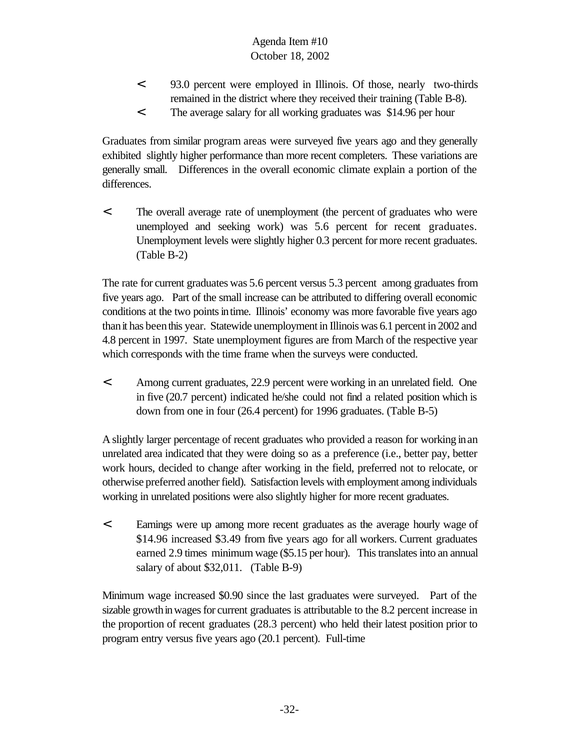- 93.0 percent were employed in Illinois. Of those, nearly two-thirds remained in the district where they received their training (Table B-8).
- The average salary for all working graduates was $14.96 per hour

Graduates from similar program areas were surveyed five years ago and they generally exhibited slightly higher performance than more recent completers. These variations are generally small. Differences in the overall economic climate explain a portion of the differences.

- The overall average rate of unemployment (the percent of graduates who were unemployed and seeking work) was 5.6 percent for recent graduates. Unemployment levels were slightly higher 0.3 percent for more recent graduates. (Table B-2)

The rate for current graduates was 5.6 percent versus 5.3 percent among graduates from five years ago. Part of the small increase can be attributed to differing overall economic conditions at the two points in time. Illinois' economy was more favorable five years ago than it has been this year. Statewide unemployment in Illinois was 6.1 percent in 2002 and 4.8 percent in 1997. State unemployment figures are from March of the respective year which corresponds with the time frame when the surveys were conducted.

- Among current graduates, 22.9 percent were working in an unrelated field. One in five (20.7 percent) indicated he/she could not find a related position which is down from one in four (26.4 percent) for 1996 graduates. (Table B-5)

A slightly larger percentage of recent graduates who provided a reason for working in an unrelated area indicated that they were doing so as a preference (i.e., better pay, better work hours, decided to change after working in the field, preferred not to relocate, or otherwise preferred another field). Satisfaction levels with employment among individuals working in unrelated positions were also slightly higher for more recent graduates.

- Earnings were up among more recent graduates as the average hourly wage of $14.96 increased $3.49 from five years ago for all workers. Current graduates earned 2.9 times minimum wage ($5.15 per hour). This translates into an annual salary of about $32,011. (Table B-9)

Minimum wage increased $0.90 since the last graduates were surveyed. Part of the sizable growth in wages for current graduates is attributable to the 8.2 percent increase in the proportion of recent graduates (28.3 percent) who held their latest position prior to program entry versus five years ago (20.1 percent). Full-time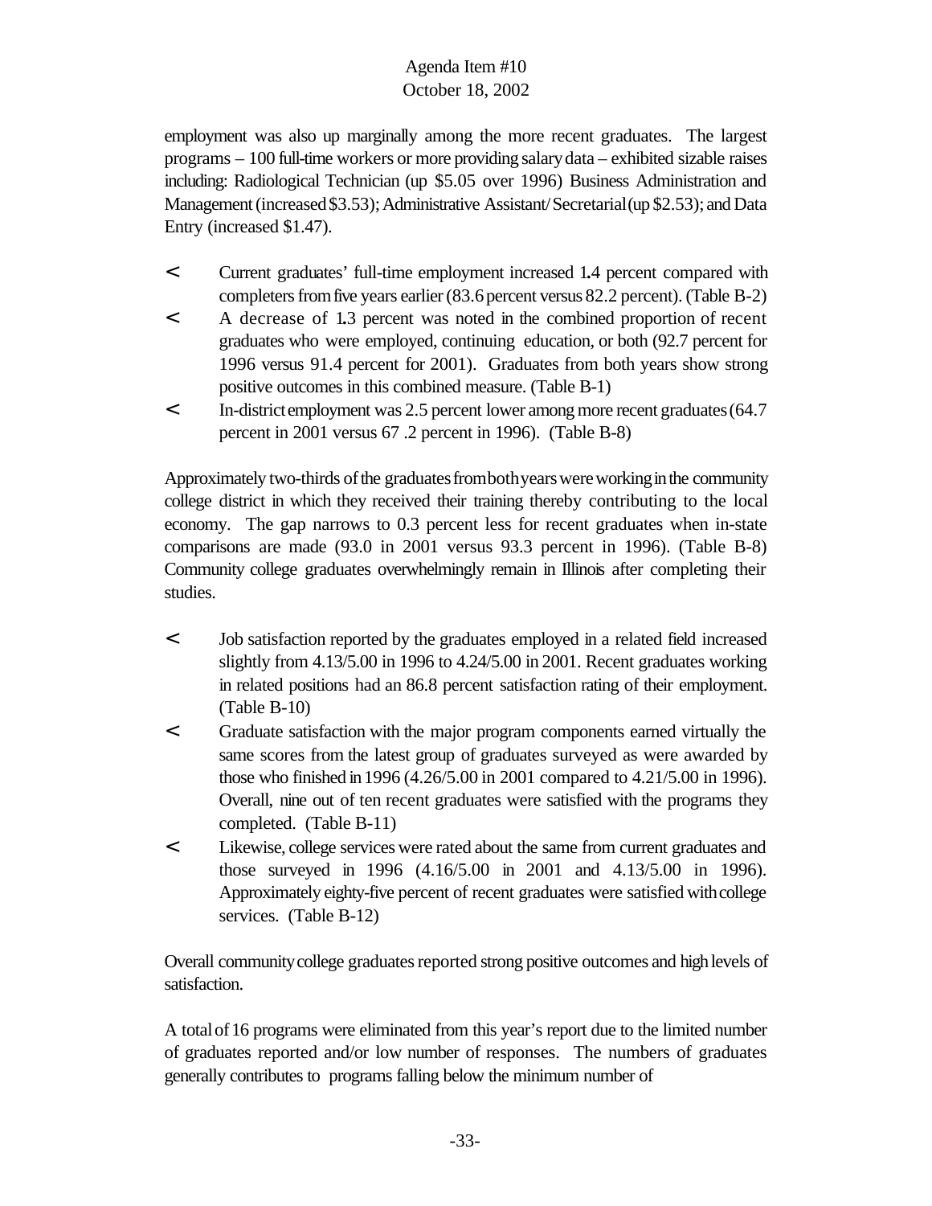employment was also up marginally among the more recent graduates. The largest programs – 100 full-time workers or more providing salary data – exhibited sizable raises including: Radiological Technician (up $5.05 over 1996) Business Administration and Management (increased $3.53); Administrative Assistant/Secretarial (up $2.53); and Data Entry (increased $1.47).

- Current graduates' full-time employment increased 1.4 percent compared with completers from five years earlier (83.6 percent versus 82.2 percent). (Table B-2)
- A decrease of 1.3 percent was noted in the combined proportion of recent graduates who were employed, continuing education, or both (92.7 percent for 1996 versus 91.4 percent for 2001). Graduates from both years show strong positive outcomes in this combined measure. (Table B-1)
- In-district employment was 2.5 percent lower among more recent graduates (64.7 percent in 2001 versus 67 .2 percent in 1996). (Table B-8)

Approximately two-thirds of the graduates from both years were working in the community college district in which they received their training thereby contributing to the local economy. The gap narrows to 0.3 percent less for recent graduates when in-state comparisons are made (93.0 in 2001 versus 93.3 percent in 1996). (Table B-8) Community college graduates overwhelmingly remain in Illinois after completing their studies.

- Job satisfaction reported by the graduates employed in a related field increased slightly from 4.13/5.00 in 1996 to 4.24/5.00 in 2001. Recent graduates working in related positions had an 86.8 percent satisfaction rating of their employment. (Table B-10)
- Graduate satisfaction with the major program components earned virtually the same scores from the latest group of graduates surveyed as were awarded by those who finished in 1996 (4.26/5.00 in 2001 compared to 4.21/5.00 in 1996). Overall, nine out of ten recent graduates were satisfied with the programs they completed. (Table B-11)
- Likewise, college services were rated about the same from current graduates and those surveyed in 1996 (4.16/5.00 in 2001 and 4.13/5.00 in 1996). Approximately eighty-five percent of recent graduates were satisfied with college services. (Table B-12)

Overall community college graduates reported strong positive outcomes and high levels of satisfaction.

A total of 16 programs were eliminated from this year's report due to the limited number of graduates reported and/or low number of responses. The numbers of graduates generally contributes to programs falling below the minimum number of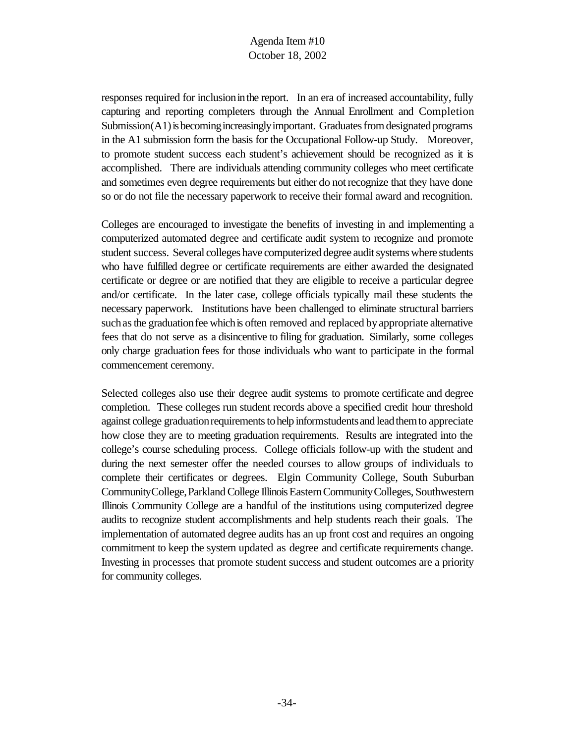responses required for inclusion in the report. In an era of increased accountability, fully capturing and reporting completers through the Annual Enrollment and Completion Submission (A1) is becoming increasingly important. Graduates from designated programs in the A1 submission form the basis for the Occupational Follow-up Study. Moreover, to promote student success each student's achievement should be recognized as it is accomplished. There are individuals attending community colleges who meet certificate and sometimes even degree requirements but either do not recognize that they have done so or do not file the necessary paperwork to receive their formal award and recognition.

Colleges are encouraged to investigate the benefits of investing in and implementing a computerized automated degree and certificate audit system to recognize and promote student success. Several colleges have computerized degree audit systems where students who have fulfilled degree or certificate requirements are either awarded the designated certificate or degree or are notified that they are eligible to receive a particular degree and/or certificate. In the later case, college officials typically mail these students the necessary paperwork. Institutions have been challenged to eliminate structural barriers such as the graduation fee which is often removed and replaced by appropriate alternative fees that do not serve as a disincentive to filing for graduation. Similarly, some colleges only charge graduation fees for those individuals who want to participate in the formal commencement ceremony.

Selected colleges also use their degree audit systems to promote certificate and degree completion. These colleges run student records above a specified credit hour threshold against college graduation requirements to help inform students and lead them to appreciate how close they are to meeting graduation requirements. Results are integrated into the college's course scheduling process. College officials follow-up with the student and during the next semester offer the needed courses to allow groups of individuals to complete their certificates or degrees. Elgin Community College, South Suburban Community College, Parkland College Illinois Eastern Community Colleges, Southwestern Illinois Community College are a handful of the institutions using computerized degree audits to recognize student accomplishments and help students reach their goals. The implementation of automated degree audits has an up front cost and requires an ongoing commitment to keep the system updated as degree and certificate requirements change. Investing in processes that promote student success and student outcomes are a priority for community colleges.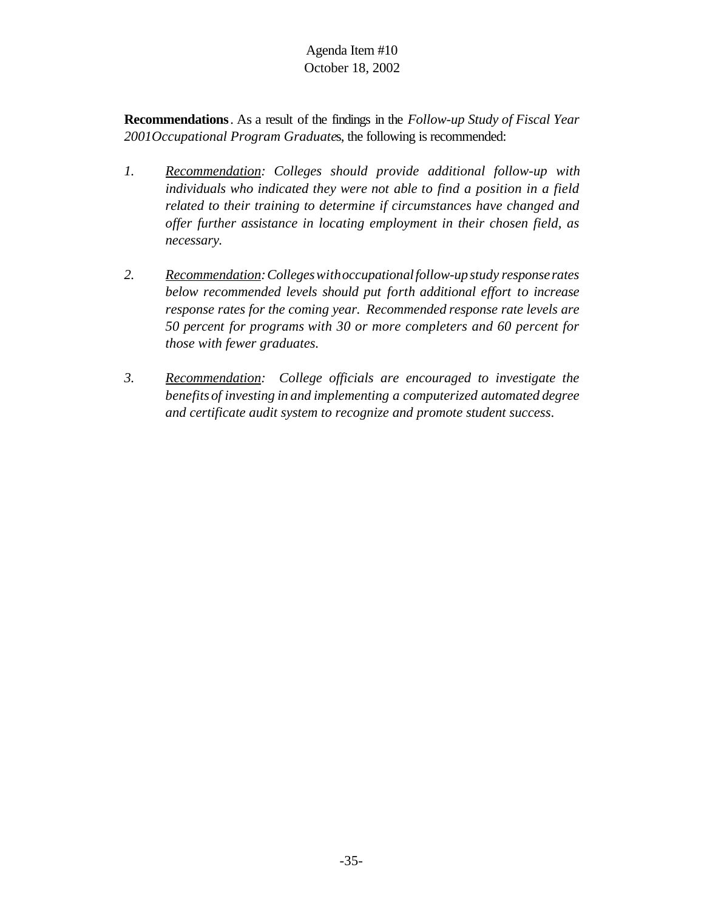**Recommendations**. As a result of the findings in the *Follow-up Study of Fiscal Year 2001 Occupational Program Graduates*, the following is recommended:

1. *Recommendation: Colleges should provide additional follow-up with individuals who indicated they were not able to find a position in a field related to their training to determine if circumstances have changed and offer further assistance in locating employment in their chosen field, as necessary.*

2. *Recommendation: Colleges with occupational follow-up study response rates below recommended levels should put forth additional effort to increase response rates for the coming year. Recommended response rate levels are 50 percent for programs with 30 or more completers and 60 percent for those with fewer graduates.*

3. *Recommendation: College officials are encouraged to investigate the benefits of investing in and implementing a computerized automated degree and certificate audit system to recognize and promote student success.*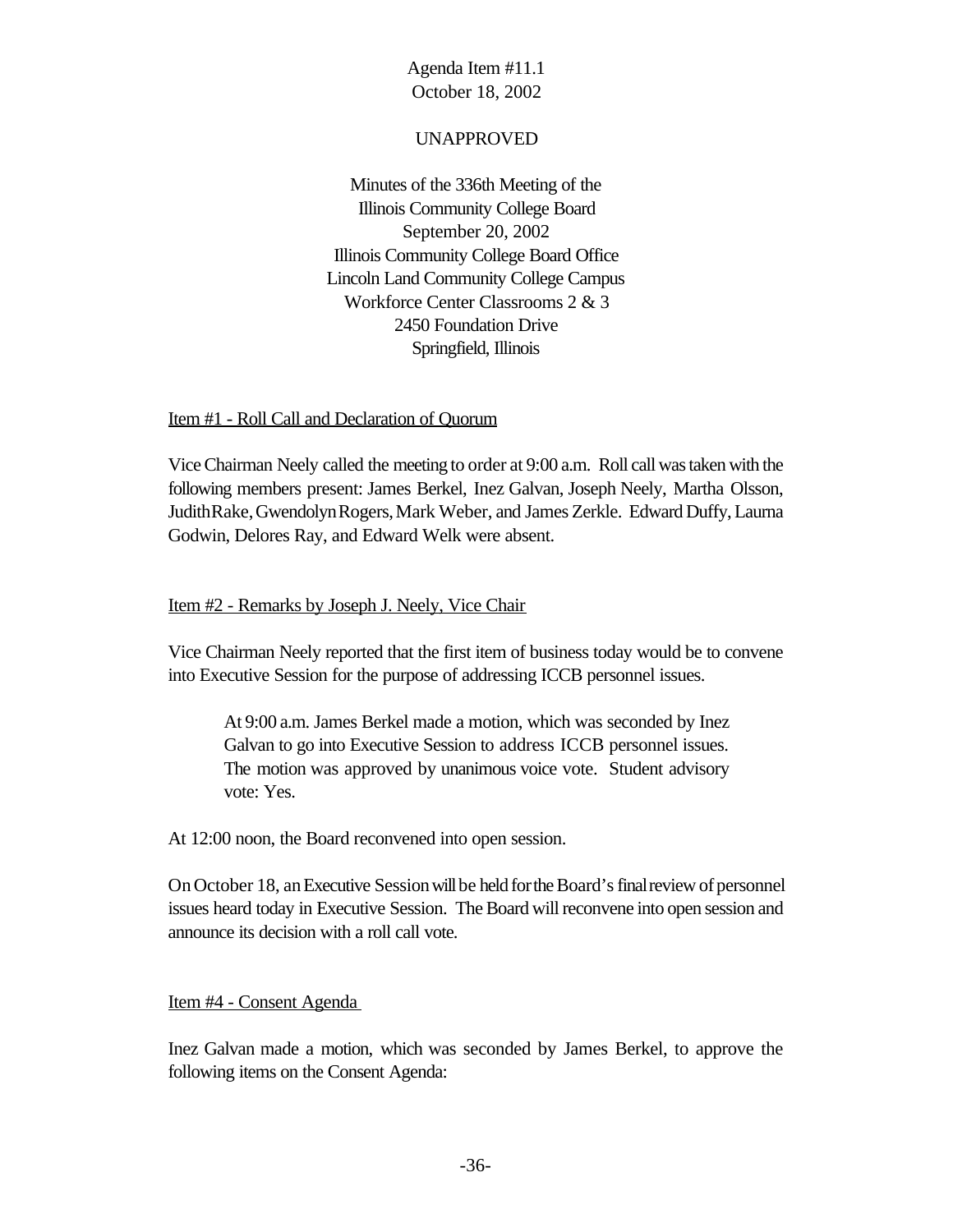Agenda Item #11.1
October 18, 2002

UNAPPROVED

Minutes of the 336th Meeting of the
Illinois Community College Board
September 20, 2002
Illinois Community College Board Office
Lincoln Land Community College Campus
Workforce Center Classrooms 2 & 3
2450 Foundation Drive
Springfield, Illinois

Item #1 - Roll Call and Declaration of Quorum

Vice Chairman Neely called the meeting to order at 9:00 a.m. Roll call was taken with the following members present: James Berkel, Inez Galvan, Joseph Neely, Martha Olsson, Judith Rake, Gwendolyn Rogers, Mark Weber, and James Zerkle. Edward Duffy, Laurna Godwin, Delores Ray, and Edward Welk were absent.

Item #2 - Remarks by Joseph J. Neely, Vice Chair

Vice Chairman Neely reported that the first item of business today would be to convene into Executive Session for the purpose of addressing ICCB personnel issues.

> At 9:00 a.m. James Berkel made a motion, which was seconded by Inez Galvan to go into Executive Session to address ICCB personnel issues. The motion was approved by unanimous voice vote. Student advisory vote: Yes.

At 12:00 noon, the Board reconvened into open session.

On October 18, an Executive Session will be held for the Board's final review of personnel issues heard today in Executive Session. The Board will reconvene into open session and announce its decision with a roll call vote.

Item #4 - Consent Agenda

Inez Galvan made a motion, which was seconded by James Berkel, to approve the following items on the Consent Agenda: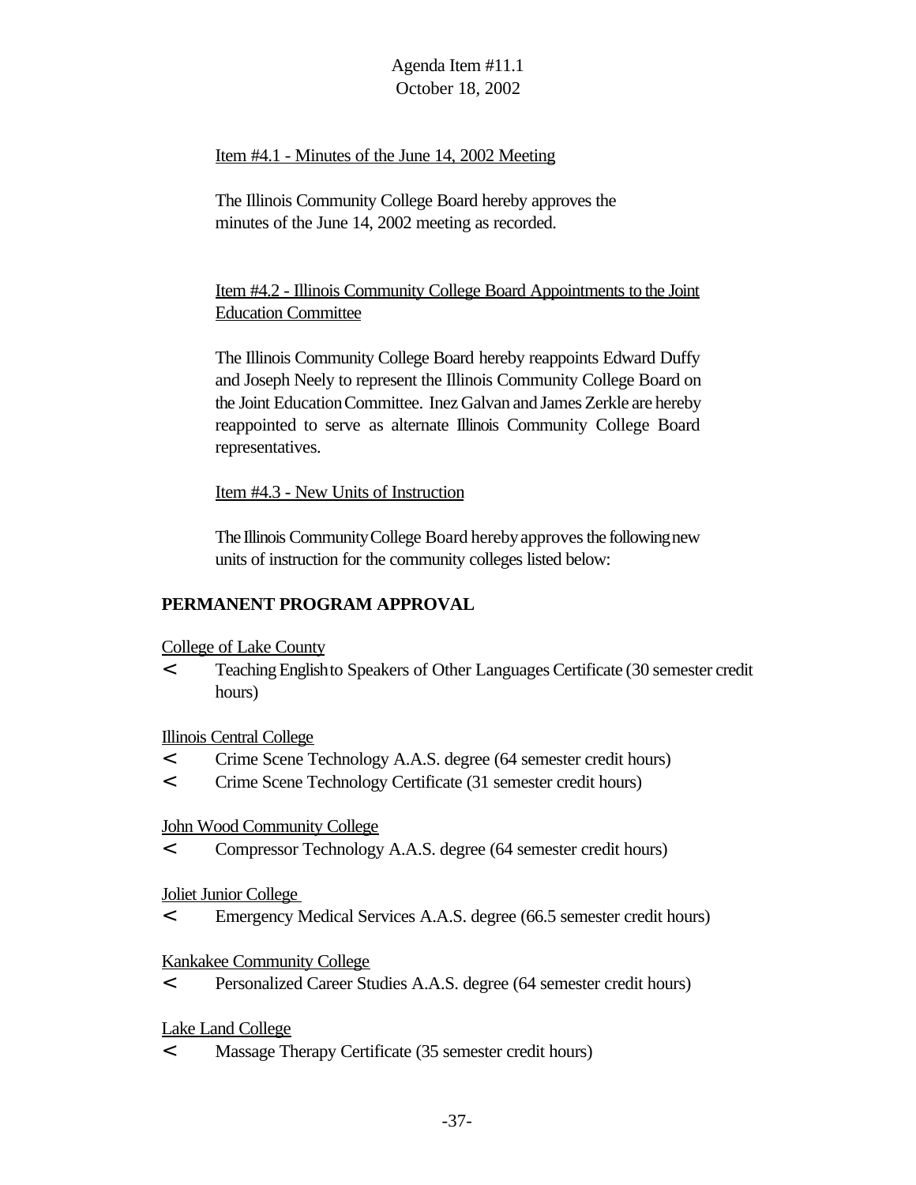Agenda Item #11.1
October 18, 2002

Item #4.1 - Minutes of the June 14, 2002 Meeting

The Illinois Community College Board hereby approves the minutes of the June 14, 2002 meeting as recorded.

Item #4.2 - Illinois Community College Board Appointments to the Joint Education Committee

The Illinois Community College Board hereby reappoints Edward Duffy and Joseph Neely to represent the Illinois Community College Board on the Joint Education Committee. Inez Galvan and James Zerkle are hereby reappointed to serve as alternate Illinois Community College Board representatives.

Item #4.3 - New Units of Instruction

The Illinois Community College Board hereby approves the following new units of instruction for the community colleges listed below:

**PERMANENT PROGRAM APPROVAL**

College of Lake County

- Teaching English to Speakers of Other Languages Certificate (30 semester credit hours)

Illinois Central College

- Crime Scene Technology A.A.S. degree (64 semester credit hours)
- Crime Scene Technology Certificate (31 semester credit hours)

John Wood Community College

- Compressor Technology A.A.S. degree (64 semester credit hours)

Joliet Junior College

- Emergency Medical Services A.A.S. degree (66.5 semester credit hours)

Kankakee Community College

- Personalized Career Studies A.A.S. degree (64 semester credit hours)

Lake Land College

- Massage Therapy Certificate (35 semester credit hours)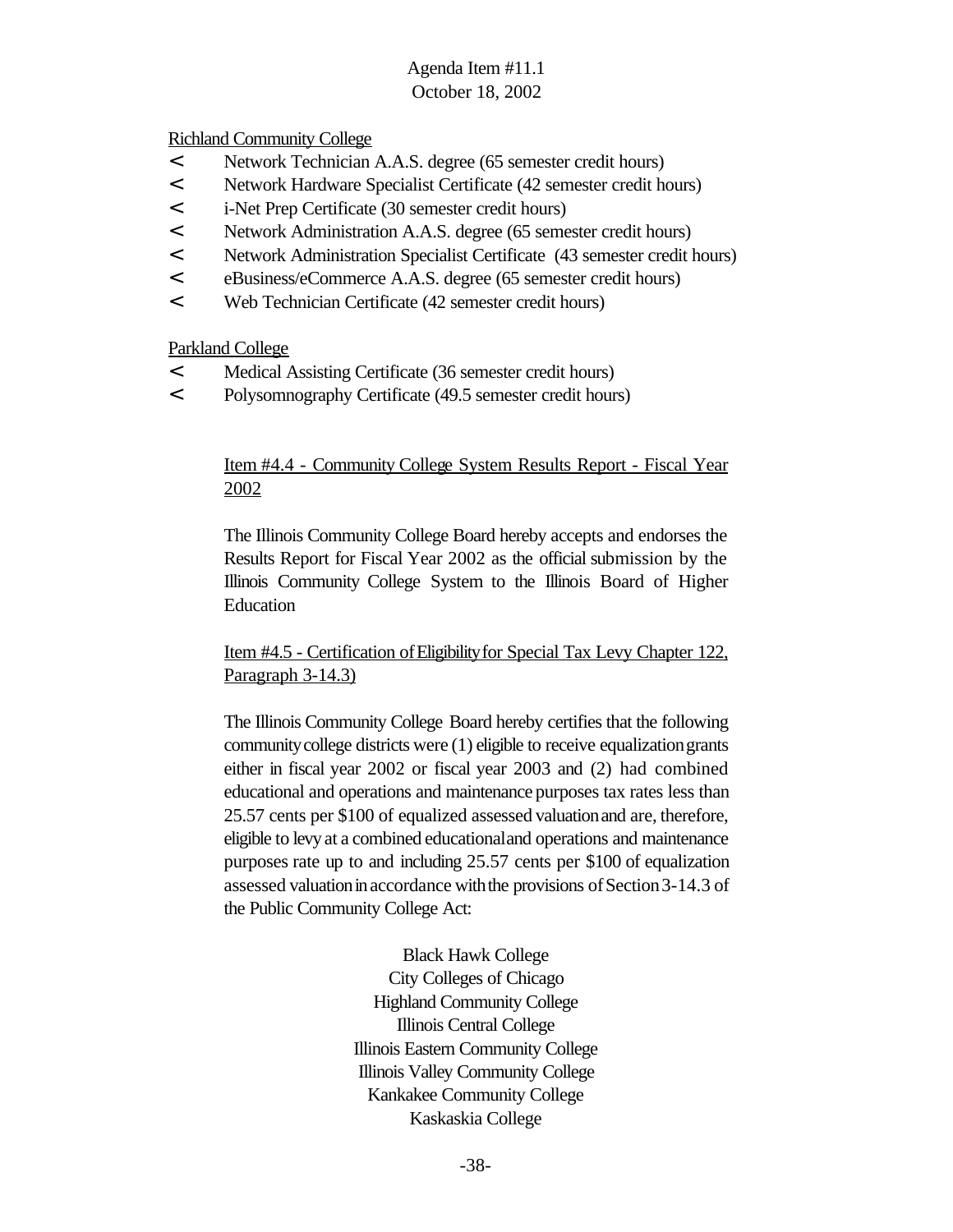Richland Community College

- Network Technician A.A.S. degree (65 semester credit hours)
- Network Hardware Specialist Certificate (42 semester credit hours)
- i-Net Prep Certificate (30 semester credit hours)
- Network Administration A.A.S. degree (65 semester credit hours)
- Network Administration Specialist Certificate (43 semester credit hours)
- eBusiness/eCommerce A.A.S. degree (65 semester credit hours)
- Web Technician Certificate (42 semester credit hours)

Parkland College

- Medical Assisting Certificate (36 semester credit hours)
- Polysomnography Certificate (49.5 semester credit hours)

Item #4.4 - Community College System Results Report - Fiscal Year 2002

The Illinois Community College Board hereby accepts and endorses the Results Report for Fiscal Year 2002 as the official submission by the Illinois Community College System to the Illinois Board of Higher Education

Item #4.5 - Certification of Eligibility for Special Tax Levy Chapter 122, Paragraph 3-14.3)

The Illinois Community College Board hereby certifies that the following community college districts were (1) eligible to receive equalization grants either in fiscal year 2002 or fiscal year 2003 and (2) had combined educational and operations and maintenance purposes tax rates less than 25.57 cents per $100 of equalized assessed valuation and are, therefore, eligible to levy at a combined educational and operations and maintenance purposes rate up to and including 25.57 cents per $100 of equalization assessed valuation in accordance with the provisions of Section 3-14.3 of the Public Community College Act:

Black Hawk College
City Colleges of Chicago
Highland Community College
Illinois Central College
Illinois Eastern Community College
Illinois Valley Community College
Kankakee Community College
Kaskaskia College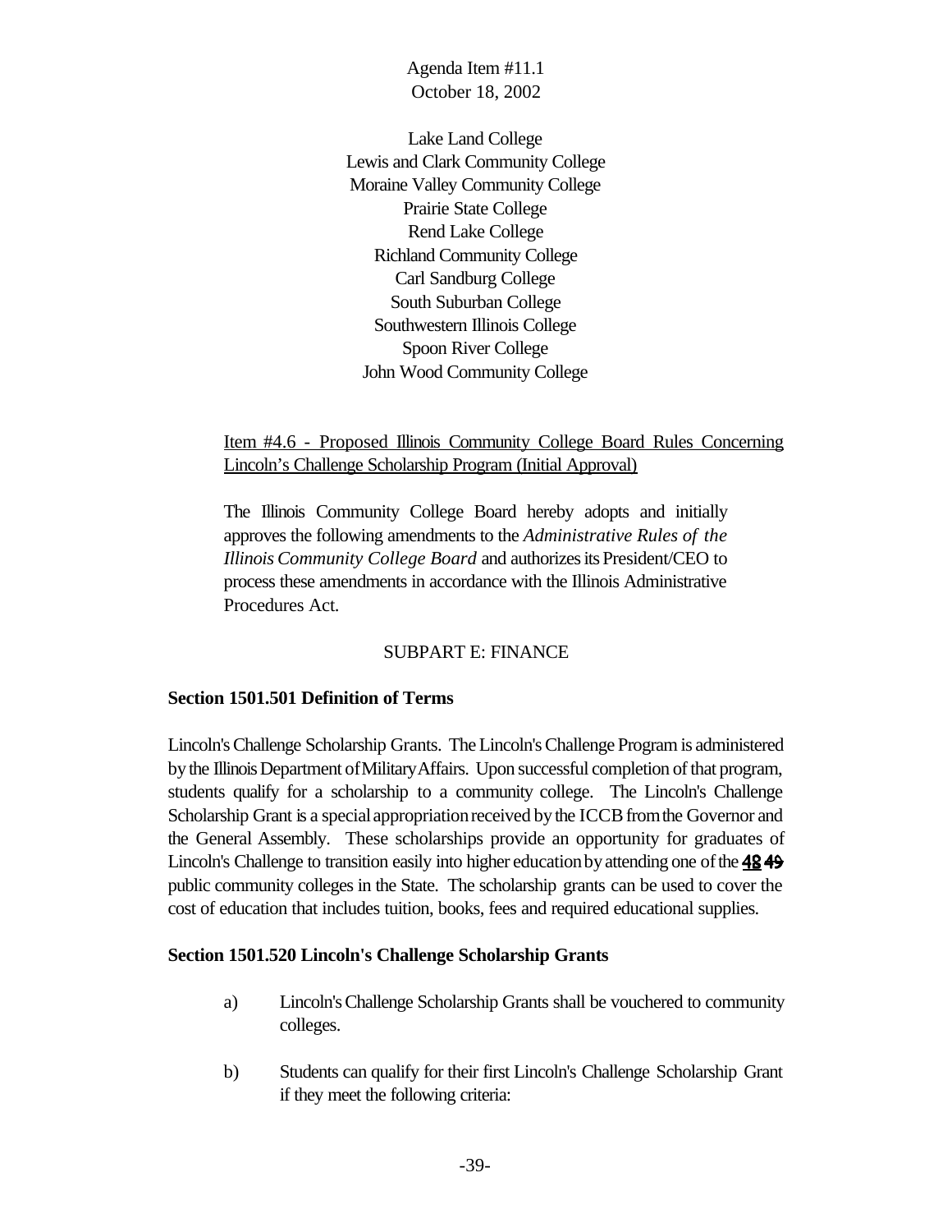Agenda Item #11.1
October 18, 2002

Lake Land College
Lewis and Clark Community College
Moraine Valley Community College
Prairie State College
Rend Lake College
Richland Community College
Carl Sandburg College
South Suburban College
Southwestern Illinois College
Spoon River College
John Wood Community College

Item #4.6 - Proposed Illinois Community College Board Rules Concerning Lincoln's Challenge Scholarship Program (Initial Approval)

The Illinois Community College Board hereby adopts and initially approves the following amendments to the *Administrative Rules of the Illinois Community College Board* and authorizes its President/CEO to process these amendments in accordance with the Illinois Administrative Procedures Act.

SUBPART E: FINANCE

**Section 1501.501 Definition of Terms**

Lincoln's Challenge Scholarship Grants. The Lincoln's Challenge Program is administered by the Illinois Department of Military Affairs. Upon successful completion of that program, students qualify for a scholarship to a community college. The Lincoln's Challenge Scholarship Grant is a special appropriation received by the ICCB from the Governor and the General Assembly. These scholarships provide an opportunity for graduates of Lincoln's Challenge to transition easily into higher education by attending one of the **48** ~~49~~ public community colleges in the State. The scholarship grants can be used to cover the cost of education that includes tuition, books, fees and required educational supplies.

**Section 1501.520 Lincoln's Challenge Scholarship Grants**

a) Lincoln's Challenge Scholarship Grants shall be vouchered to community colleges.

b) Students can qualify for their first Lincoln's Challenge Scholarship Grant if they meet the following criteria: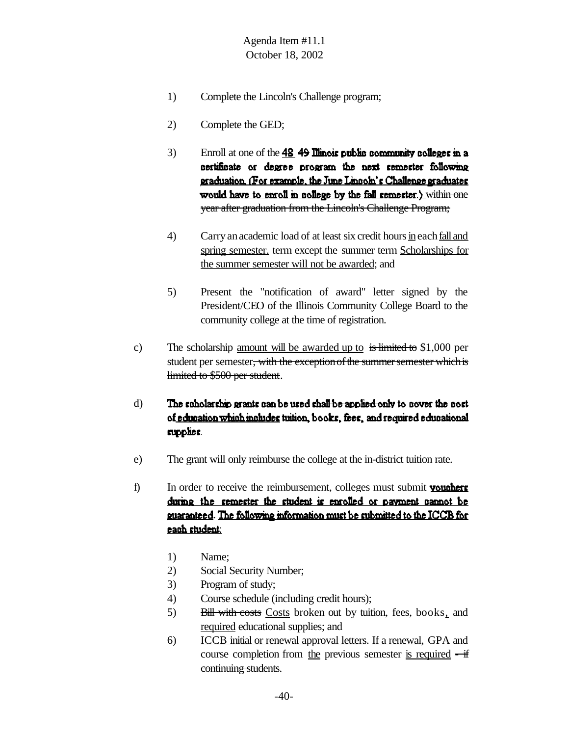1) Complete the Lincoln's Challenge program;

2) Complete the GED;

3) Enroll at one of the 48 ~~49~~ Illinois public community colleges in a certificate or degree program the next semester following graduation. (For example, the June Lincoln's Challenge graduates would have to enroll in college by the fall semester.) ~~within one year after graduation from the Lincoln's Challenge Program;~~

4) Carry an academic load of at least six credit hours in each fall and spring semester. ~~term except the summer term~~ Scholarships for the summer semester will not be awarded; and

5) Present the "notification of award" letter signed by the President/CEO of the Illinois Community College Board to the community college at the time of registration.

c) The scholarship amount will be awarded up to ~~is limited to~~ $1,000 per student per semester~~, with the exception of the summer semester which is limited to $500 per student~~.

d) **The scholarship grants can be used ~~shall be applied only~~ to cover the cost of education which includes tuition, books, fees, and required educational supplies.**

e) The grant will only reimburse the college at the in-district tuition rate.

f) In order to receive the reimbursement, colleges must submit **vouchers during the semester the student is enrolled or payment cannot be guaranteed**. **The following information must be submitted to the ICCB for each student:**

1) Name;
2) Social Security Number;
3) Program of study;
4) Course schedule (including credit hours);
5) ~~Bill with costs~~ Costs broken out by tuition, fees, books, and required educational supplies; and
6) ICCB initial or renewal approval letters. If a renewal, GPA and course completion from the previous semester is required ~~– if continuing students~~.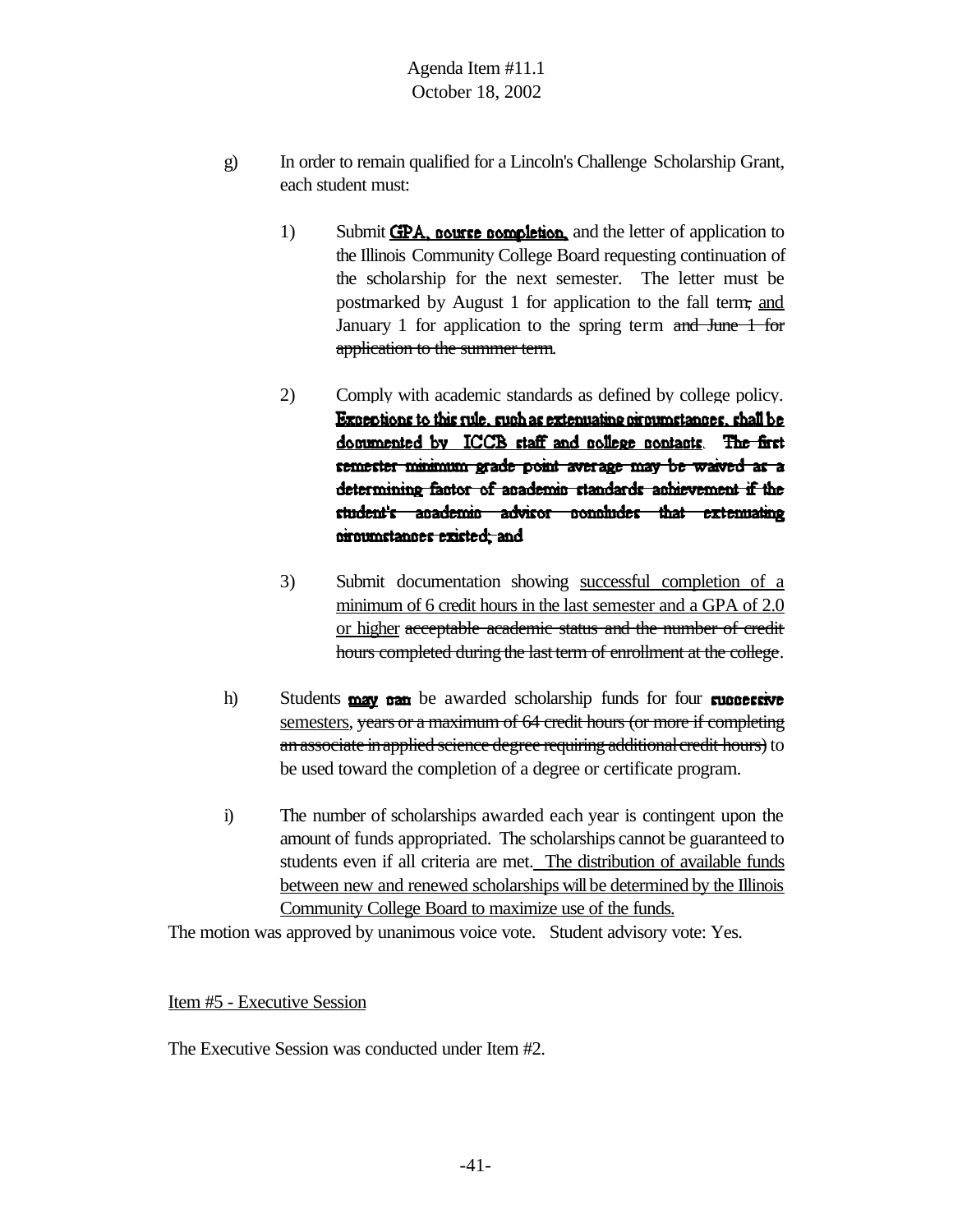g) In order to remain qualified for a Lincoln's Challenge Scholarship Grant, each student must:

1) Submit **GPA, course completion,** and the letter of application to the Illinois Community College Board requesting continuation of the scholarship for the next semester. The letter must be postmarked by August 1 for application to the fall term~~,~~ and January 1 for application to the spring term ~~and June 1 for application to the summer term~~.

2) Comply with academic standards as defined by college policy. **Exceptions to this rule, such as extenuating circumstances, shall be documented by ICCB staff and college contacts**. ~~**The first semester minimum grade point average may be waived as a determining factor of academic standards achievement if the student's academic advisor concludes that extenuating circumstances existed; and**~~

3) Submit documentation showing <u>successful completion of a minimum of 6 credit hours in the last semester and a GPA of 2.0 or higher</u> ~~acceptable academic status and the number of credit hours completed during the last term of enrollment at the college~~.

h) Students **may** ~~**can**~~ be awarded scholarship funds for four **successive** <u>semesters</u>, ~~years or a maximum of 64 credit hours (or more if completing an associate in applied science degree requiring additional credit hours)~~ to be used toward the completion of a degree or certificate program.

i) The number of scholarships awarded each year is contingent upon the amount of funds appropriated. The scholarships cannot be guaranteed to students even if all criteria are met. <u>The distribution of available funds between new and renewed scholarships will be determined by the Illinois Community College Board to maximize use of the funds.</u>

The motion was approved by unanimous voice vote. Student advisory vote: Yes.

<u>Item #5 - Executive Session</u>

The Executive Session was conducted under Item #2.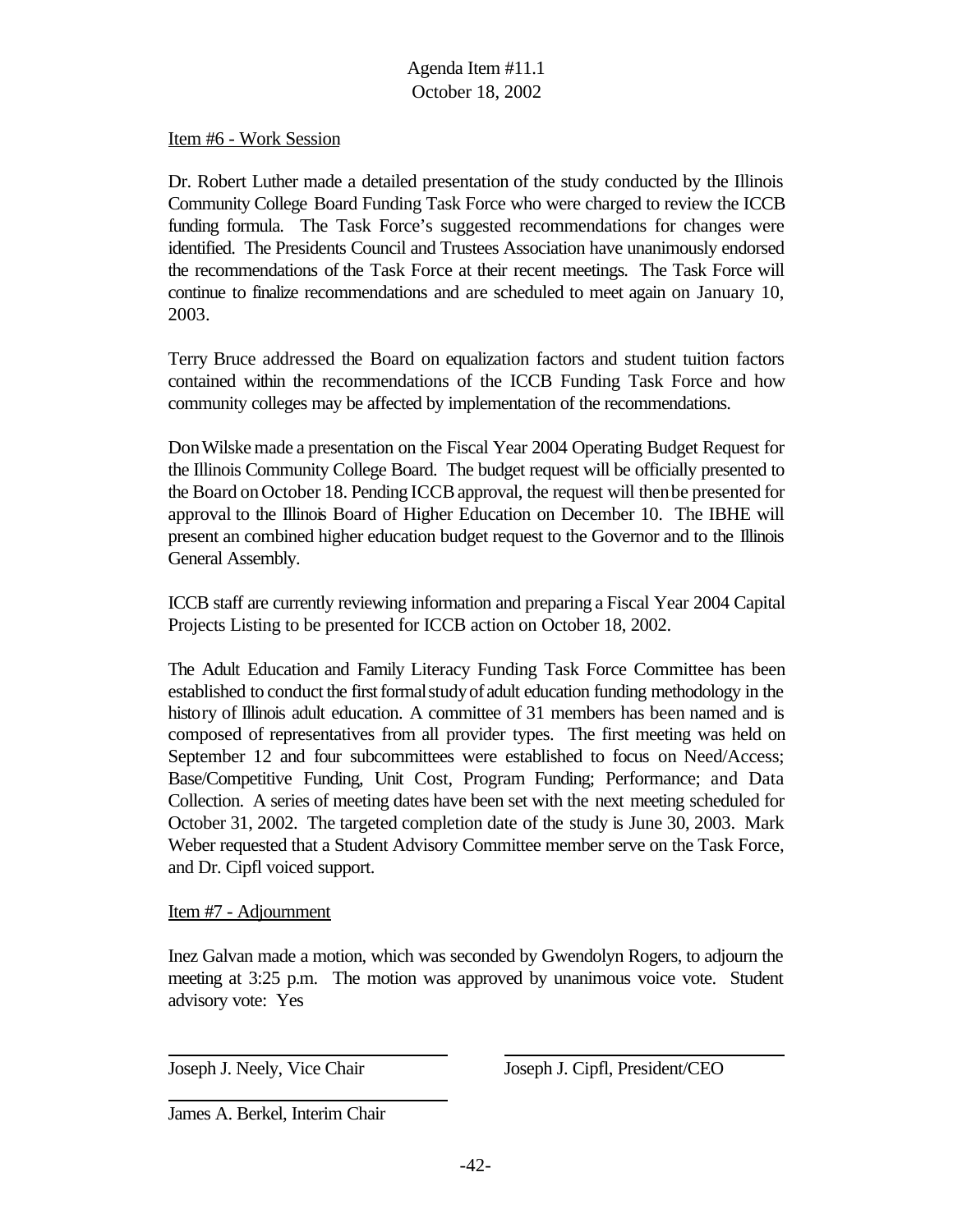Agenda Item #11.1
October 18, 2002

Item #6 - Work Session

Dr. Robert Luther made a detailed presentation of the study conducted by the Illinois Community College Board Funding Task Force who were charged to review the ICCB funding formula. The Task Force's suggested recommendations for changes were identified. The Presidents Council and Trustees Association have unanimously endorsed the recommendations of the Task Force at their recent meetings. The Task Force will continue to finalize recommendations and are scheduled to meet again on January 10, 2003.

Terry Bruce addressed the Board on equalization factors and student tuition factors contained within the recommendations of the ICCB Funding Task Force and how community colleges may be affected by implementation of the recommendations.

Don Wilske made a presentation on the Fiscal Year 2004 Operating Budget Request for the Illinois Community College Board. The budget request will be officially presented to the Board on October 18. Pending ICCB approval, the request will then be presented for approval to the Illinois Board of Higher Education on December 10. The IBHE will present an combined higher education budget request to the Governor and to the Illinois General Assembly.

ICCB staff are currently reviewing information and preparing a Fiscal Year 2004 Capital Projects Listing to be presented for ICCB action on October 18, 2002.

The Adult Education and Family Literacy Funding Task Force Committee has been established to conduct the first formal study of adult education funding methodology in the history of Illinois adult education. A committee of 31 members has been named and is composed of representatives from all provider types. The first meeting was held on September 12 and four subcommittees were established to focus on Need/Access; Base/Competitive Funding, Unit Cost, Program Funding; Performance; and Data Collection. A series of meeting dates have been set with the next meeting scheduled for October 31, 2002. The targeted completion date of the study is June 30, 2003. Mark Weber requested that a Student Advisory Committee member serve on the Task Force, and Dr. Cipfl voiced support.

Item #7 - Adjournment

Inez Galvan made a motion, which was seconded by Gwendolyn Rogers, to adjourn the meeting at 3:25 p.m. The motion was approved by unanimous voice vote. Student advisory vote: Yes

Joseph J. Neely, Vice Chair

Joseph J. Cipfl, President/CEO

James A. Berkel, Interim Chair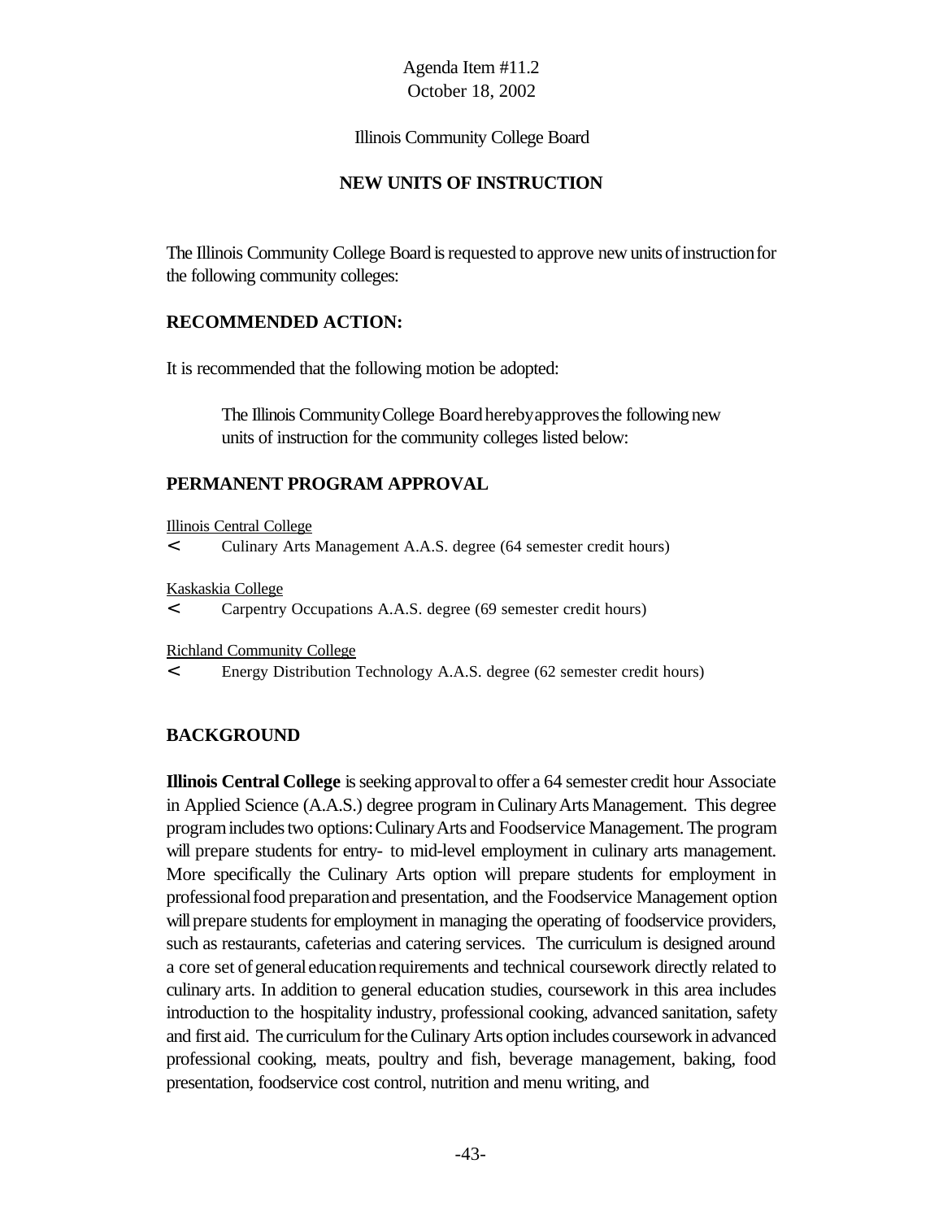Agenda Item #11.2
October 18, 2002

Illinois Community College Board

## NEW UNITS OF INSTRUCTION

The Illinois Community College Board is requested to approve new units of instruction for the following community colleges:

### RECOMMENDED ACTION:

It is recommended that the following motion be adopted:

> The Illinois Community College Board hereby approves the following new units of instruction for the community colleges listed below:

### PERMANENT PROGRAM APPROVAL

Illinois Central College

- Culinary Arts Management A.A.S. degree (64 semester credit hours)

Kaskaskia College

- Carpentry Occupations A.A.S. degree (69 semester credit hours)

Richland Community College

- Energy Distribution Technology A.A.S. degree (62 semester credit hours)

### BACKGROUND

**Illinois Central College** is seeking approval to offer a 64 semester credit hour Associate in Applied Science (A.A.S.) degree program in Culinary Arts Management. This degree program includes two options: Culinary Arts and Foodservice Management. The program will prepare students for entry- to mid-level employment in culinary arts management. More specifically the Culinary Arts option will prepare students for employment in professional food preparation and presentation, and the Foodservice Management option will prepare students for employment in managing the operating of foodservice providers, such as restaurants, cafeterias and catering services. The curriculum is designed around a core set of general education requirements and technical coursework directly related to culinary arts. In addition to general education studies, coursework in this area includes introduction to the hospitality industry, professional cooking, advanced sanitation, safety and first aid. The curriculum for the Culinary Arts option includes coursework in advanced professional cooking, meats, poultry and fish, beverage management, baking, food presentation, foodservice cost control, nutrition and menu writing, and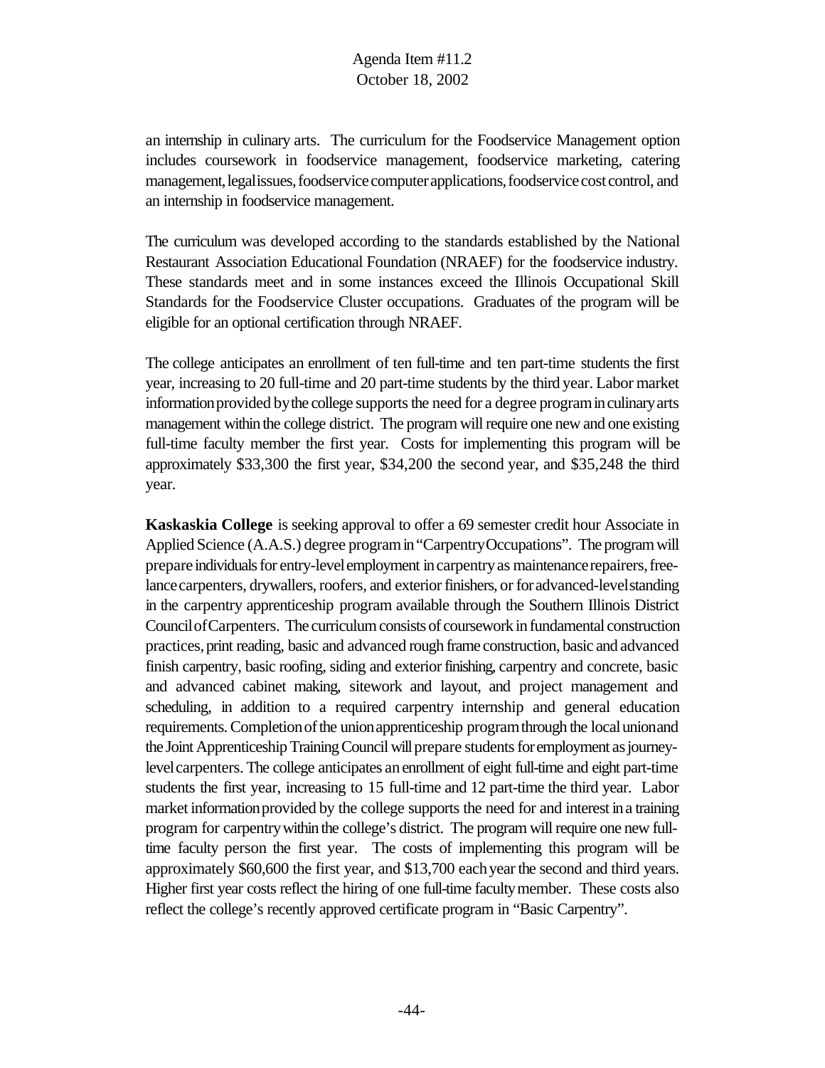an internship in culinary arts. The curriculum for the Foodservice Management option includes coursework in foodservice management, foodservice marketing, catering management, legal issues, foodservice computer applications, foodservice cost control, and an internship in foodservice management.

The curriculum was developed according to the standards established by the National Restaurant Association Educational Foundation (NRAEF) for the foodservice industry. These standards meet and in some instances exceed the Illinois Occupational Skill Standards for the Foodservice Cluster occupations. Graduates of the program will be eligible for an optional certification through NRAEF.

The college anticipates an enrollment of ten full-time and ten part-time students the first year, increasing to 20 full-time and 20 part-time students by the third year. Labor market information provided by the college supports the need for a degree program in culinary arts management within the college district. The program will require one new and one existing full-time faculty member the first year. Costs for implementing this program will be approximately \$33,300 the first year, \$34,200 the second year, and \$35,248 the third year.

**Kaskaskia College** is seeking approval to offer a 69 semester credit hour Associate in Applied Science (A.A.S.) degree program in "Carpentry Occupations". The program will prepare individuals for entry-level employment in carpentry as maintenance repairers, free-lance carpenters, drywallers, roofers, and exterior finishers, or for advanced-level standing in the carpentry apprenticeship program available through the Southern Illinois District Council of Carpenters. The curriculum consists of coursework in fundamental construction practices, print reading, basic and advanced rough frame construction, basic and advanced finish carpentry, basic roofing, siding and exterior finishing, carpentry and concrete, basic and advanced cabinet making, sitework and layout, and project management and scheduling, in addition to a required carpentry internship and general education requirements. Completion of the union apprenticeship program through the local union and the Joint Apprenticeship Training Council will prepare students for employment as journey-level carpenters. The college anticipates an enrollment of eight full-time and eight part-time students the first year, increasing to 15 full-time and 12 part-time the third year. Labor market information provided by the college supports the need for and interest in a training program for carpentry within the college's district. The program will require one new full-time faculty person the first year. The costs of implementing this program will be approximately \$60,600 the first year, and \$13,700 each year the second and third years. Higher first year costs reflect the hiring of one full-time faculty member. These costs also reflect the college's recently approved certificate program in "Basic Carpentry".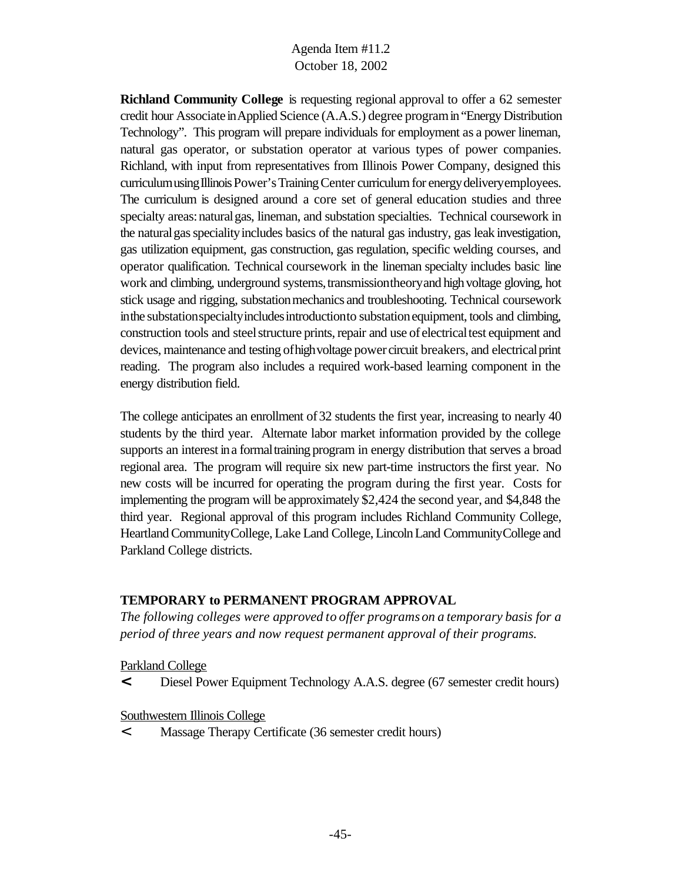**Richland Community College** is requesting regional approval to offer a 62 semester credit hour Associate in Applied Science (A.A.S.) degree program in "Energy Distribution Technology". This program will prepare individuals for employment as a power lineman, natural gas operator, or substation operator at various types of power companies. Richland, with input from representatives from Illinois Power Company, designed this curriculum using Illinois Power's Training Center curriculum for energy delivery employees. The curriculum is designed around a core set of general education studies and three specialty areas: natural gas, lineman, and substation specialties. Technical coursework in the natural gas speciality includes basics of the natural gas industry, gas leak investigation, gas utilization equipment, gas construction, gas regulation, specific welding courses, and operator qualification. Technical coursework in the lineman specialty includes basic line work and climbing, underground systems, transmission theory and high voltage gloving, hot stick usage and rigging, substation mechanics and troubleshooting. Technical coursework in the substation specialty includes introduction to substation equipment, tools and climbing, construction tools and steel structure prints, repair and use of electrical test equipment and devices, maintenance and testing of high voltage power circuit breakers, and electrical print reading. The program also includes a required work-based learning component in the energy distribution field.

The college anticipates an enrollment of 32 students the first year, increasing to nearly 40 students by the third year. Alternate labor market information provided by the college supports an interest in a formal training program in energy distribution that serves a broad regional area. The program will require six new part-time instructors the first year. No new costs will be incurred for operating the program during the first year. Costs for implementing the program will be approximately $2,424 the second year, and $4,848 the third year. Regional approval of this program includes Richland Community College, Heartland Community College, Lake Land College, Lincoln Land Community College and Parkland College districts.

## TEMPORARY to PERMANENT PROGRAM APPROVAL

*The following colleges were approved to offer programs on a temporary basis for a period of three years and now request permanent approval of their programs.*

Parkland College

- Diesel Power Equipment Technology A.A.S. degree (67 semester credit hours)

Southwestern Illinois College

- Massage Therapy Certificate (36 semester credit hours)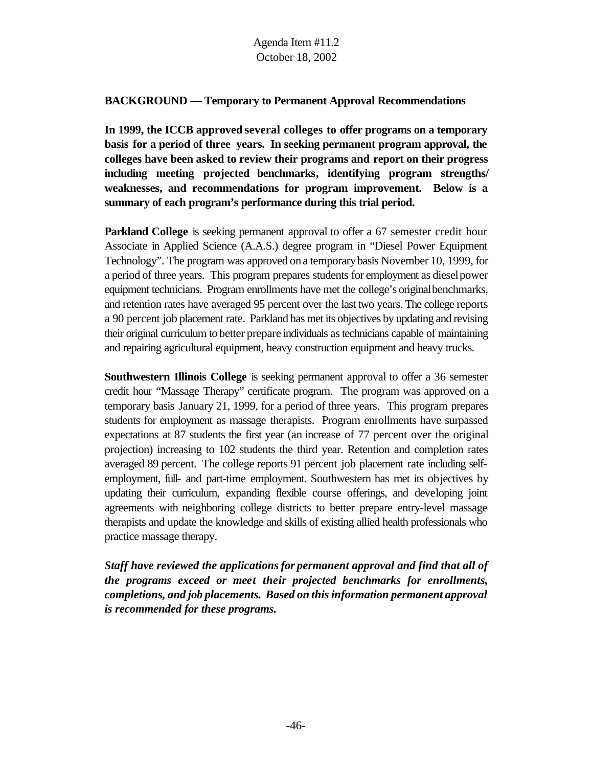Agenda Item #11.2
October 18, 2002

**BACKGROUND — Temporary to Permanent Approval Recommendations**

**In 1999, the ICCB approved several colleges to offer programs on a temporary basis for a period of three years. In seeking permanent program approval, the colleges have been asked to review their programs and report on their progress including meeting projected benchmarks, identifying program strengths/ weaknesses, and recommendations for program improvement. Below is a summary of each program's performance during this trial period.**

**Parkland College** is seeking permanent approval to offer a 67 semester credit hour Associate in Applied Science (A.A.S.) degree program in "Diesel Power Equipment Technology". The program was approved on a temporary basis November 10, 1999, for a period of three years. This program prepares students for employment as diesel power equipment technicians. Program enrollments have met the college's original benchmarks, and retention rates have averaged 95 percent over the last two years. The college reports a 90 percent job placement rate. Parkland has met its objectives by updating and revising their original curriculum to better prepare individuals as technicians capable of maintaining and repairing agricultural equipment, heavy construction equipment and heavy trucks.

**Southwestern Illinois College** is seeking permanent approval to offer a 36 semester credit hour "Massage Therapy" certificate program. The program was approved on a temporary basis January 21, 1999, for a period of three years. This program prepares students for employment as massage therapists. Program enrollments have surpassed expectations at 87 students the first year (an increase of 77 percent over the original projection) increasing to 102 students the third year. Retention and completion rates averaged 89 percent. The college reports 91 percent job placement rate including self-employment, full- and part-time employment. Southwestern has met its objectives by updating their curriculum, expanding flexible course offerings, and developing joint agreements with neighboring college districts to better prepare entry-level massage therapists and update the knowledge and skills of existing allied health professionals who practice massage therapy.

***Staff have reviewed the applications for permanent approval and find that all of the programs exceed or meet their projected benchmarks for enrollments, completions, and job placements. Based on this information permanent approval is recommended for these programs.***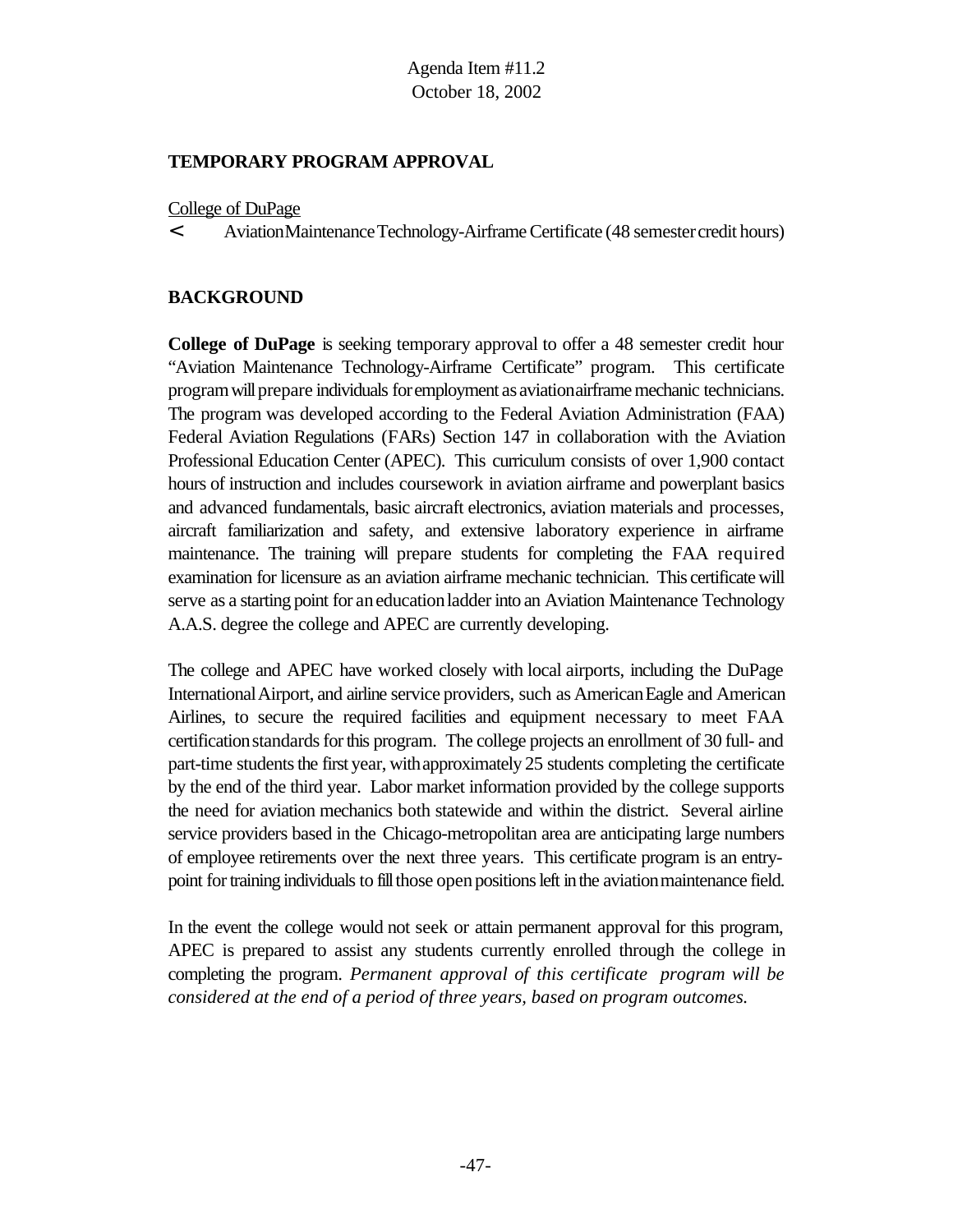Agenda Item #11.2
October 18, 2002

**TEMPORARY PROGRAM APPROVAL**

College of DuPage

- Aviation Maintenance Technology-Airframe Certificate (48 semester credit hours)

**BACKGROUND**

**College of DuPage** is seeking temporary approval to offer a 48 semester credit hour "Aviation Maintenance Technology-Airframe Certificate" program. This certificate program will prepare individuals for employment as aviation airframe mechanic technicians. The program was developed according to the Federal Aviation Administration (FAA) Federal Aviation Regulations (FARs) Section 147 in collaboration with the Aviation Professional Education Center (APEC). This curriculum consists of over 1,900 contact hours of instruction and includes coursework in aviation airframe and powerplant basics and advanced fundamentals, basic aircraft electronics, aviation materials and processes, aircraft familiarization and safety, and extensive laboratory experience in airframe maintenance. The training will prepare students for completing the FAA required examination for licensure as an aviation airframe mechanic technician. This certificate will serve as a starting point for an education ladder into an Aviation Maintenance Technology A.A.S. degree the college and APEC are currently developing.

The college and APEC have worked closely with local airports, including the DuPage International Airport, and airline service providers, such as American Eagle and American Airlines, to secure the required facilities and equipment necessary to meet FAA certification standards for this program. The college projects an enrollment of 30 full- and part-time students the first year, with approximately 25 students completing the certificate by the end of the third year. Labor market information provided by the college supports the need for aviation mechanics both statewide and within the district. Several airline service providers based in the Chicago-metropolitan area are anticipating large numbers of employee retirements over the next three years. This certificate program is an entry-point for training individuals to fill those open positions left in the aviation maintenance field.

In the event the college would not seek or attain permanent approval for this program, APEC is prepared to assist any students currently enrolled through the college in completing the program. *Permanent approval of this certificate program will be considered at the end of a period of three years, based on program outcomes.*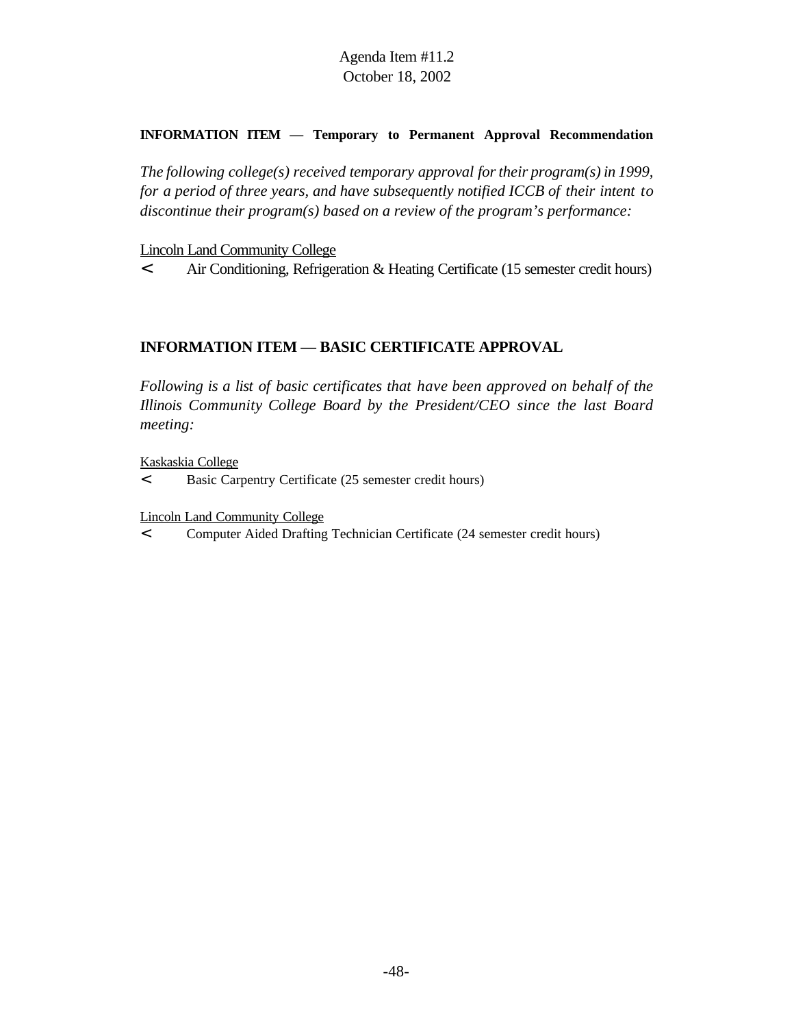Agenda Item #11.2
October 18, 2002

**INFORMATION ITEM — Temporary to Permanent Approval Recommendation**

*The following college(s) received temporary approval for their program(s) in 1999, for a period of three years, and have subsequently notified ICCB of their intent to discontinue their program(s) based on a review of the program's performance:*

Lincoln Land Community College

- Air Conditioning, Refrigeration & Heating Certificate (15 semester credit hours)

**INFORMATION ITEM — BASIC CERTIFICATE APPROVAL**

*Following is a list of basic certificates that have been approved on behalf of the Illinois Community College Board by the President/CEO since the last Board meeting:*

Kaskaskia College

- Basic Carpentry Certificate (25 semester credit hours)

Lincoln Land Community College

- Computer Aided Drafting Technician Certificate (24 semester credit hours)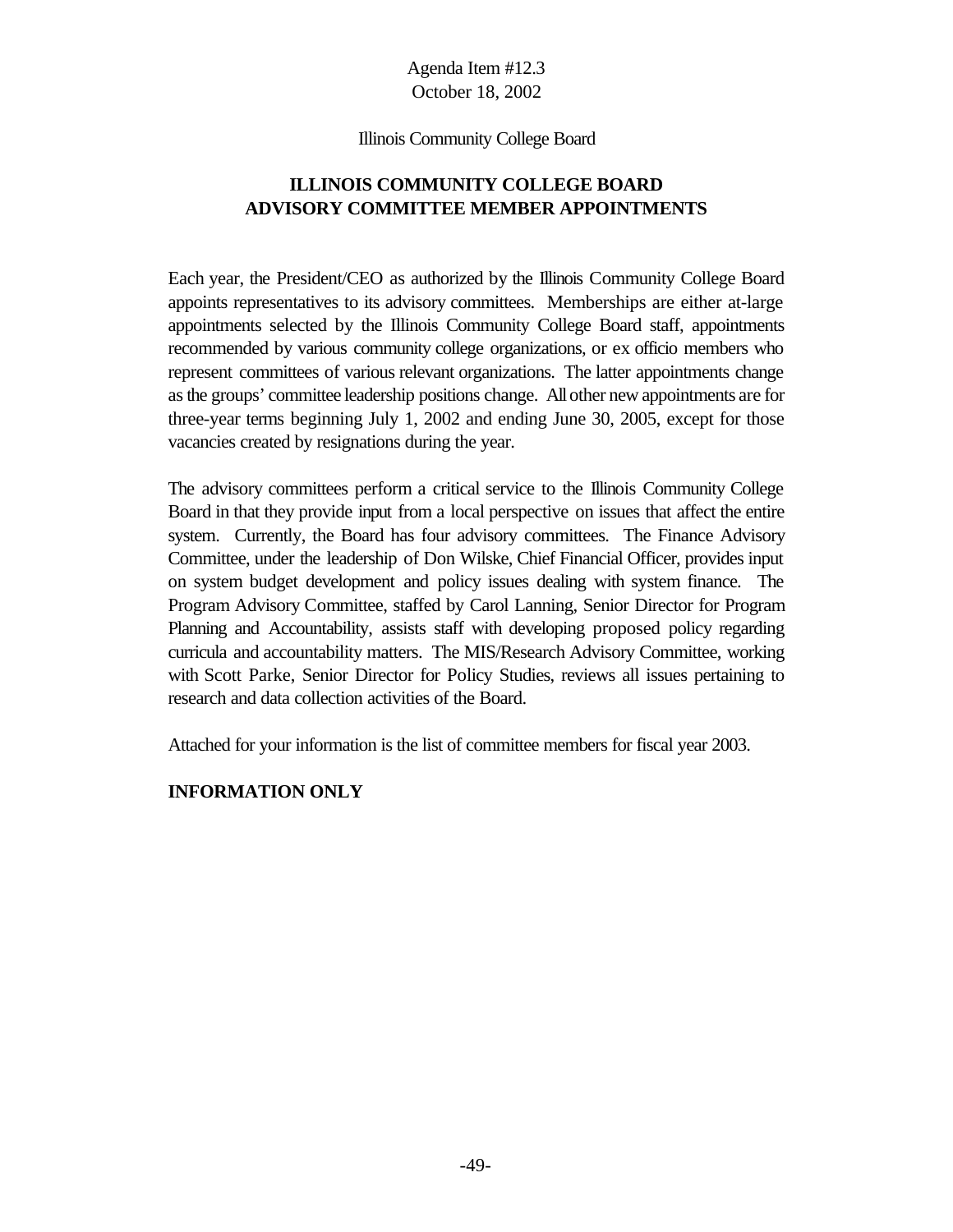Agenda Item #12.3
October 18, 2002

Illinois Community College Board

## ILLINOIS COMMUNITY COLLEGE BOARD
## ADVISORY COMMITTEE MEMBER APPOINTMENTS

Each year, the President/CEO as authorized by the Illinois Community College Board appoints representatives to its advisory committees. Memberships are either at-large appointments selected by the Illinois Community College Board staff, appointments recommended by various community college organizations, or ex officio members who represent committees of various relevant organizations. The latter appointments change as the groups' committee leadership positions change. All other new appointments are for three-year terms beginning July 1, 2002 and ending June 30, 2005, except for those vacancies created by resignations during the year.

The advisory committees perform a critical service to the Illinois Community College Board in that they provide input from a local perspective on issues that affect the entire system. Currently, the Board has four advisory committees. The Finance Advisory Committee, under the leadership of Don Wilske, Chief Financial Officer, provides input on system budget development and policy issues dealing with system finance. The Program Advisory Committee, staffed by Carol Lanning, Senior Director for Program Planning and Accountability, assists staff with developing proposed policy regarding curricula and accountability matters. The MIS/Research Advisory Committee, working with Scott Parke, Senior Director for Policy Studies, reviews all issues pertaining to research and data collection activities of the Board.

Attached for your information is the list of committee members for fiscal year 2003.

**INFORMATION ONLY**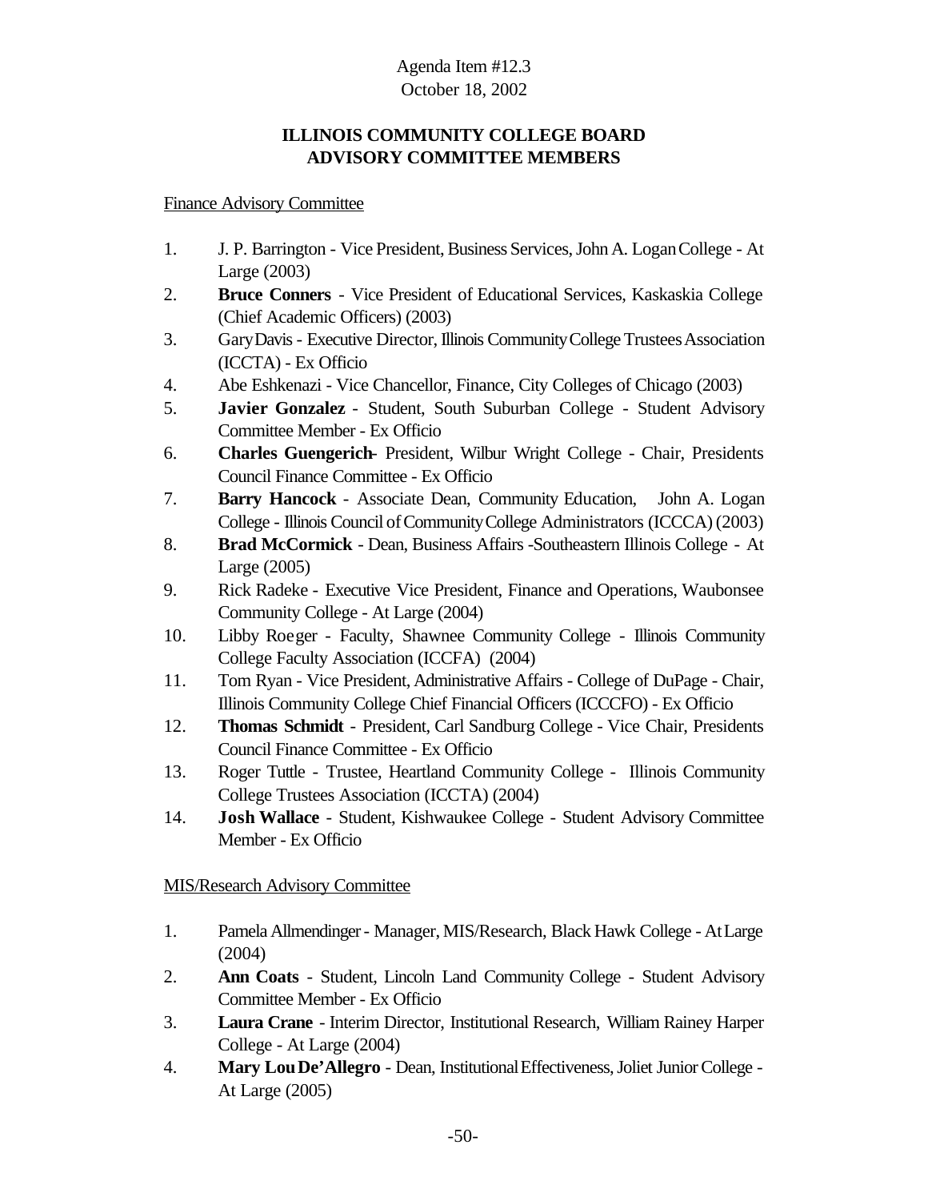Agenda Item #12.3
October 18, 2002

## ILLINOIS COMMUNITY COLLEGE BOARD
## ADVISORY COMMITTEE MEMBERS

Finance Advisory Committee

1. J. P. Barrington - Vice President, Business Services, John A. Logan College - At Large (2003)
2. **Bruce Conners** - Vice President of Educational Services, Kaskaskia College (Chief Academic Officers) (2003)
3. Gary Davis - Executive Director, Illinois Community College Trustees Association (ICCTA) - Ex Officio
4. Abe Eshkenazi - Vice Chancellor, Finance, City Colleges of Chicago (2003)
5. **Javier Gonzalez** - Student, South Suburban College - Student Advisory Committee Member - Ex Officio
6. **Charles Guengerich**- President, Wilbur Wright College - Chair, Presidents Council Finance Committee - Ex Officio
7. **Barry Hancock** - Associate Dean, Community Education, John A. Logan College - Illinois Council of Community College Administrators (ICCCA) (2003)
8. **Brad McCormick** - Dean, Business Affairs -Southeastern Illinois College - At Large (2005)
9. Rick Radeke - Executive Vice President, Finance and Operations, Waubonsee Community College - At Large (2004)
10. Libby Roeger - Faculty, Shawnee Community College - Illinois Community College Faculty Association (ICCFA) (2004)
11. Tom Ryan - Vice President, Administrative Affairs - College of DuPage - Chair, Illinois Community College Chief Financial Officers (ICCCFO) - Ex Officio
12. **Thomas Schmidt** - President, Carl Sandburg College - Vice Chair, Presidents Council Finance Committee - Ex Officio
13. Roger Tuttle - Trustee, Heartland Community College - Illinois Community College Trustees Association (ICCTA) (2004)
14. **Josh Wallace** - Student, Kishwaukee College - Student Advisory Committee Member - Ex Officio

MIS/Research Advisory Committee

1. Pamela Allmendinger - Manager, MIS/Research, Black Hawk College - At Large (2004)
2. **Ann Coats** - Student, Lincoln Land Community College - Student Advisory Committee Member - Ex Officio
3. **Laura Crane** - Interim Director, Institutional Research, William Rainey Harper College - At Large (2004)
4. **Mary Lou De'Allegro** - Dean, Institutional Effectiveness, Joliet Junior College - At Large (2005)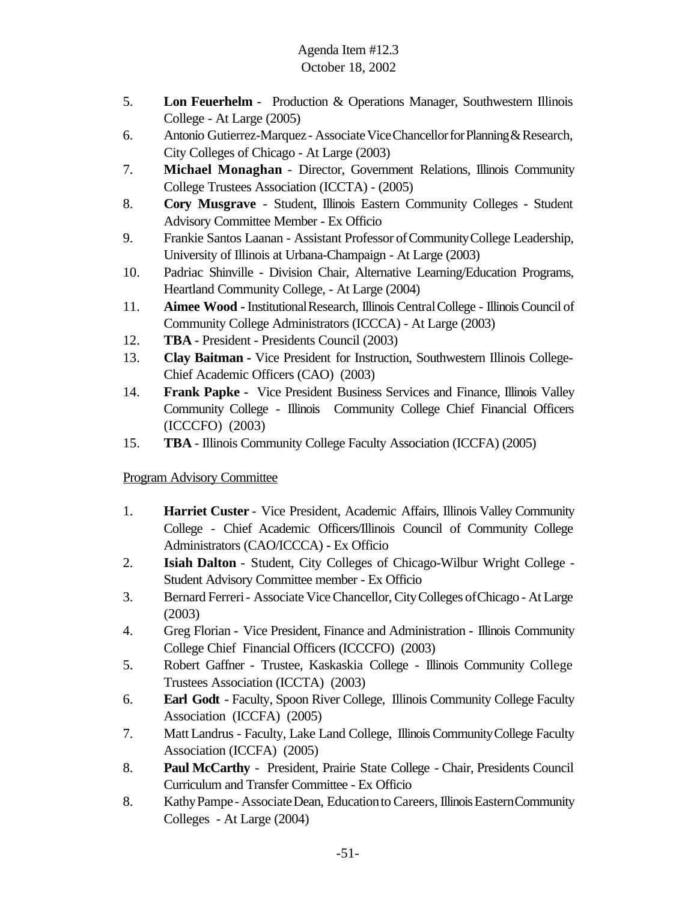Agenda Item #12.3
October 18, 2002

5. **Lon Feuerhelm** - Production & Operations Manager, Southwestern Illinois College - At Large (2005)
6. Antonio Gutierrez-Marquez - Associate Vice Chancellor for Planning & Research, City Colleges of Chicago - At Large (2003)
7. **Michael Monaghan** - Director, Government Relations, Illinois Community College Trustees Association (ICCTA) - (2005)
8. **Cory Musgrave** - Student, Illinois Eastern Community Colleges - Student Advisory Committee Member - Ex Officio
9. Frankie Santos Laanan - Assistant Professor of Community College Leadership, University of Illinois at Urbana-Champaign - At Large (2003)
10. Padriac Shinville - Division Chair, Alternative Learning/Education Programs, Heartland Community College, - At Large (2004)
11. **Aimee Wood** - Institutional Research, Illinois Central College - Illinois Council of Community College Administrators (ICCCA) - At Large (2003)
12. **TBA** - President - Presidents Council (2003)
13. **Clay Baitman** - Vice President for Instruction, Southwestern Illinois College-Chief Academic Officers (CAO) (2003)
14. **Frank Papke** - Vice President Business Services and Finance, Illinois Valley Community College - Illinois Community College Chief Financial Officers (ICCCFO) (2003)
15. **TBA** - Illinois Community College Faculty Association (ICCFA) (2005)

<u>Program Advisory Committee</u>

1. **Harriet Custer** - Vice President, Academic Affairs, Illinois Valley Community College - Chief Academic Officers/Illinois Council of Community College Administrators (CAO/ICCCA) - Ex Officio
2. **Isiah Dalton** - Student, City Colleges of Chicago-Wilbur Wright College - Student Advisory Committee member - Ex Officio
3. Bernard Ferreri - Associate Vice Chancellor, City Colleges of Chicago - At Large (2003)
4. Greg Florian - Vice President, Finance and Administration - Illinois Community College Chief Financial Officers (ICCCFO) (2003)
5. Robert Gaffner - Trustee, Kaskaskia College - Illinois Community College Trustees Association (ICCTA) (2003)
6. **Earl Godt** - Faculty, Spoon River College, Illinois Community College Faculty Association (ICCFA) (2005)
7. Matt Landrus - Faculty, Lake Land College, Illinois Community College Faculty Association (ICCFA) (2005)
8. **Paul McCarthy** - President, Prairie State College - Chair, Presidents Council Curriculum and Transfer Committee - Ex Officio
8. Kathy Pampe - Associate Dean, Education to Careers, Illinois Eastern Community Colleges - At Large (2004)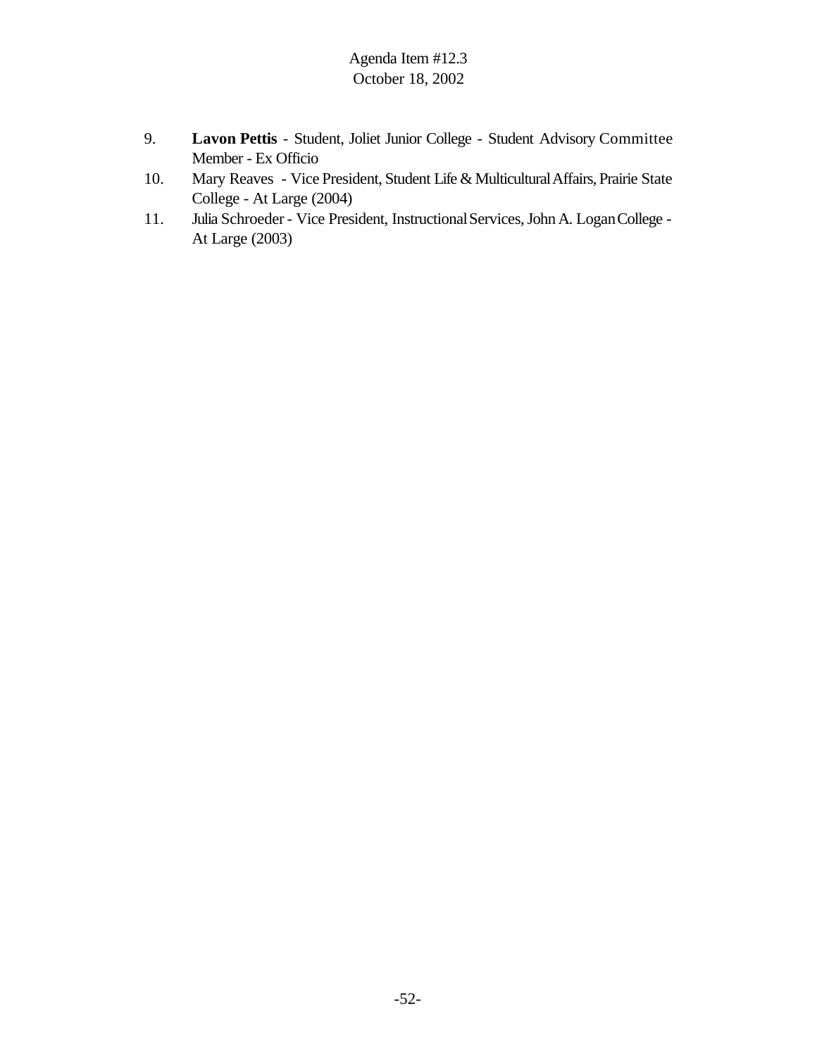9. **Lavon Pettis** - Student, Joliet Junior College - Student Advisory Committee Member - Ex Officio
10. Mary Reaves - Vice President, Student Life & Multicultural Affairs, Prairie State College - At Large (2004)
11. Julia Schroeder - Vice President, Instructional Services, John A. Logan College - At Large (2003)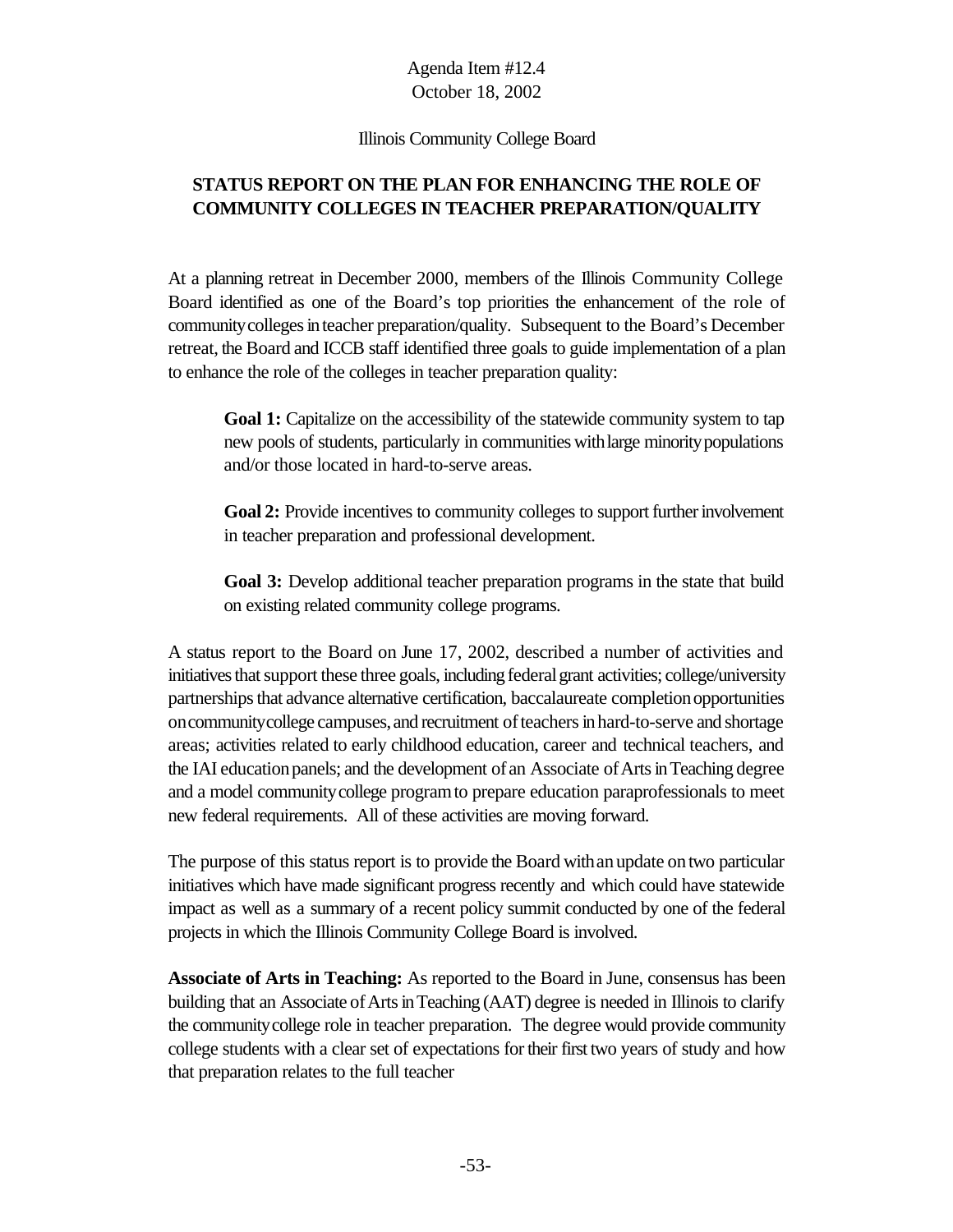Agenda Item #12.4
October 18, 2002

Illinois Community College Board

## STATUS REPORT ON THE PLAN FOR ENHANCING THE ROLE OF COMMUNITY COLLEGES IN TEACHER PREPARATION/QUALITY

At a planning retreat in December 2000, members of the Illinois Community College Board identified as one of the Board's top priorities the enhancement of the role of community colleges in teacher preparation/quality. Subsequent to the Board's December retreat, the Board and ICCB staff identified three goals to guide implementation of a plan to enhance the role of the colleges in teacher preparation quality:

> **Goal 1:** Capitalize on the accessibility of the statewide community system to tap new pools of students, particularly in communities with large minority populations and/or those located in hard-to-serve areas.
>
> **Goal 2:** Provide incentives to community colleges to support further involvement in teacher preparation and professional development.
>
> **Goal 3:** Develop additional teacher preparation programs in the state that build on existing related community college programs.

A status report to the Board on June 17, 2002, described a number of activities and initiatives that support these three goals, including federal grant activities; college/university partnerships that advance alternative certification, baccalaureate completion opportunities on community college campuses, and recruitment of teachers in hard-to-serve and shortage areas; activities related to early childhood education, career and technical teachers, and the IAI education panels; and the development of an Associate of Arts in Teaching degree and a model community college program to prepare education paraprofessionals to meet new federal requirements. All of these activities are moving forward.

The purpose of this status report is to provide the Board with an update on two particular initiatives which have made significant progress recently and which could have statewide impact as well as a summary of a recent policy summit conducted by one of the federal projects in which the Illinois Community College Board is involved.

**Associate of Arts in Teaching:** As reported to the Board in June, consensus has been building that an Associate of Arts in Teaching (AAT) degree is needed in Illinois to clarify the community college role in teacher preparation. The degree would provide community college students with a clear set of expectations for their first two years of study and how that preparation relates to the full teacher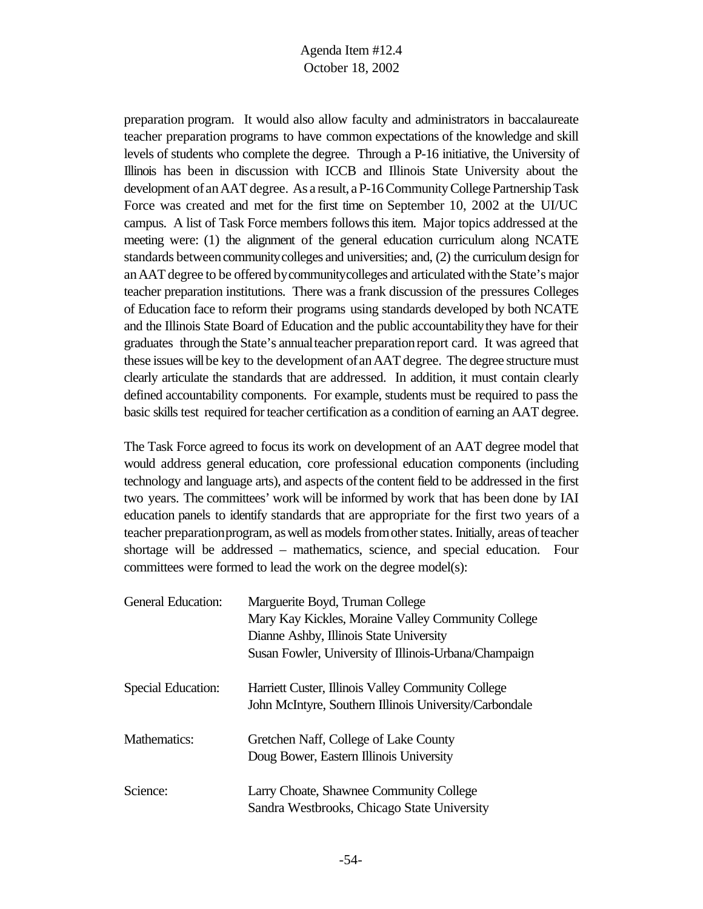preparation program. It would also allow faculty and administrators in baccalaureate teacher preparation programs to have common expectations of the knowledge and skill levels of students who complete the degree. Through a P-16 initiative, the University of Illinois has been in discussion with ICCB and Illinois State University about the development of an AAT degree. As a result, a P-16 Community College Partnership Task Force was created and met for the first time on September 10, 2002 at the UI/UC campus. A list of Task Force members follows this item. Major topics addressed at the meeting were: (1) the alignment of the general education curriculum along NCATE standards between community colleges and universities; and, (2) the curriculum design for an AAT degree to be offered by community colleges and articulated with the State's major teacher preparation institutions. There was a frank discussion of the pressures Colleges of Education face to reform their programs using standards developed by both NCATE and the Illinois State Board of Education and the public accountability they have for their graduates through the State's annual teacher preparation report card. It was agreed that these issues will be key to the development of an AAT degree. The degree structure must clearly articulate the standards that are addressed. In addition, it must contain clearly defined accountability components. For example, students must be required to pass the basic skills test required for teacher certification as a condition of earning an AAT degree.

The Task Force agreed to focus its work on development of an AAT degree model that would address general education, core professional education components (including technology and language arts), and aspects of the content field to be addressed in the first two years. The committees' work will be informed by work that has been done by IAI education panels to identify standards that are appropriate for the first two years of a teacher preparation program, as well as models from other states. Initially, areas of teacher shortage will be addressed – mathematics, science, and special education. Four committees were formed to lead the work on the degree model(s):

General Education:
- Marguerite Boyd, Truman College
- Mary Kay Kickles, Moraine Valley Community College
- Dianne Ashby, Illinois State University
- Susan Fowler, University of Illinois-Urbana/Champaign

Special Education:
- Harriett Custer, Illinois Valley Community College
- John McIntyre, Southern Illinois University/Carbondale

Mathematics:
- Gretchen Naff, College of Lake County
- Doug Bower, Eastern Illinois University

Science:
- Larry Choate, Shawnee Community College
- Sandra Westbrooks, Chicago State University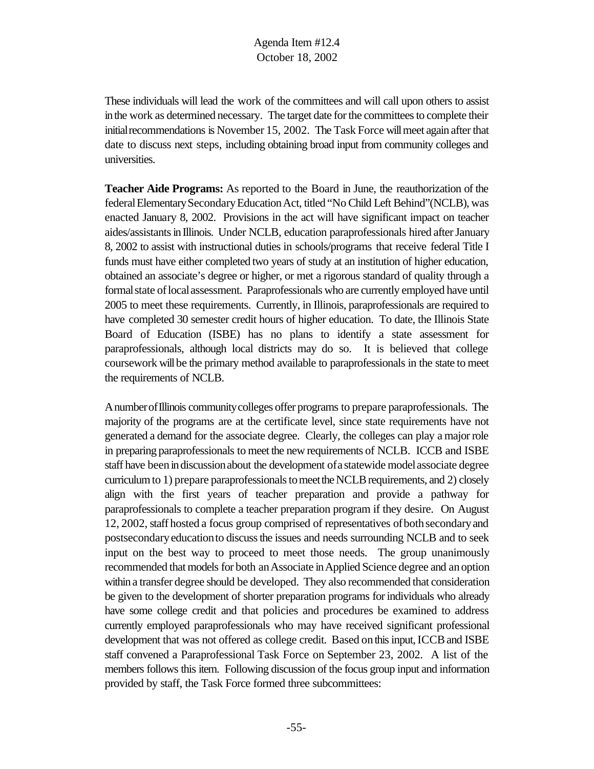These individuals will lead the work of the committees and will call upon others to assist in the work as determined necessary. The target date for the committees to complete their initial recommendations is November 15, 2002. The Task Force will meet again after that date to discuss next steps, including obtaining broad input from community colleges and universities.

**Teacher Aide Programs:** As reported to the Board in June, the reauthorization of the federal Elementary Secondary Education Act, titled "No Child Left Behind"(NCLB), was enacted January 8, 2002. Provisions in the act will have significant impact on teacher aides/assistants in Illinois. Under NCLB, education paraprofessionals hired after January 8, 2002 to assist with instructional duties in schools/programs that receive federal Title I funds must have either completed two years of study at an institution of higher education, obtained an associate's degree or higher, or met a rigorous standard of quality through a formal state of local assessment. Paraprofessionals who are currently employed have until 2005 to meet these requirements. Currently, in Illinois, paraprofessionals are required to have completed 30 semester credit hours of higher education. To date, the Illinois State Board of Education (ISBE) has no plans to identify a state assessment for paraprofessionals, although local districts may do so. It is believed that college coursework will be the primary method available to paraprofessionals in the state to meet the requirements of NCLB.

A number of Illinois community colleges offer programs to prepare paraprofessionals. The majority of the programs are at the certificate level, since state requirements have not generated a demand for the associate degree. Clearly, the colleges can play a major role in preparing paraprofessionals to meet the new requirements of NCLB. ICCB and ISBE staff have been in discussion about the development of a statewide model associate degree curriculum to 1) prepare paraprofessionals to meet the NCLB requirements, and 2) closely align with the first years of teacher preparation and provide a pathway for paraprofessionals to complete a teacher preparation program if they desire. On August 12, 2002, staff hosted a focus group comprised of representatives of both secondary and postsecondary education to discuss the issues and needs surrounding NCLB and to seek input on the best way to proceed to meet those needs. The group unanimously recommended that models for both an Associate in Applied Science degree and an option within a transfer degree should be developed. They also recommended that consideration be given to the development of shorter preparation programs for individuals who already have some college credit and that policies and procedures be examined to address currently employed paraprofessionals who may have received significant professional development that was not offered as college credit. Based on this input, ICCB and ISBE staff convened a Paraprofessional Task Force on September 23, 2002. A list of the members follows this item. Following discussion of the focus group input and information provided by staff, the Task Force formed three subcommittees: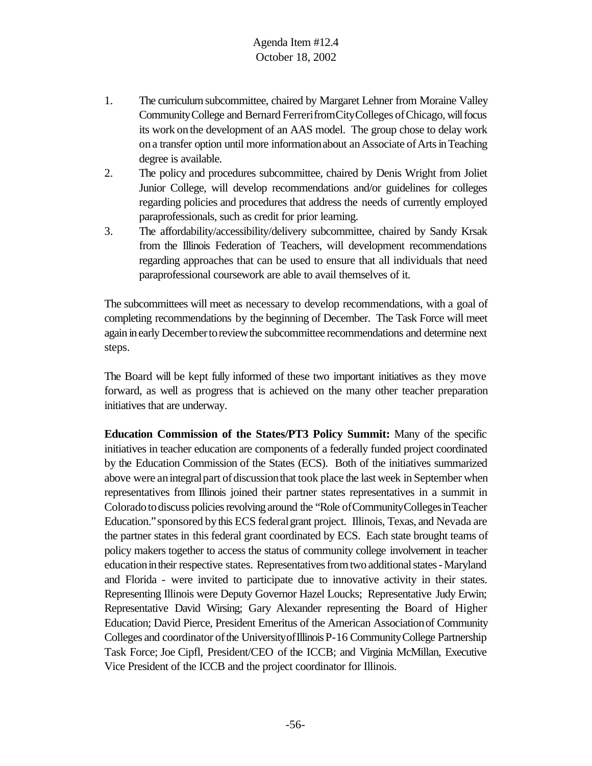1. The curriculum subcommittee, chaired by Margaret Lehner from Moraine Valley Community College and Bernard Ferreri from City Colleges of Chicago, will focus its work on the development of an AAS model. The group chose to delay work on a transfer option until more information about an Associate of Arts in Teaching degree is available.
2. The policy and procedures subcommittee, chaired by Denis Wright from Joliet Junior College, will develop recommendations and/or guidelines for colleges regarding policies and procedures that address the needs of currently employed paraprofessionals, such as credit for prior learning.
3. The affordability/accessibility/delivery subcommittee, chaired by Sandy Krsak from the Illinois Federation of Teachers, will development recommendations regarding approaches that can be used to ensure that all individuals that need paraprofessional coursework are able to avail themselves of it.

The subcommittees will meet as necessary to develop recommendations, with a goal of completing recommendations by the beginning of December. The Task Force will meet again in early December to review the subcommittee recommendations and determine next steps.

The Board will be kept fully informed of these two important initiatives as they move forward, as well as progress that is achieved on the many other teacher preparation initiatives that are underway.

**Education Commission of the States/PT3 Policy Summit:** Many of the specific initiatives in teacher education are components of a federally funded project coordinated by the Education Commission of the States (ECS). Both of the initiatives summarized above were an integral part of discussion that took place the last week in September when representatives from Illinois joined their partner states representatives in a summit in Colorado to discuss policies revolving around the "Role of Community Colleges in Teacher Education." sponsored by this ECS federal grant project. Illinois, Texas, and Nevada are the partner states in this federal grant coordinated by ECS. Each state brought teams of policy makers together to access the status of community college involvement in teacher education in their respective states. Representatives from two additional states - Maryland and Florida - were invited to participate due to innovative activity in their states. Representing Illinois were Deputy Governor Hazel Loucks; Representative Judy Erwin; Representative David Wirsing; Gary Alexander representing the Board of Higher Education; David Pierce, President Emeritus of the American Association of Community Colleges and coordinator of the University of Illinois P-16 Community College Partnership Task Force; Joe Cipfl, President/CEO of the ICCB; and Virginia McMillan, Executive Vice President of the ICCB and the project coordinator for Illinois.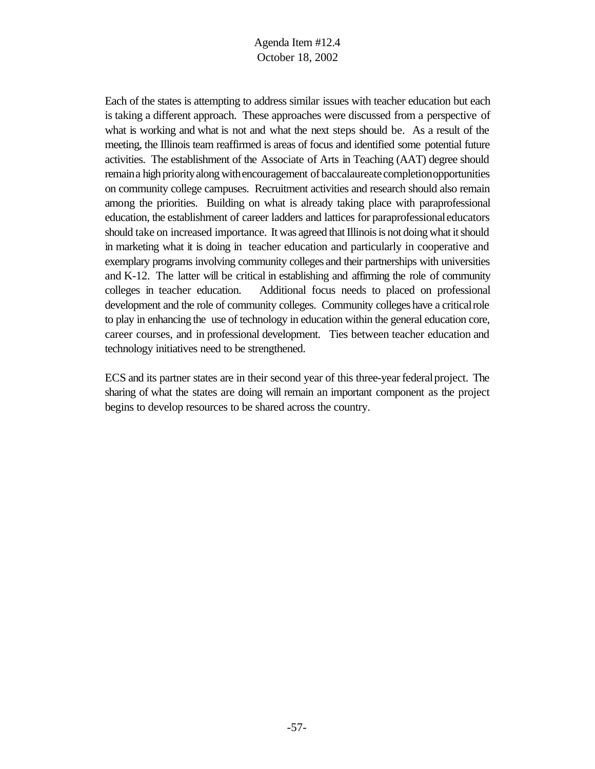Each of the states is attempting to address similar issues with teacher education but each is taking a different approach. These approaches were discussed from a perspective of what is working and what is not and what the next steps should be. As a result of the meeting, the Illinois team reaffirmed is areas of focus and identified some potential future activities. The establishment of the Associate of Arts in Teaching (AAT) degree should remain a high priority along with encouragement of baccalaureate completion opportunities on community college campuses. Recruitment activities and research should also remain among the priorities. Building on what is already taking place with paraprofessional education, the establishment of career ladders and lattices for paraprofessional educators should take on increased importance. It was agreed that Illinois is not doing what it should in marketing what it is doing in teacher education and particularly in cooperative and exemplary programs involving community colleges and their partnerships with universities and K-12. The latter will be critical in establishing and affirming the role of community colleges in teacher education. Additional focus needs to placed on professional development and the role of community colleges. Community colleges have a critical role to play in enhancing the use of technology in education within the general education core, career courses, and in professional development. Ties between teacher education and technology initiatives need to be strengthened.

ECS and its partner states are in their second year of this three-year federal project. The sharing of what the states are doing will remain an important component as the project begins to develop resources to be shared across the country.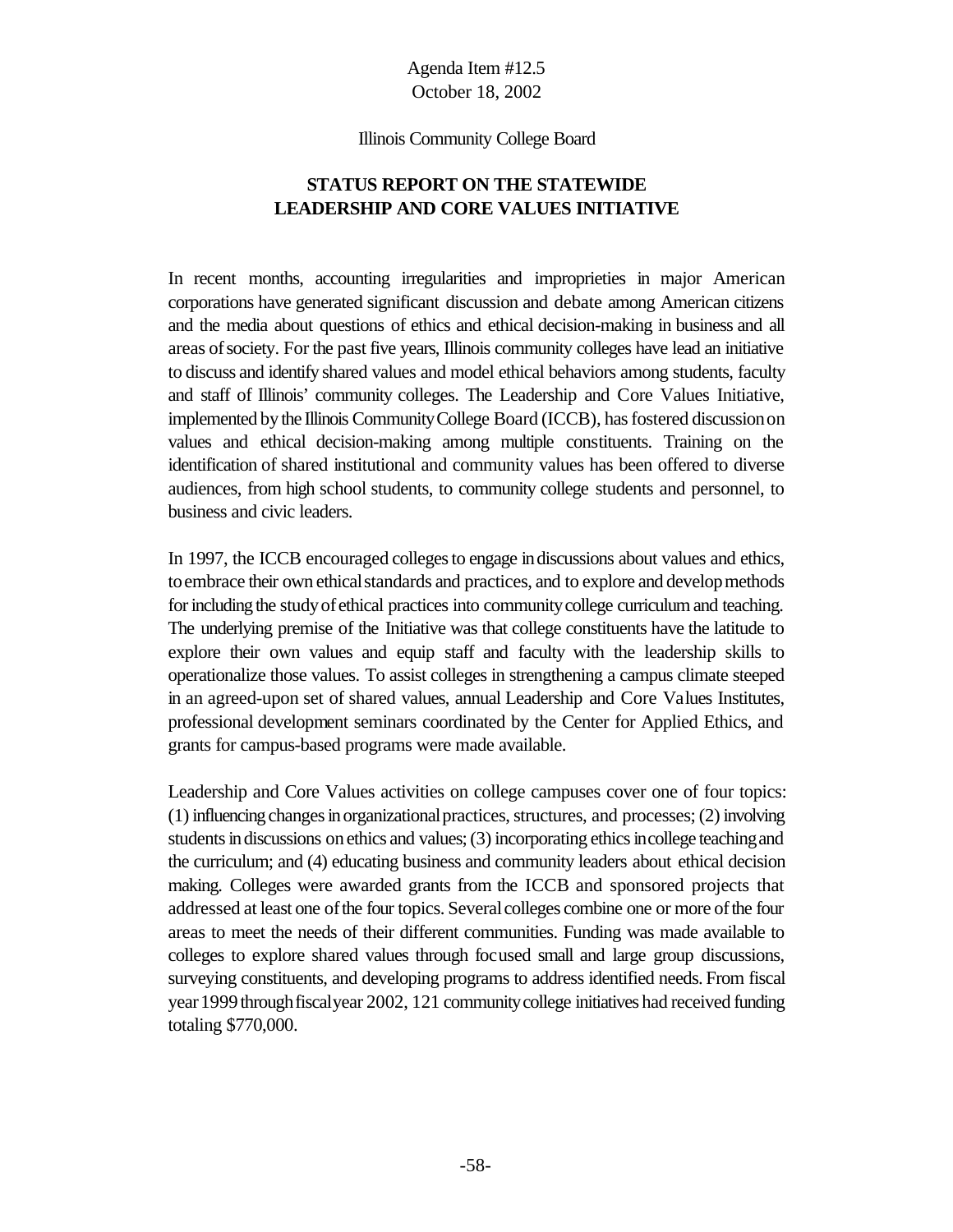Agenda Item #12.5
October 18, 2002

Illinois Community College Board

**STATUS REPORT ON THE STATEWIDE LEADERSHIP AND CORE VALUES INITIATIVE**

In recent months, accounting irregularities and improprieties in major American corporations have generated significant discussion and debate among American citizens and the media about questions of ethics and ethical decision-making in business and all areas of society. For the past five years, Illinois community colleges have lead an initiative to discuss and identify shared values and model ethical behaviors among students, faculty and staff of Illinois' community colleges. The Leadership and Core Values Initiative, implemented by the Illinois Community College Board (ICCB), has fostered discussion on values and ethical decision-making among multiple constituents. Training on the identification of shared institutional and community values has been offered to diverse audiences, from high school students, to community college students and personnel, to business and civic leaders.

In 1997, the ICCB encouraged colleges to engage in discussions about values and ethics, to embrace their own ethical standards and practices, and to explore and develop methods for including the study of ethical practices into community college curriculum and teaching. The underlying premise of the Initiative was that college constituents have the latitude to explore their own values and equip staff and faculty with the leadership skills to operationalize those values. To assist colleges in strengthening a campus climate steeped in an agreed-upon set of shared values, annual Leadership and Core Values Institutes, professional development seminars coordinated by the Center for Applied Ethics, and grants for campus-based programs were made available.

Leadership and Core Values activities on college campuses cover one of four topics: (1) influencing changes in organizational practices, structures, and processes; (2) involving students in discussions on ethics and values; (3) incorporating ethics in college teaching and the curriculum; and (4) educating business and community leaders about ethical decision making. Colleges were awarded grants from the ICCB and sponsored projects that addressed at least one of the four topics. Several colleges combine one or more of the four areas to meet the needs of their different communities. Funding was made available to colleges to explore shared values through focused small and large group discussions, surveying constituents, and developing programs to address identified needs. From fiscal year 1999 through fiscal year 2002, 121 community college initiatives had received funding totaling $770,000.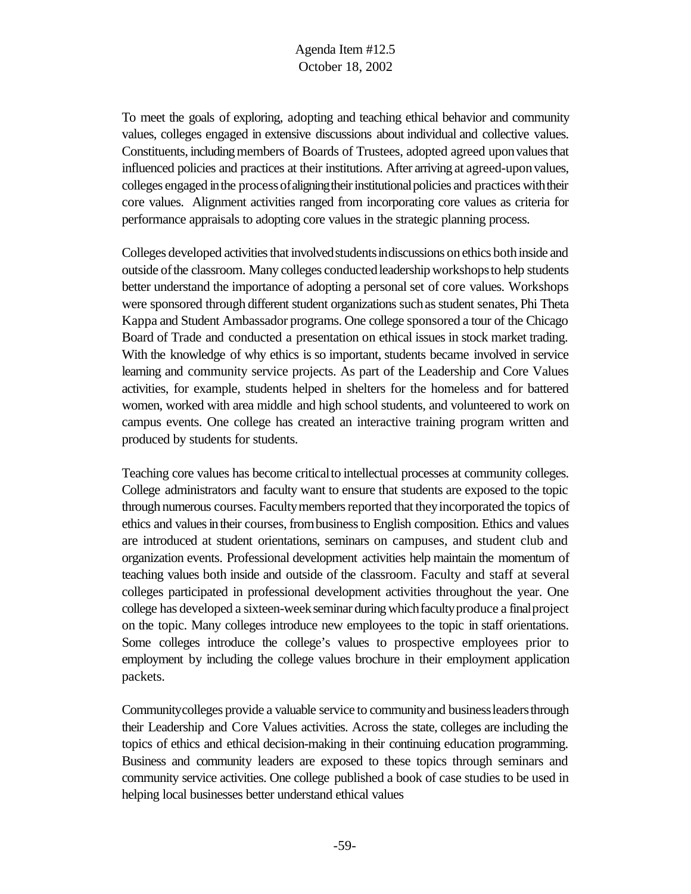To meet the goals of exploring, adopting and teaching ethical behavior and community values, colleges engaged in extensive discussions about individual and collective values. Constituents, including members of Boards of Trustees, adopted agreed upon values that influenced policies and practices at their institutions. After arriving at agreed-upon values, colleges engaged in the process of aligning their institutional policies and practices with their core values. Alignment activities ranged from incorporating core values as criteria for performance appraisals to adopting core values in the strategic planning process.

Colleges developed activities that involved students in discussions on ethics both inside and outside of the classroom. Many colleges conducted leadership workshops to help students better understand the importance of adopting a personal set of core values. Workshops were sponsored through different student organizations such as student senates, Phi Theta Kappa and Student Ambassador programs. One college sponsored a tour of the Chicago Board of Trade and conducted a presentation on ethical issues in stock market trading. With the knowledge of why ethics is so important, students became involved in service learning and community service projects. As part of the Leadership and Core Values activities, for example, students helped in shelters for the homeless and for battered women, worked with area middle and high school students, and volunteered to work on campus events. One college has created an interactive training program written and produced by students for students.

Teaching core values has become critical to intellectual processes at community colleges. College administrators and faculty want to ensure that students are exposed to the topic through numerous courses. Faculty members reported that they incorporated the topics of ethics and values in their courses, from business to English composition. Ethics and values are introduced at student orientations, seminars on campuses, and student club and organization events. Professional development activities help maintain the momentum of teaching values both inside and outside of the classroom. Faculty and staff at several colleges participated in professional development activities throughout the year. One college has developed a sixteen-week seminar during which faculty produce a final project on the topic. Many colleges introduce new employees to the topic in staff orientations. Some colleges introduce the college's values to prospective employees prior to employment by including the college values brochure in their employment application packets.

Community colleges provide a valuable service to community and business leaders through their Leadership and Core Values activities. Across the state, colleges are including the topics of ethics and ethical decision-making in their continuing education programming. Business and community leaders are exposed to these topics through seminars and community service activities. One college published a book of case studies to be used in helping local businesses better understand ethical values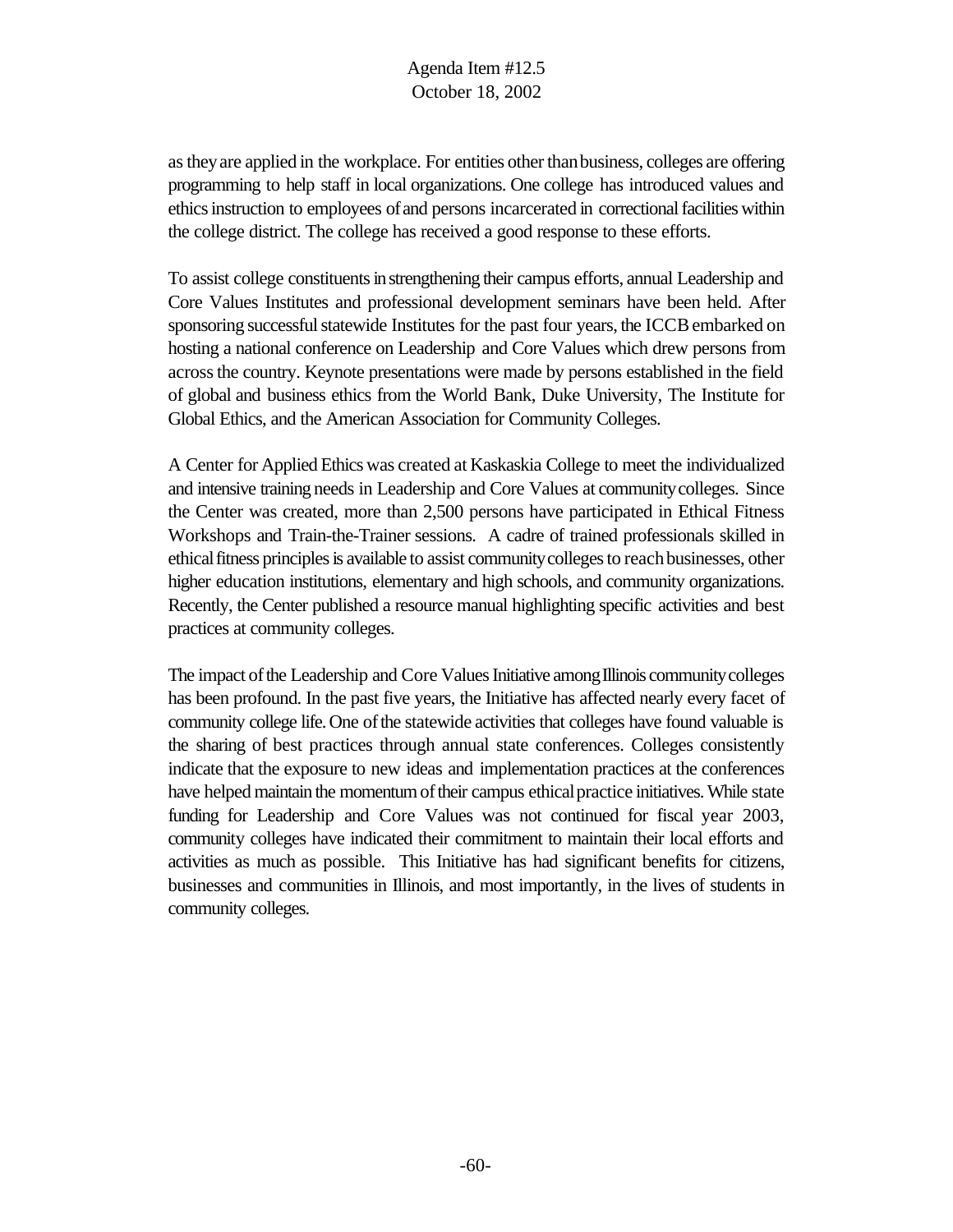as they are applied in the workplace. For entities other than business, colleges are offering programming to help staff in local organizations. One college has introduced values and ethics instruction to employees of and persons incarcerated in correctional facilities within the college district. The college has received a good response to these efforts.

To assist college constituents in strengthening their campus efforts, annual Leadership and Core Values Institutes and professional development seminars have been held. After sponsoring successful statewide Institutes for the past four years, the ICCB embarked on hosting a national conference on Leadership and Core Values which drew persons from across the country. Keynote presentations were made by persons established in the field of global and business ethics from the World Bank, Duke University, The Institute for Global Ethics, and the American Association for Community Colleges.

A Center for Applied Ethics was created at Kaskaskia College to meet the individualized and intensive training needs in Leadership and Core Values at community colleges. Since the Center was created, more than 2,500 persons have participated in Ethical Fitness Workshops and Train-the-Trainer sessions. A cadre of trained professionals skilled in ethical fitness principles is available to assist community colleges to reach businesses, other higher education institutions, elementary and high schools, and community organizations. Recently, the Center published a resource manual highlighting specific activities and best practices at community colleges.

The impact of the Leadership and Core Values Initiative among Illinois community colleges has been profound. In the past five years, the Initiative has affected nearly every facet of community college life. One of the statewide activities that colleges have found valuable is the sharing of best practices through annual state conferences. Colleges consistently indicate that the exposure to new ideas and implementation practices at the conferences have helped maintain the momentum of their campus ethical practice initiatives. While state funding for Leadership and Core Values was not continued for fiscal year 2003, community colleges have indicated their commitment to maintain their local efforts and activities as much as possible. This Initiative has had significant benefits for citizens, businesses and communities in Illinois, and most importantly, in the lives of students in community colleges.